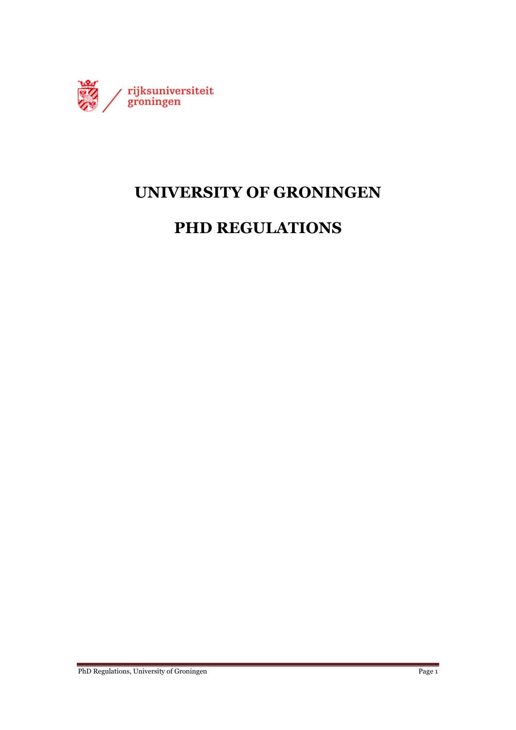# UNIVERSITY OF GRONINGEN

# PHD REGULATIONS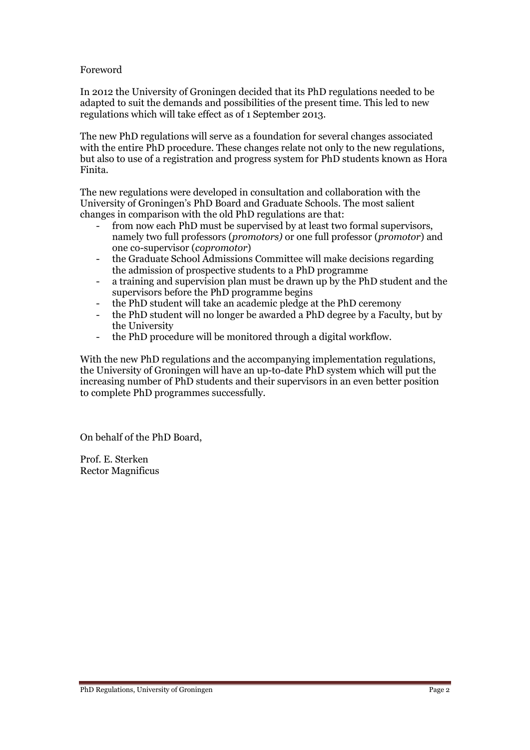# Foreword

In 2012 the University of Groningen decided that its PhD regulations needed to be adapted to suit the demands and possibilities of the present time. This led to new regulations which will take effect as of 1 September 2013.

The new PhD regulations will serve as a foundation for several changes associated with the entire PhD procedure. These changes relate not only to the new regulations, but also to use of a registration and progress system for PhD students known as Hora Finita.

The new regulations were developed in consultation and collaboration with the University of Groningen's PhD Board and Graduate Schools. The most salient changes in comparison with the old PhD regulations are that:

- from now each PhD must be supervised by at least two formal supervisors, namely two full professors (*promotors)* or one full professor (*promotor*) and one co-supervisor (*copromotor*)
- the Graduate School Admissions Committee will make decisions regarding the admission of prospective students to a PhD programme
- a training and supervision plan must be drawn up by the PhD student and the supervisors before the PhD programme begins
- the PhD student will take an academic pledge at the PhD ceremony
- the PhD student will no longer be awarded a PhD degree by a Faculty, but by the University
- the PhD procedure will be monitored through a digital workflow.

With the new PhD regulations and the accompanying implementation regulations, the University of Groningen will have an up-to-date PhD system which will put the increasing number of PhD students and their supervisors in an even better position to complete PhD programmes successfully.

On behalf of the PhD Board,

Prof. E. Sterken  
Rector Magnificus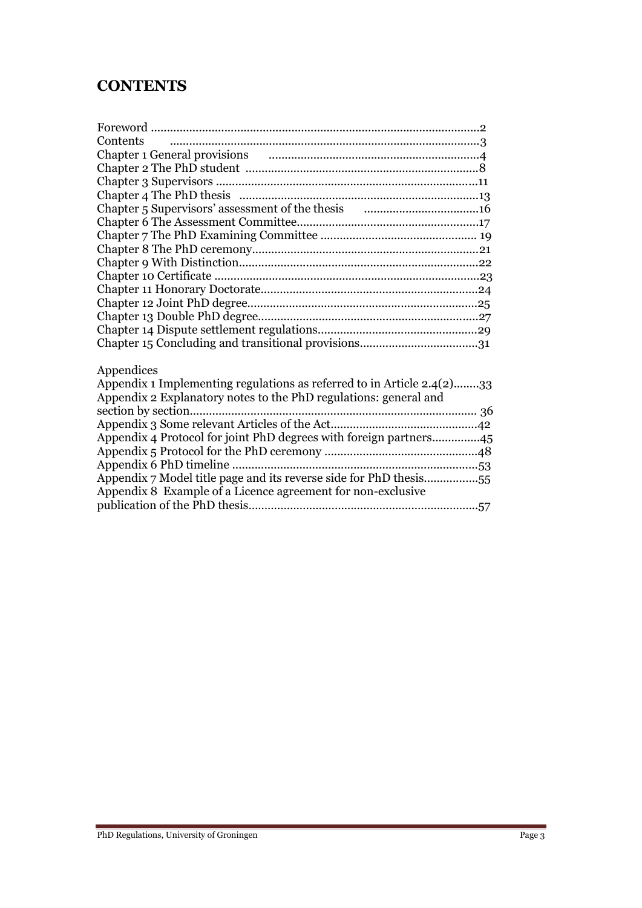# CONTENTS

Foreword ........................................................................................................2
Contents ..........................................................................................................3
Chapter 1 General provisions ..........................................................................4
Chapter 2 The PhD student .............................................................................8
Chapter 3 Supervisors ....................................................................................11
Chapter 4 The PhD thesis ..............................................................................13
Chapter 5 Supervisors' assessment of the thesis ...........................................16
Chapter 6 The Assessment Committee...........................................................17
Chapter 7 The PhD Examining Committee .................................................... 19
Chapter 8 The PhD ceremony.........................................................................21
Chapter 9 With Distinction.............................................................................22
Chapter 10 Certificate ....................................................................................23
Chapter 11 Honorary Doctorate......................................................................24
Chapter 12 Joint PhD degree..........................................................................25
Chapter 13 Double PhD degree.......................................................................27
Chapter 14 Dispute settlement regulations....................................................29
Chapter 15 Concluding and transitional provisions.......................................31

Appendices

Appendix 1 Implementing regulations as referred to in Article 2.4(2)........33
Appendix 2 Explanatory notes to the PhD regulations: general and section by section.......................................................................................... 36
Appendix 3 Some relevant Articles of the Act..............................................42
Appendix 4 Protocol for joint PhD degrees with foreign partners...............45
Appendix 5 Protocol for the PhD ceremony .................................................48
Appendix 6 PhD timeline .............................................................................53
Appendix 7 Model title page and its reverse side for PhD thesis.................55
Appendix 8 Example of a Licence agreement for non-exclusive publication of the PhD thesis........................................................................57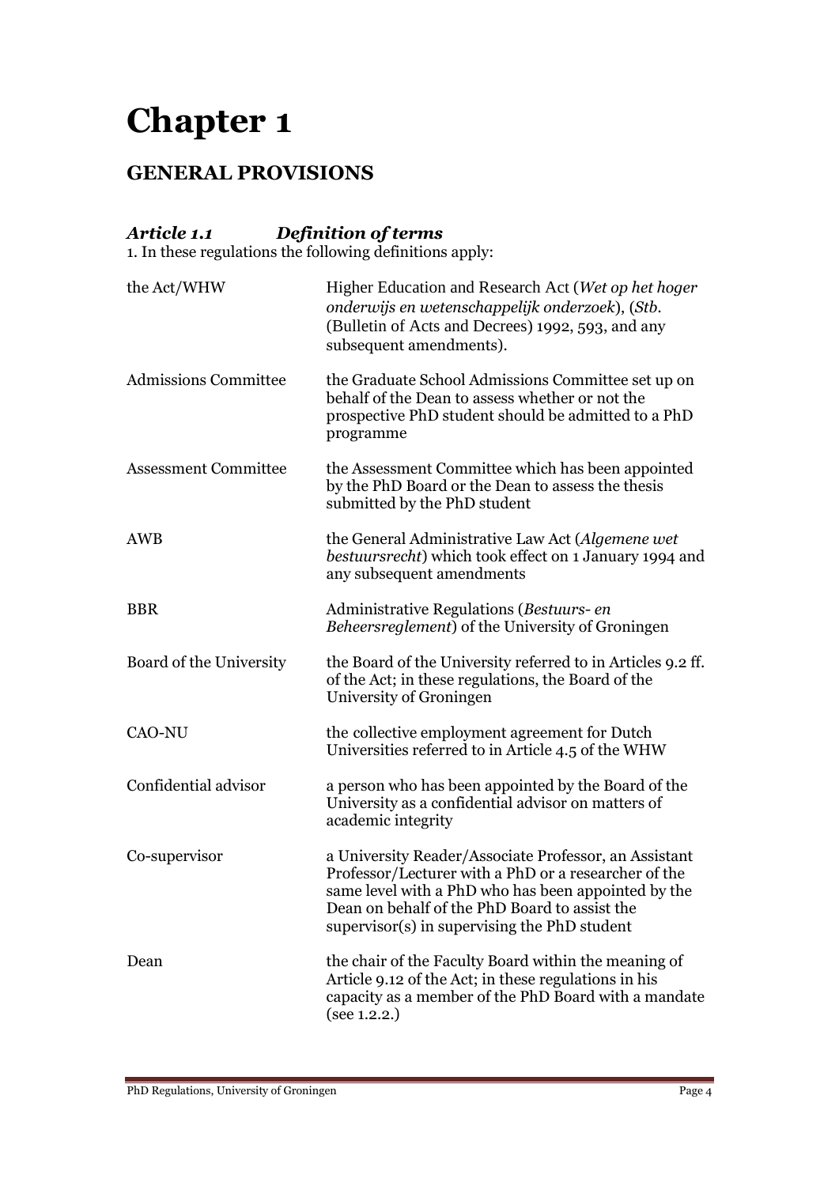# Chapter 1

## GENERAL PROVISIONS

### *Article 1.1 Definition of terms*

1. In these regulations the following definitions apply:

| | |
|---|---|
| the Act/WHW | Higher Education and Research Act (*Wet op het hoger onderwijs en wetenschappelijk onderzoek*), (*Stb.* (Bulletin of Acts and Decrees) 1992, 593, and any subsequent amendments). |
| Admissions Committee | the Graduate School Admissions Committee set up on behalf of the Dean to assess whether or not the prospective PhD student should be admitted to a PhD programme |
| Assessment Committee | the Assessment Committee which has been appointed by the PhD Board or the Dean to assess the thesis submitted by the PhD student |
| AWB | the General Administrative Law Act (*Algemene wet bestuursrecht*) which took effect on 1 January 1994 and any subsequent amendments |
| BBR | Administrative Regulations (*Bestuurs- en Beheersreglement*) of the University of Groningen |
| Board of the University | the Board of the University referred to in Articles 9.2 ff. of the Act; in these regulations, the Board of the University of Groningen |
| CAO-NU | the collective employment agreement for Dutch Universities referred to in Article 4.5 of the WHW |
| Confidential advisor | a person who has been appointed by the Board of the University as a confidential advisor on matters of academic integrity |
| Co-supervisor | a University Reader/Associate Professor, an Assistant Professor/Lecturer with a PhD or a researcher of the same level with a PhD who has been appointed by the Dean on behalf of the PhD Board to assist the supervisor(s) in supervising the PhD student |
| Dean | the chair of the Faculty Board within the meaning of Article 9.12 of the Act; in these regulations in his capacity as a member of the PhD Board with a mandate (see 1.2.2.) |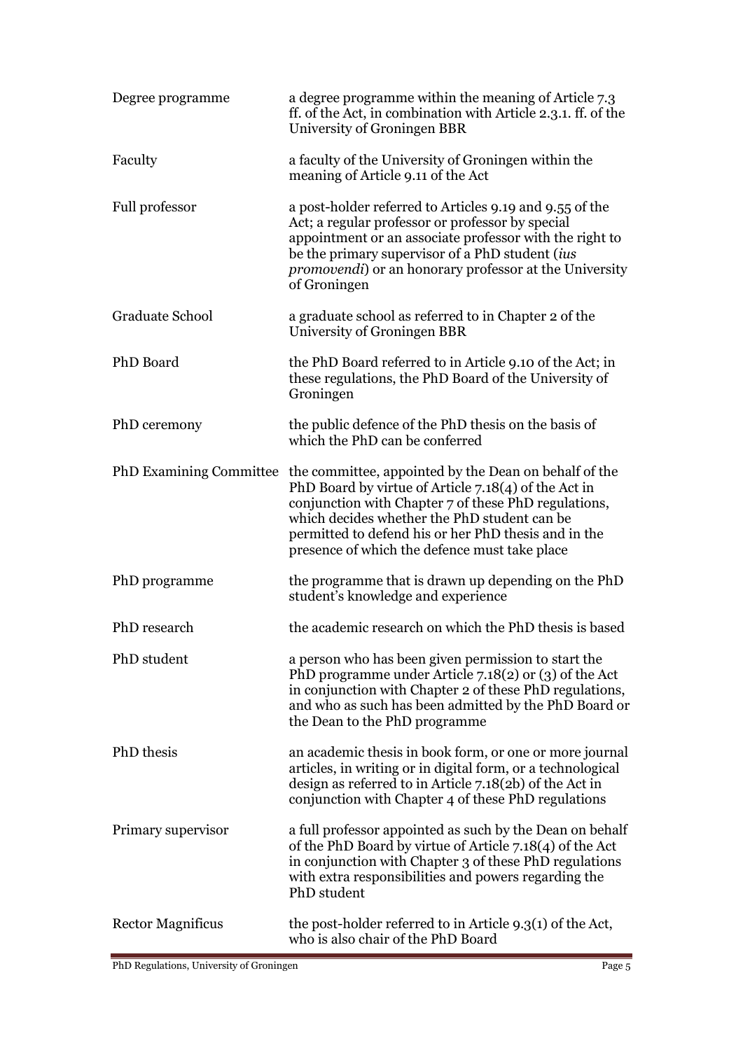| | |
|---|---|
| Degree programme | a degree programme within the meaning of Article 7.3 ff. of the Act, in combination with Article 2.3.1. ff. of the University of Groningen BBR |
| Faculty | a faculty of the University of Groningen within the meaning of Article 9.11 of the Act |
| Full professor | a post-holder referred to Articles 9.19 and 9.55 of the Act; a regular professor or professor by special appointment or an associate professor with the right to be the primary supervisor of a PhD student (*ius promovendi*) or an honorary professor at the University of Groningen |
| Graduate School | a graduate school as referred to in Chapter 2 of the University of Groningen BBR |
| PhD Board | the PhD Board referred to in Article 9.10 of the Act; in these regulations, the PhD Board of the University of Groningen |
| PhD ceremony | the public defence of the PhD thesis on the basis of which the PhD can be conferred |
| PhD Examining Committee | the committee, appointed by the Dean on behalf of the PhD Board by virtue of Article 7.18(4) of the Act in conjunction with Chapter 7 of these PhD regulations, which decides whether the PhD student can be permitted to defend his or her PhD thesis and in the presence of which the defence must take place |
| PhD programme | the programme that is drawn up depending on the PhD student's knowledge and experience |
| PhD research | the academic research on which the PhD thesis is based |
| PhD student | a person who has been given permission to start the PhD programme under Article 7.18(2) or (3) of the Act in conjunction with Chapter 2 of these PhD regulations, and who as such has been admitted by the PhD Board or the Dean to the PhD programme |
| PhD thesis | an academic thesis in book form, or one or more journal articles, in writing or in digital form, or a technological design as referred to in Article 7.18(2b) of the Act in conjunction with Chapter 4 of these PhD regulations |
| Primary supervisor | a full professor appointed as such by the Dean on behalf of the PhD Board by virtue of Article 7.18(4) of the Act in conjunction with Chapter 3 of these PhD regulations with extra responsibilities and powers regarding the PhD student |
| Rector Magnificus | the post-holder referred to in Article 9.3(1) of the Act, who is also chair of the PhD Board |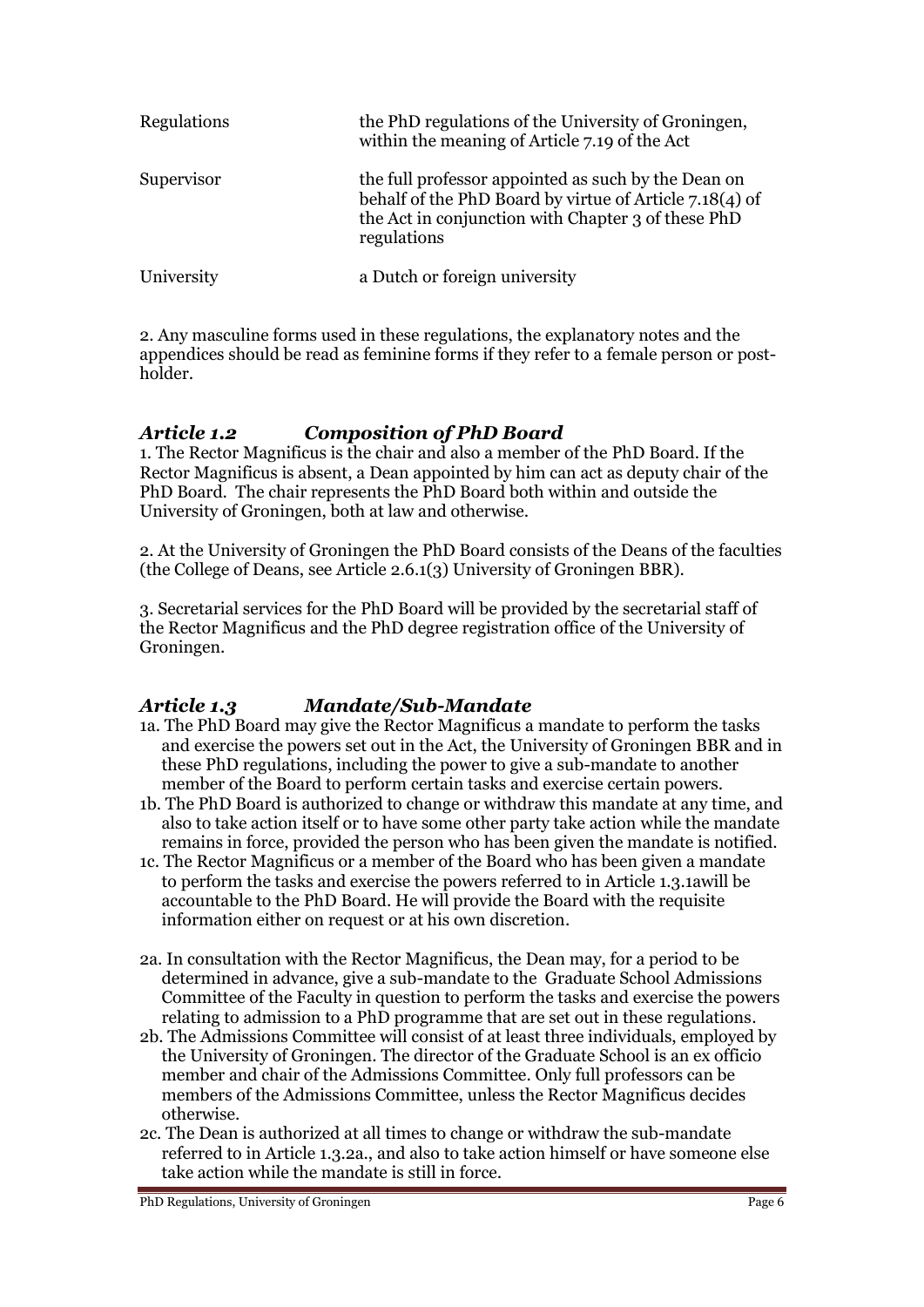| | |
|---|---|
| Regulations | the PhD regulations of the University of Groningen, within the meaning of Article 7.19 of the Act |
| Supervisor | the full professor appointed as such by the Dean on behalf of the PhD Board by virtue of Article 7.18(4) of the Act in conjunction with Chapter 3 of these PhD regulations |
| University | a Dutch or foreign university |

2. Any masculine forms used in these regulations, the explanatory notes and the appendices should be read as feminine forms if they refer to a female person or post-holder.

### *Article 1.2 Composition of PhD Board*

1. The Rector Magnificus is the chair and also a member of the PhD Board. If the Rector Magnificus is absent, a Dean appointed by him can act as deputy chair of the PhD Board. The chair represents the PhD Board both within and outside the University of Groningen, both at law and otherwise.

2. At the University of Groningen the PhD Board consists of the Deans of the faculties (the College of Deans, see Article 2.6.1(3) University of Groningen BBR).

3. Secretarial services for the PhD Board will be provided by the secretarial staff of the Rector Magnificus and the PhD degree registration office of the University of Groningen.

### *Article 1.3 Mandate/Sub-Mandate*

1a. The PhD Board may give the Rector Magnificus a mandate to perform the tasks and exercise the powers set out in the Act, the University of Groningen BBR and in these PhD regulations, including the power to give a sub-mandate to another member of the Board to perform certain tasks and exercise certain powers.

1b. The PhD Board is authorized to change or withdraw this mandate at any time, and also to take action itself or to have some other party take action while the mandate remains in force, provided the person who has been given the mandate is notified.

1c. The Rector Magnificus or a member of the Board who has been given a mandate to perform the tasks and exercise the powers referred to in Article 1.3.1awill be accountable to the PhD Board. He will provide the Board with the requisite information either on request or at his own discretion.

2a. In consultation with the Rector Magnificus, the Dean may, for a period to be determined in advance, give a sub-mandate to the Graduate School Admissions Committee of the Faculty in question to perform the tasks and exercise the powers relating to admission to a PhD programme that are set out in these regulations.

2b. The Admissions Committee will consist of at least three individuals, employed by the University of Groningen. The director of the Graduate School is an ex officio member and chair of the Admissions Committee. Only full professors can be members of the Admissions Committee, unless the Rector Magnificus decides otherwise.

2c. The Dean is authorized at all times to change or withdraw the sub-mandate referred to in Article 1.3.2a., and also to take action himself or have someone else take action while the mandate is still in force.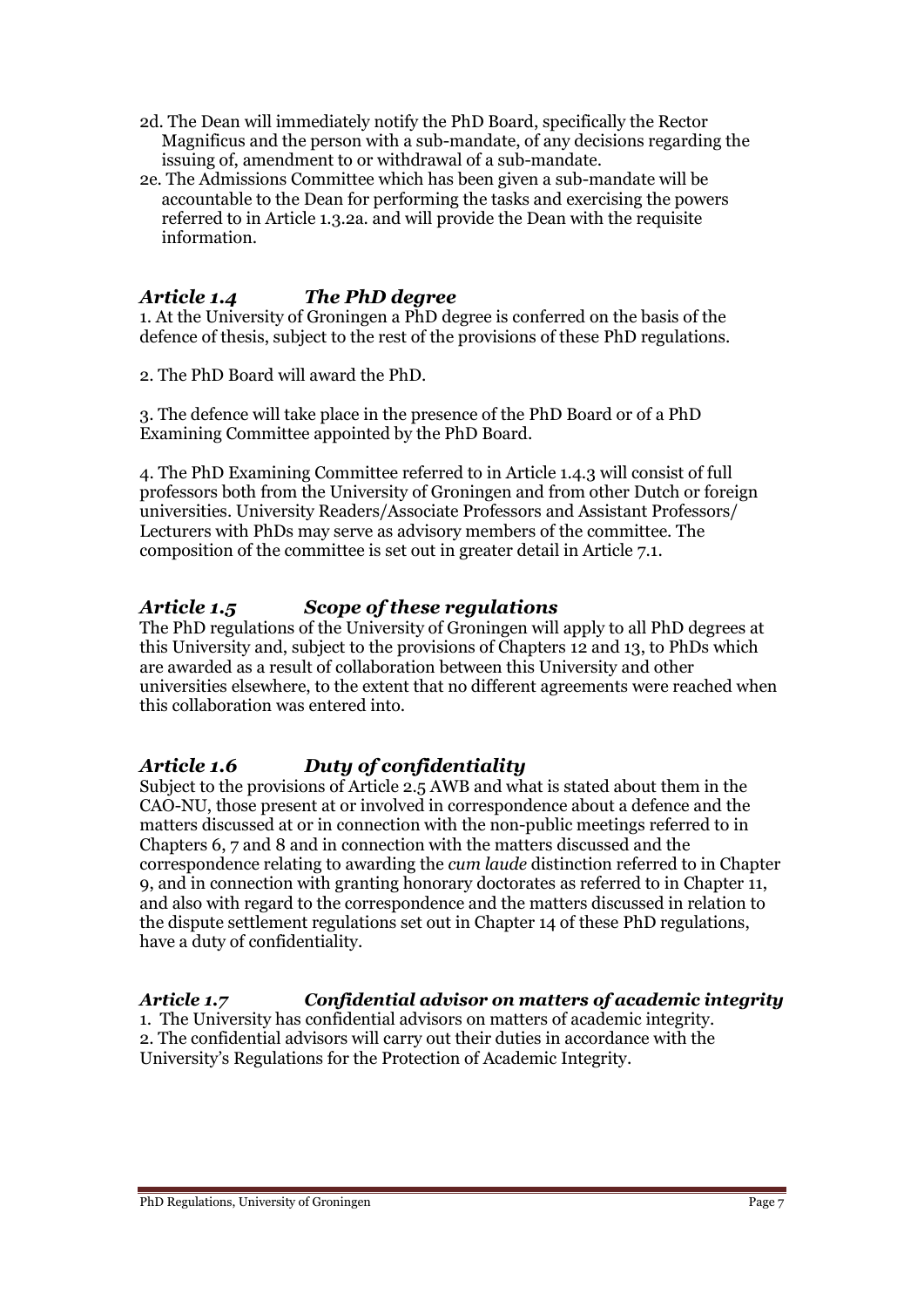2d. The Dean will immediately notify the PhD Board, specifically the Rector Magnificus and the person with a sub-mandate, of any decisions regarding the issuing of, amendment to or withdrawal of a sub-mandate.

2e. The Admissions Committee which has been given a sub-mandate will be accountable to the Dean for performing the tasks and exercising the powers referred to in Article 1.3.2a. and will provide the Dean with the requisite information.

### *Article 1.4 The PhD degree*

1. At the University of Groningen a PhD degree is conferred on the basis of the defence of thesis, subject to the rest of the provisions of these PhD regulations.

2. The PhD Board will award the PhD.

3. The defence will take place in the presence of the PhD Board or of a PhD Examining Committee appointed by the PhD Board.

4. The PhD Examining Committee referred to in Article 1.4.3 will consist of full professors both from the University of Groningen and from other Dutch or foreign universities. University Readers/Associate Professors and Assistant Professors/ Lecturers with PhDs may serve as advisory members of the committee. The composition of the committee is set out in greater detail in Article 7.1.

### *Article 1.5 Scope of these regulations*

The PhD regulations of the University of Groningen will apply to all PhD degrees at this University and, subject to the provisions of Chapters 12 and 13, to PhDs which are awarded as a result of collaboration between this University and other universities elsewhere, to the extent that no different agreements were reached when this collaboration was entered into.

### *Article 1.6 Duty of confidentiality*

Subject to the provisions of Article 2.5 AWB and what is stated about them in the CAO-NU, those present at or involved in correspondence about a defence and the matters discussed at or in connection with the non-public meetings referred to in Chapters 6, 7 and 8 and in connection with the matters discussed and the correspondence relating to awarding the *cum laude* distinction referred to in Chapter 9, and in connection with granting honorary doctorates as referred to in Chapter 11, and also with regard to the correspondence and the matters discussed in relation to the dispute settlement regulations set out in Chapter 14 of these PhD regulations, have a duty of confidentiality.

### *Article 1.7 Confidential advisor on matters of academic integrity*

1. The University has confidential advisors on matters of academic integrity.
2. The confidential advisors will carry out their duties in accordance with the University's Regulations for the Protection of Academic Integrity.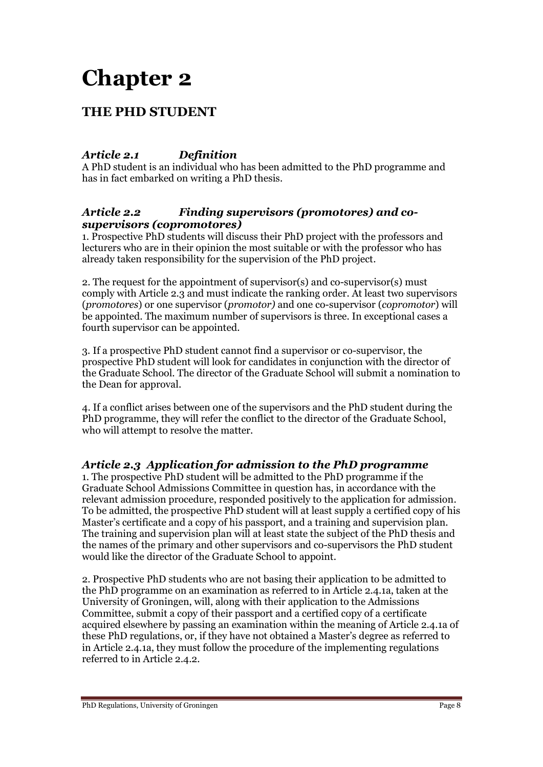# Chapter 2

## THE PHD STUDENT

### *Article 2.1 Definition*

A PhD student is an individual who has been admitted to the PhD programme and has in fact embarked on writing a PhD thesis.

### *Article 2.2 Finding supervisors (promotores) and co-supervisors (copromotores)*

1. Prospective PhD students will discuss their PhD project with the professors and lecturers who are in their opinion the most suitable or with the professor who has already taken responsibility for the supervision of the PhD project.

2. The request for the appointment of supervisor(s) and co-supervisor(s) must comply with Article 2.3 and must indicate the ranking order. At least two supervisors (*promotores*) or one supervisor (*promotor)* and one co-supervisor (*copromotor*) will be appointed. The maximum number of supervisors is three. In exceptional cases a fourth supervisor can be appointed.

3. If a prospective PhD student cannot find a supervisor or co-supervisor, the prospective PhD student will look for candidates in conjunction with the director of the Graduate School. The director of the Graduate School will submit a nomination to the Dean for approval.

4. If a conflict arises between one of the supervisors and the PhD student during the PhD programme, they will refer the conflict to the director of the Graduate School, who will attempt to resolve the matter.

### *Article 2.3 Application for admission to the PhD programme*

1. The prospective PhD student will be admitted to the PhD programme if the Graduate School Admissions Committee in question has, in accordance with the relevant admission procedure, responded positively to the application for admission. To be admitted, the prospective PhD student will at least supply a certified copy of his Master's certificate and a copy of his passport, and a training and supervision plan. The training and supervision plan will at least state the subject of the PhD thesis and the names of the primary and other supervisors and co-supervisors the PhD student would like the director of the Graduate School to appoint.

2. Prospective PhD students who are not basing their application to be admitted to the PhD programme on an examination as referred to in Article 2.4.1a, taken at the University of Groningen, will, along with their application to the Admissions Committee, submit a copy of their passport and a certified copy of a certificate acquired elsewhere by passing an examination within the meaning of Article 2.4.1a of these PhD regulations, or, if they have not obtained a Master's degree as referred to in Article 2.4.1a, they must follow the procedure of the implementing regulations referred to in Article 2.4.2.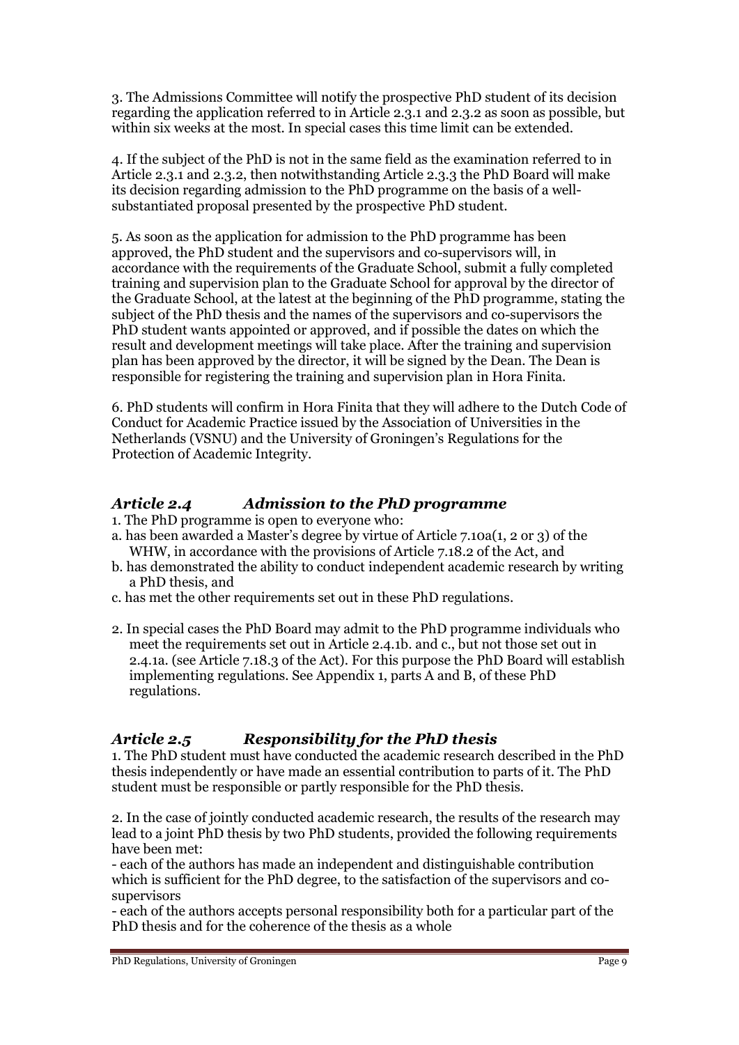3. The Admissions Committee will notify the prospective PhD student of its decision regarding the application referred to in Article 2.3.1 and 2.3.2 as soon as possible, but within six weeks at the most. In special cases this time limit can be extended.

4. If the subject of the PhD is not in the same field as the examination referred to in Article 2.3.1 and 2.3.2, then notwithstanding Article 2.3.3 the PhD Board will make its decision regarding admission to the PhD programme on the basis of a well-substantiated proposal presented by the prospective PhD student.

5. As soon as the application for admission to the PhD programme has been approved, the PhD student and the supervisors and co-supervisors will, in accordance with the requirements of the Graduate School, submit a fully completed training and supervision plan to the Graduate School for approval by the director of the Graduate School, at the latest at the beginning of the PhD programme, stating the subject of the PhD thesis and the names of the supervisors and co-supervisors the PhD student wants appointed or approved, and if possible the dates on which the result and development meetings will take place. After the training and supervision plan has been approved by the director, it will be signed by the Dean. The Dean is responsible for registering the training and supervision plan in Hora Finita.

6. PhD students will confirm in Hora Finita that they will adhere to the Dutch Code of Conduct for Academic Practice issued by the Association of Universities in the Netherlands (VSNU) and the University of Groningen's Regulations for the Protection of Academic Integrity.

### *Article 2.4 Admission to the PhD programme*

1. The PhD programme is open to everyone who:
a. has been awarded a Master's degree by virtue of Article 7.10a(1, 2 or 3) of the WHW, in accordance with the provisions of Article 7.18.2 of the Act, and
b. has demonstrated the ability to conduct independent academic research by writing a PhD thesis, and
c. has met the other requirements set out in these PhD regulations.

2. In special cases the PhD Board may admit to the PhD programme individuals who meet the requirements set out in Article 2.4.1b. and c., but not those set out in 2.4.1a. (see Article 7.18.3 of the Act). For this purpose the PhD Board will establish implementing regulations. See Appendix 1, parts A and B, of these PhD regulations.

### *Article 2.5 Responsibility for the PhD thesis*

1. The PhD student must have conducted the academic research described in the PhD thesis independently or have made an essential contribution to parts of it. The PhD student must be responsible or partly responsible for the PhD thesis.

2. In the case of jointly conducted academic research, the results of the research may lead to a joint PhD thesis by two PhD students, provided the following requirements have been met:
- each of the authors has made an independent and distinguishable contribution which is sufficient for the PhD degree, to the satisfaction of the supervisors and co-supervisors
- each of the authors accepts personal responsibility both for a particular part of the PhD thesis and for the coherence of the thesis as a whole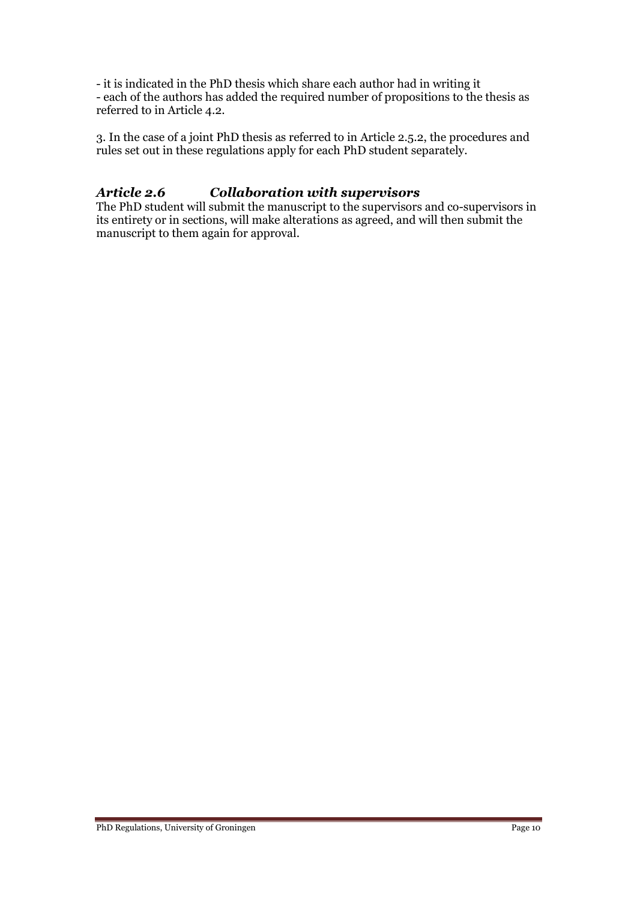- it is indicated in the PhD thesis which share each author had in writing it
- each of the authors has added the required number of propositions to the thesis as referred to in Article 4.2.

3. In the case of a joint PhD thesis as referred to in Article 2.5.2, the procedures and rules set out in these regulations apply for each PhD student separately.

### *Article 2.6 Collaboration with supervisors*

The PhD student will submit the manuscript to the supervisors and co-supervisors in its entirety or in sections, will make alterations as agreed, and will then submit the manuscript to them again for approval.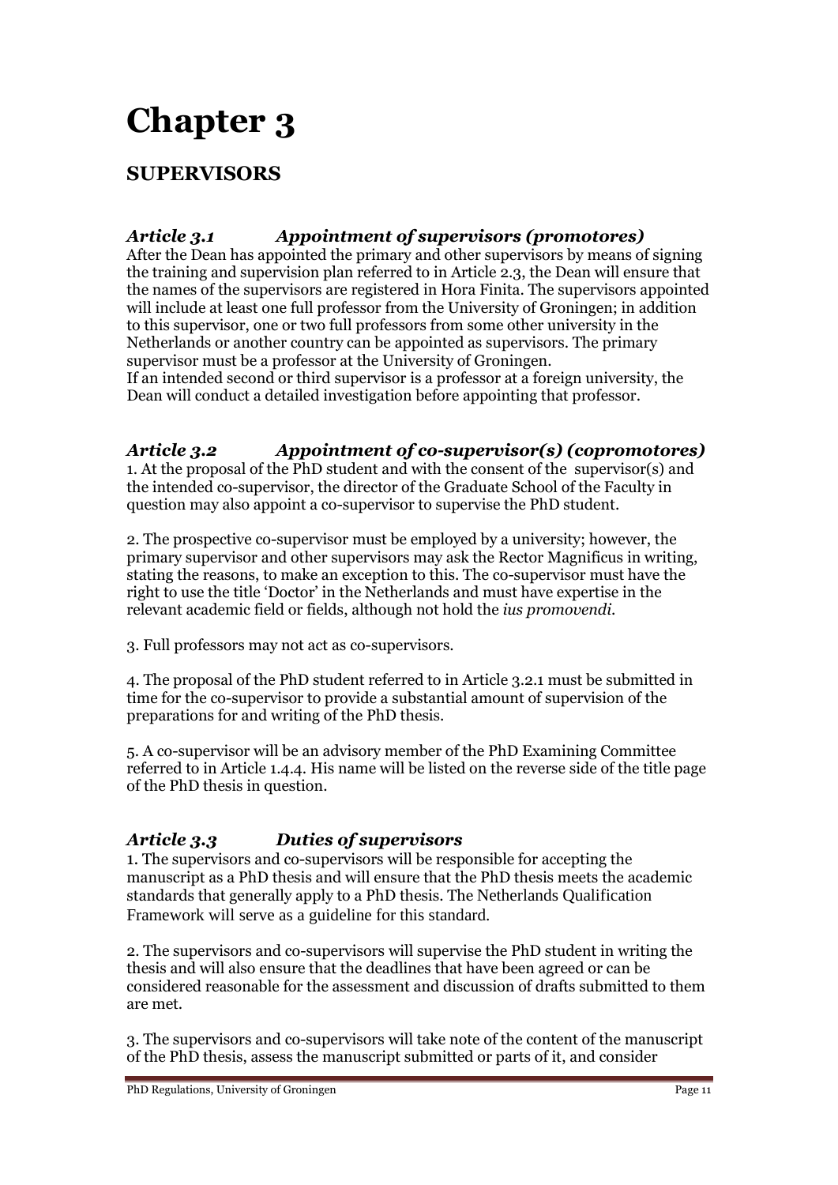# Chapter 3

## SUPERVISORS

### *Article 3.1 Appointment of supervisors (promotores)*

After the Dean has appointed the primary and other supervisors by means of signing the training and supervision plan referred to in Article 2.3, the Dean will ensure that the names of the supervisors are registered in Hora Finita. The supervisors appointed will include at least one full professor from the University of Groningen; in addition to this supervisor, one or two full professors from some other university in the Netherlands or another country can be appointed as supervisors. The primary supervisor must be a professor at the University of Groningen.
If an intended second or third supervisor is a professor at a foreign university, the Dean will conduct a detailed investigation before appointing that professor.

### *Article 3.2 Appointment of co-supervisor(s) (copromotores)*

1. At the proposal of the PhD student and with the consent of the supervisor(s) and the intended co-supervisor, the director of the Graduate School of the Faculty in question may also appoint a co-supervisor to supervise the PhD student.

2. The prospective co-supervisor must be employed by a university; however, the primary supervisor and other supervisors may ask the Rector Magnificus in writing, stating the reasons, to make an exception to this. The co-supervisor must have the right to use the title 'Doctor' in the Netherlands and must have expertise in the relevant academic field or fields, although not hold the *ius promovendi*.

3. Full professors may not act as co-supervisors.

4. The proposal of the PhD student referred to in Article 3.2.1 must be submitted in time for the co-supervisor to provide a substantial amount of supervision of the preparations for and writing of the PhD thesis.

5. A co-supervisor will be an advisory member of the PhD Examining Committee referred to in Article 1.4.4. His name will be listed on the reverse side of the title page of the PhD thesis in question.

### *Article 3.3 Duties of supervisors*

1. The supervisors and co-supervisors will be responsible for accepting the manuscript as a PhD thesis and will ensure that the PhD thesis meets the academic standards that generally apply to a PhD thesis. The Netherlands Qualification Framework will serve as a guideline for this standard.

2. The supervisors and co-supervisors will supervise the PhD student in writing the thesis and will also ensure that the deadlines that have been agreed or can be considered reasonable for the assessment and discussion of drafts submitted to them are met.

3. The supervisors and co-supervisors will take note of the content of the manuscript of the PhD thesis, assess the manuscript submitted or parts of it, and consider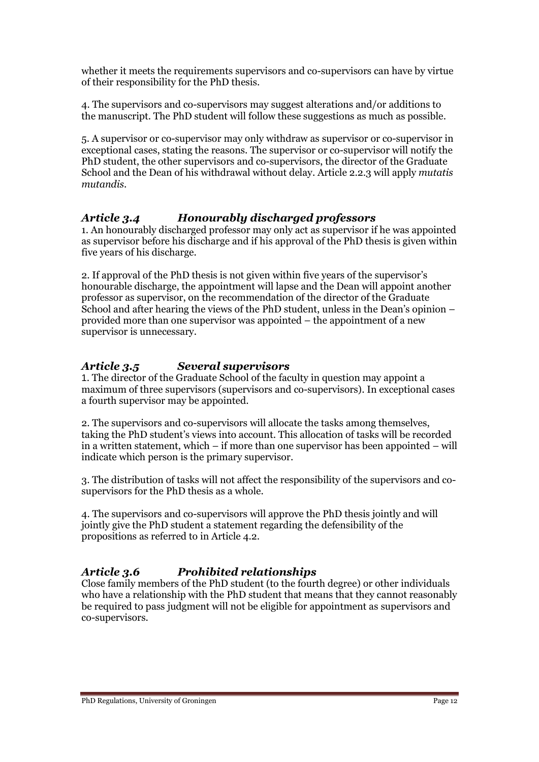whether it meets the requirements supervisors and co-supervisors can have by virtue of their responsibility for the PhD thesis.

4. The supervisors and co-supervisors may suggest alterations and/or additions to the manuscript. The PhD student will follow these suggestions as much as possible.

5. A supervisor or co-supervisor may only withdraw as supervisor or co-supervisor in exceptional cases, stating the reasons. The supervisor or co-supervisor will notify the PhD student, the other supervisors and co-supervisors, the director of the Graduate School and the Dean of his withdrawal without delay. Article 2.2.3 will apply *mutatis mutandis*.

### *Article 3.4 Honourably discharged professors*

1. An honourably discharged professor may only act as supervisor if he was appointed as supervisor before his discharge and if his approval of the PhD thesis is given within five years of his discharge.

2. If approval of the PhD thesis is not given within five years of the supervisor's honourable discharge, the appointment will lapse and the Dean will appoint another professor as supervisor, on the recommendation of the director of the Graduate School and after hearing the views of the PhD student, unless in the Dean's opinion – provided more than one supervisor was appointed – the appointment of a new supervisor is unnecessary.

### *Article 3.5 Several supervisors*

1. The director of the Graduate School of the faculty in question may appoint a maximum of three supervisors (supervisors and co-supervisors). In exceptional cases a fourth supervisor may be appointed.

2. The supervisors and co-supervisors will allocate the tasks among themselves, taking the PhD student's views into account. This allocation of tasks will be recorded in a written statement, which – if more than one supervisor has been appointed – will indicate which person is the primary supervisor.

3. The distribution of tasks will not affect the responsibility of the supervisors and co-supervisors for the PhD thesis as a whole.

4. The supervisors and co-supervisors will approve the PhD thesis jointly and will jointly give the PhD student a statement regarding the defensibility of the propositions as referred to in Article 4.2.

### *Article 3.6 Prohibited relationships*

Close family members of the PhD student (to the fourth degree) or other individuals who have a relationship with the PhD student that means that they cannot reasonably be required to pass judgment will not be eligible for appointment as supervisors and co-supervisors.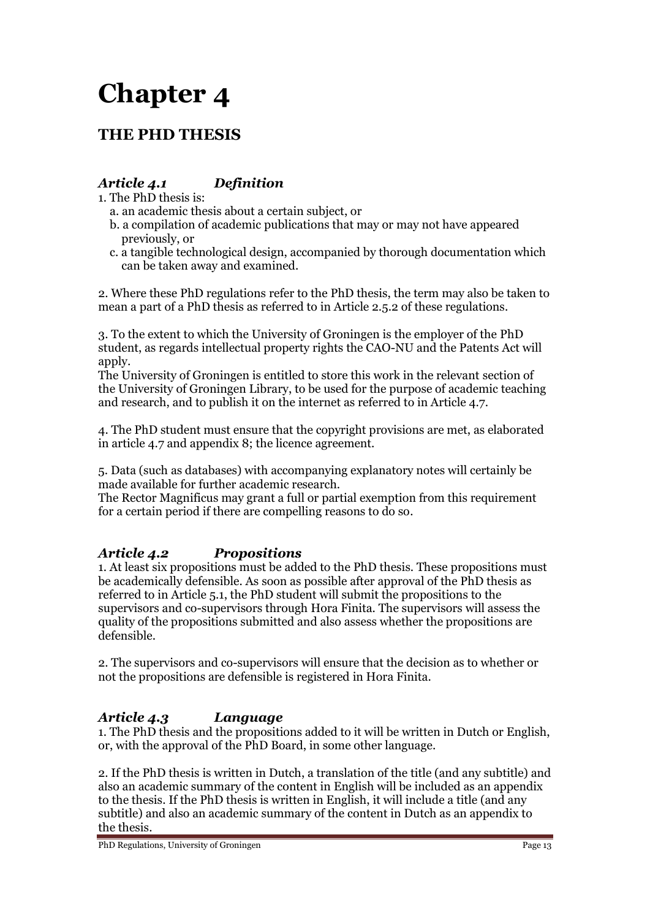# Chapter 4

## THE PHD THESIS

### *Article 4.1 Definition*

1. The PhD thesis is:
   a. an academic thesis about a certain subject, or
   b. a compilation of academic publications that may or may not have appeared previously, or
   c. a tangible technological design, accompanied by thorough documentation which can be taken away and examined.

2. Where these PhD regulations refer to the PhD thesis, the term may also be taken to mean a part of a PhD thesis as referred to in Article 2.5.2 of these regulations.

3. To the extent to which the University of Groningen is the employer of the PhD student, as regards intellectual property rights the CAO-NU and the Patents Act will apply.
The University of Groningen is entitled to store this work in the relevant section of the University of Groningen Library, to be used for the purpose of academic teaching and research, and to publish it on the internet as referred to in Article 4.7.

4. The PhD student must ensure that the copyright provisions are met, as elaborated in article 4.7 and appendix 8; the licence agreement.

5. Data (such as databases) with accompanying explanatory notes will certainly be made available for further academic research.
The Rector Magnificus may grant a full or partial exemption from this requirement for a certain period if there are compelling reasons to do so.

### *Article 4.2 Propositions*

1. At least six propositions must be added to the PhD thesis. These propositions must be academically defensible. As soon as possible after approval of the PhD thesis as referred to in Article 5.1, the PhD student will submit the propositions to the supervisors and co-supervisors through Hora Finita. The supervisors will assess the quality of the propositions submitted and also assess whether the propositions are defensible.

2. The supervisors and co-supervisors will ensure that the decision as to whether or not the propositions are defensible is registered in Hora Finita.

### *Article 4.3 Language*

1. The PhD thesis and the propositions added to it will be written in Dutch or English, or, with the approval of the PhD Board, in some other language.

2. If the PhD thesis is written in Dutch, a translation of the title (and any subtitle) and also an academic summary of the content in English will be included as an appendix to the thesis. If the PhD thesis is written in English, it will include a title (and any subtitle) and also an academic summary of the content in Dutch as an appendix to the thesis.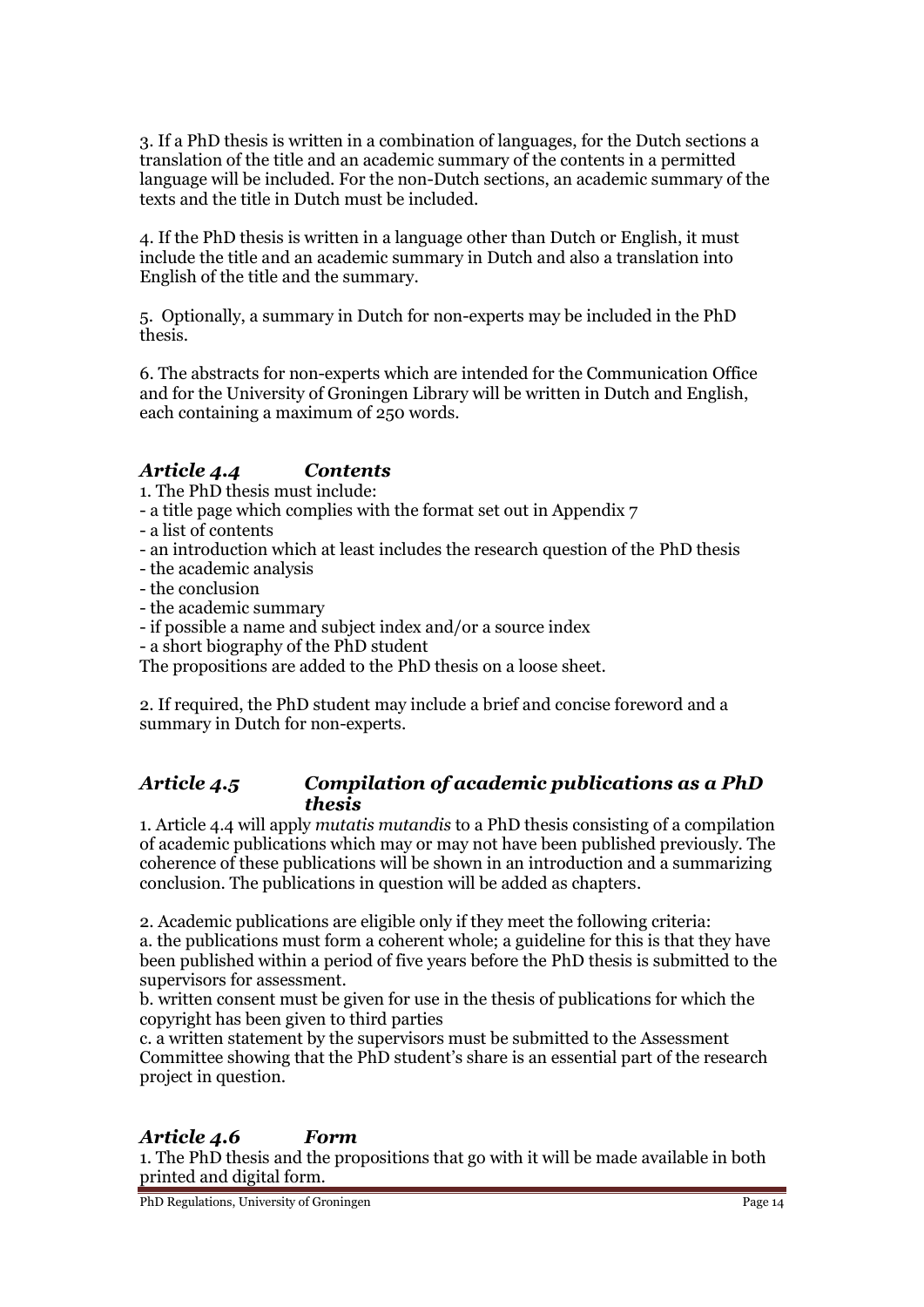3. If a PhD thesis is written in a combination of languages, for the Dutch sections a translation of the title and an academic summary of the contents in a permitted language will be included. For the non-Dutch sections, an academic summary of the texts and the title in Dutch must be included.

4. If the PhD thesis is written in a language other than Dutch or English, it must include the title and an academic summary in Dutch and also a translation into English of the title and the summary.

5. Optionally, a summary in Dutch for non-experts may be included in the PhD thesis.

6. The abstracts for non-experts which are intended for the Communication Office and for the University of Groningen Library will be written in Dutch and English, each containing a maximum of 250 words.

### *Article 4.4 Contents*

1. The PhD thesis must include:
- a title page which complies with the format set out in Appendix 7
- a list of contents
- an introduction which at least includes the research question of the PhD thesis
- the academic analysis
- the conclusion
- the academic summary
- if possible a name and subject index and/or a source index
- a short biography of the PhD student

The propositions are added to the PhD thesis on a loose sheet.

2. If required, the PhD student may include a brief and concise foreword and a summary in Dutch for non-experts.

### *Article 4.5 Compilation of academic publications as a PhD thesis*

1. Article 4.4 will apply *mutatis mutandis* to a PhD thesis consisting of a compilation of academic publications which may or may not have been published previously. The coherence of these publications will be shown in an introduction and a summarizing conclusion. The publications in question will be added as chapters.

2. Academic publications are eligible only if they meet the following criteria:
a. the publications must form a coherent whole; a guideline for this is that they have been published within a period of five years before the PhD thesis is submitted to the supervisors for assessment.
b. written consent must be given for use in the thesis of publications for which the copyright has been given to third parties
c. a written statement by the supervisors must be submitted to the Assessment Committee showing that the PhD student's share is an essential part of the research project in question.

### *Article 4.6 Form*

1. The PhD thesis and the propositions that go with it will be made available in both printed and digital form.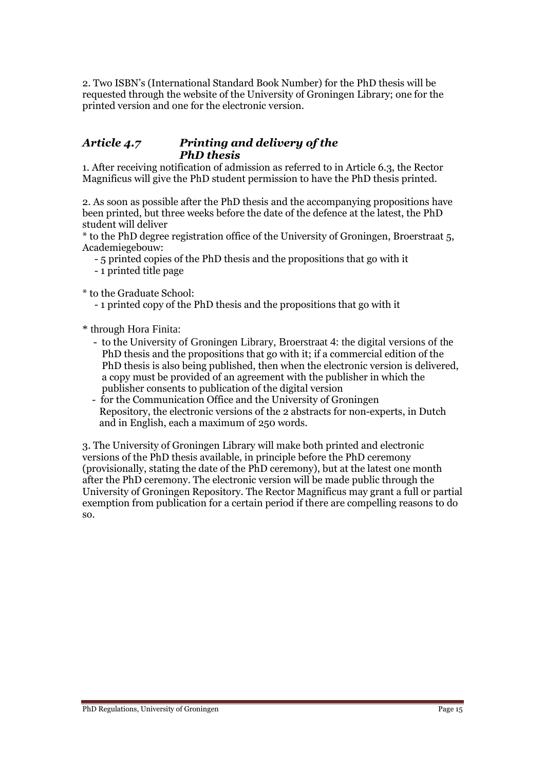2. Two ISBN's (International Standard Book Number) for the PhD thesis will be requested through the website of the University of Groningen Library; one for the printed version and one for the electronic version.

### *Article 4.7 Printing and delivery of the PhD thesis*

1. After receiving notification of admission as referred to in Article 6.3, the Rector Magnificus will give the PhD student permission to have the PhD thesis printed.

2. As soon as possible after the PhD thesis and the accompanying propositions have been printed, but three weeks before the date of the defence at the latest, the PhD student will deliver

* to the PhD degree registration office of the University of Groningen, Broerstraat 5, Academiegebouw:
  - 5 printed copies of the PhD thesis and the propositions that go with it
  - 1 printed title page

* to the Graduate School:
  - 1 printed copy of the PhD thesis and the propositions that go with it

* through Hora Finita:
  - to the University of Groningen Library, Broerstraat 4: the digital versions of the PhD thesis and the propositions that go with it; if a commercial edition of the PhD thesis is also being published, then when the electronic version is delivered, a copy must be provided of an agreement with the publisher in which the publisher consents to publication of the digital version
  - for the Communication Office and the University of Groningen Repository, the electronic versions of the 2 abstracts for non-experts, in Dutch and in English, each a maximum of 250 words.

3. The University of Groningen Library will make both printed and electronic versions of the PhD thesis available, in principle before the PhD ceremony (provisionally, stating the date of the PhD ceremony), but at the latest one month after the PhD ceremony. The electronic version will be made public through the University of Groningen Repository. The Rector Magnificus may grant a full or partial exemption from publication for a certain period if there are compelling reasons to do so.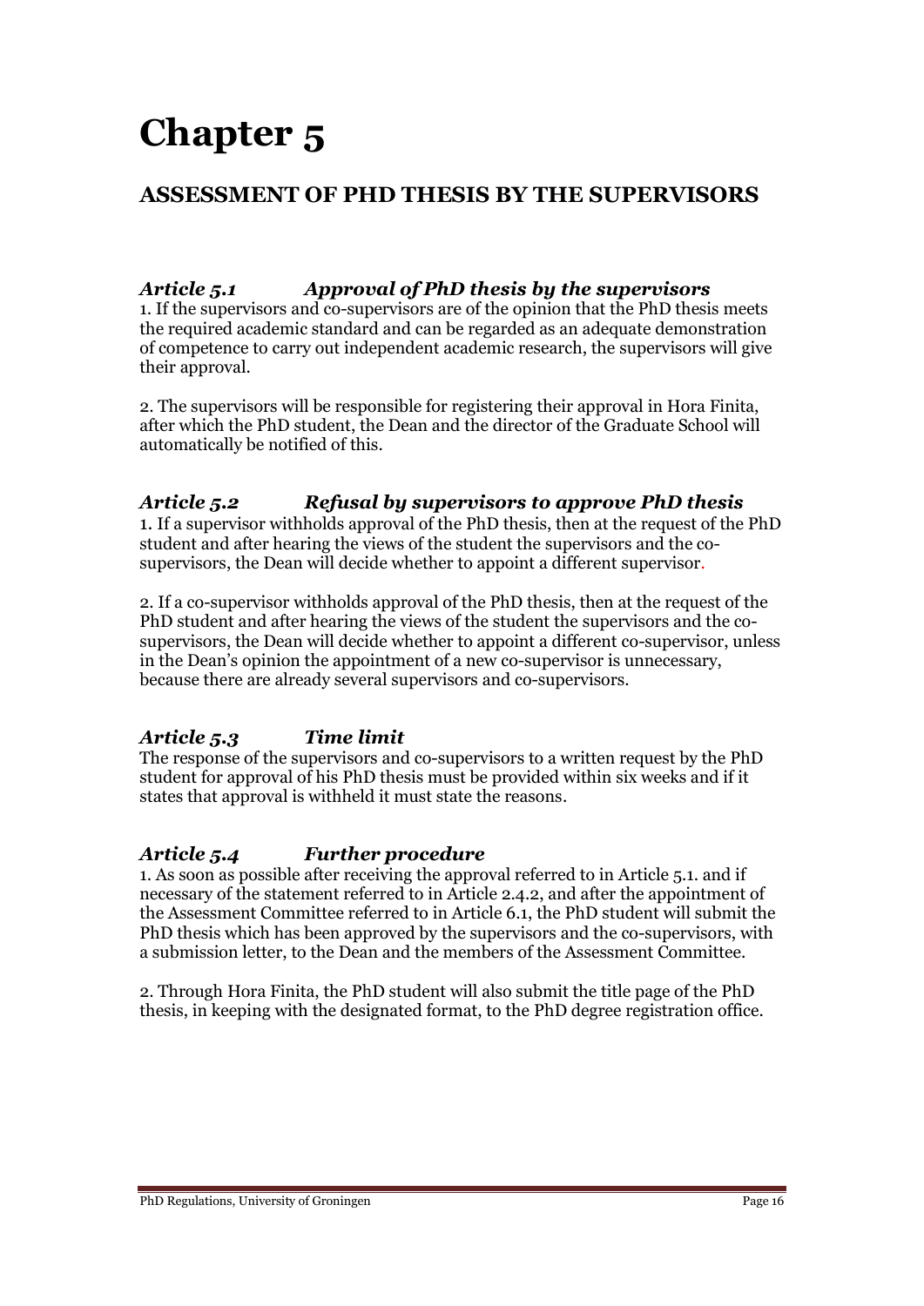# Chapter 5

## ASSESSMENT OF PHD THESIS BY THE SUPERVISORS

### *Article 5.1 Approval of PhD thesis by the supervisors*

1. If the supervisors and co-supervisors are of the opinion that the PhD thesis meets the required academic standard and can be regarded as an adequate demonstration of competence to carry out independent academic research, the supervisors will give their approval.

2. The supervisors will be responsible for registering their approval in Hora Finita, after which the PhD student, the Dean and the director of the Graduate School will automatically be notified of this.

### *Article 5.2 Refusal by supervisors to approve PhD thesis*

1. If a supervisor withholds approval of the PhD thesis, then at the request of the PhD student and after hearing the views of the student the supervisors and the co-supervisors, the Dean will decide whether to appoint a different supervisor.

2. If a co-supervisor withholds approval of the PhD thesis, then at the request of the PhD student and after hearing the views of the student the supervisors and the co-supervisors, the Dean will decide whether to appoint a different co-supervisor, unless in the Dean's opinion the appointment of a new co-supervisor is unnecessary, because there are already several supervisors and co-supervisors.

### *Article 5.3 Time limit*

The response of the supervisors and co-supervisors to a written request by the PhD student for approval of his PhD thesis must be provided within six weeks and if it states that approval is withheld it must state the reasons.

### *Article 5.4 Further procedure*

1. As soon as possible after receiving the approval referred to in Article 5.1. and if necessary of the statement referred to in Article 2.4.2, and after the appointment of the Assessment Committee referred to in Article 6.1, the PhD student will submit the PhD thesis which has been approved by the supervisors and the co-supervisors, with a submission letter, to the Dean and the members of the Assessment Committee.

2. Through Hora Finita, the PhD student will also submit the title page of the PhD thesis, in keeping with the designated format, to the PhD degree registration office.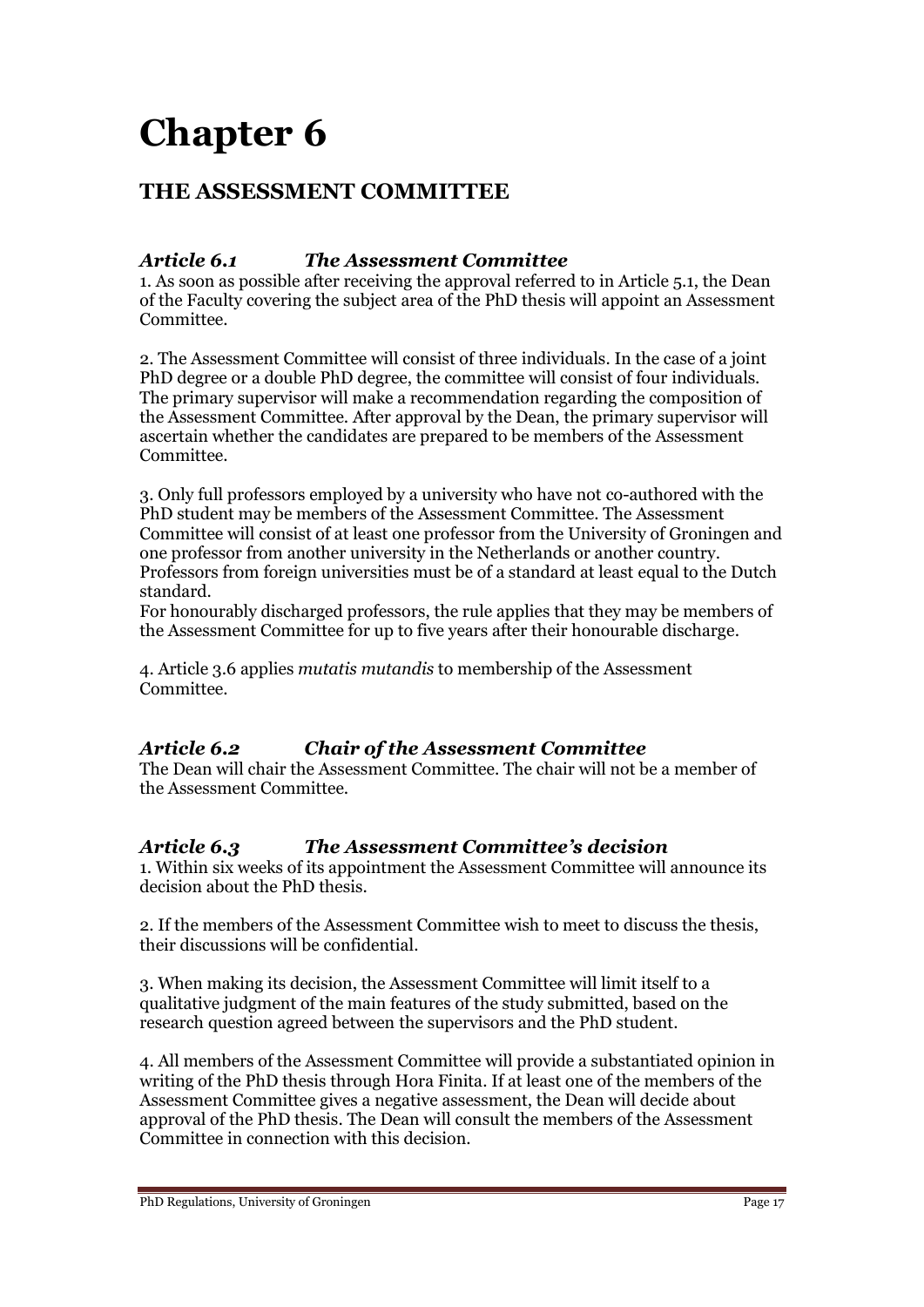# Chapter 6

## THE ASSESSMENT COMMITTEE

### *Article 6.1 The Assessment Committee*

1. As soon as possible after receiving the approval referred to in Article 5.1, the Dean of the Faculty covering the subject area of the PhD thesis will appoint an Assessment Committee.

2. The Assessment Committee will consist of three individuals. In the case of a joint PhD degree or a double PhD degree, the committee will consist of four individuals. The primary supervisor will make a recommendation regarding the composition of the Assessment Committee. After approval by the Dean, the primary supervisor will ascertain whether the candidates are prepared to be members of the Assessment Committee.

3. Only full professors employed by a university who have not co-authored with the PhD student may be members of the Assessment Committee. The Assessment Committee will consist of at least one professor from the University of Groningen and one professor from another university in the Netherlands or another country. Professors from foreign universities must be of a standard at least equal to the Dutch standard.
For honourably discharged professors, the rule applies that they may be members of the Assessment Committee for up to five years after their honourable discharge.

4. Article 3.6 applies *mutatis mutandis* to membership of the Assessment Committee.

### *Article 6.2 Chair of the Assessment Committee*

The Dean will chair the Assessment Committee. The chair will not be a member of the Assessment Committee.

### *Article 6.3 The Assessment Committee's decision*

1. Within six weeks of its appointment the Assessment Committee will announce its decision about the PhD thesis.

2. If the members of the Assessment Committee wish to meet to discuss the thesis, their discussions will be confidential.

3. When making its decision, the Assessment Committee will limit itself to a qualitative judgment of the main features of the study submitted, based on the research question agreed between the supervisors and the PhD student.

4. All members of the Assessment Committee will provide a substantiated opinion in writing of the PhD thesis through Hora Finita. If at least one of the members of the Assessment Committee gives a negative assessment, the Dean will decide about approval of the PhD thesis. The Dean will consult the members of the Assessment Committee in connection with this decision.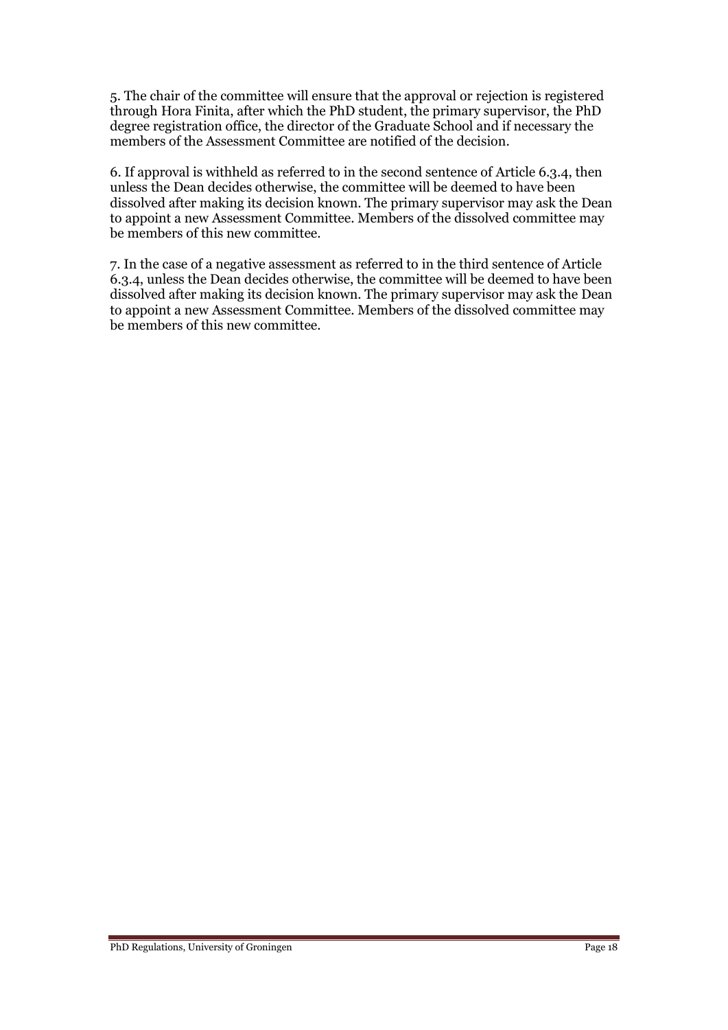5. The chair of the committee will ensure that the approval or rejection is registered through Hora Finita, after which the PhD student, the primary supervisor, the PhD degree registration office, the director of the Graduate School and if necessary the members of the Assessment Committee are notified of the decision.

6. If approval is withheld as referred to in the second sentence of Article 6.3.4, then unless the Dean decides otherwise, the committee will be deemed to have been dissolved after making its decision known. The primary supervisor may ask the Dean to appoint a new Assessment Committee. Members of the dissolved committee may be members of this new committee.

7. In the case of a negative assessment as referred to in the third sentence of Article 6.3.4, unless the Dean decides otherwise, the committee will be deemed to have been dissolved after making its decision known. The primary supervisor may ask the Dean to appoint a new Assessment Committee. Members of the dissolved committee may be members of this new committee.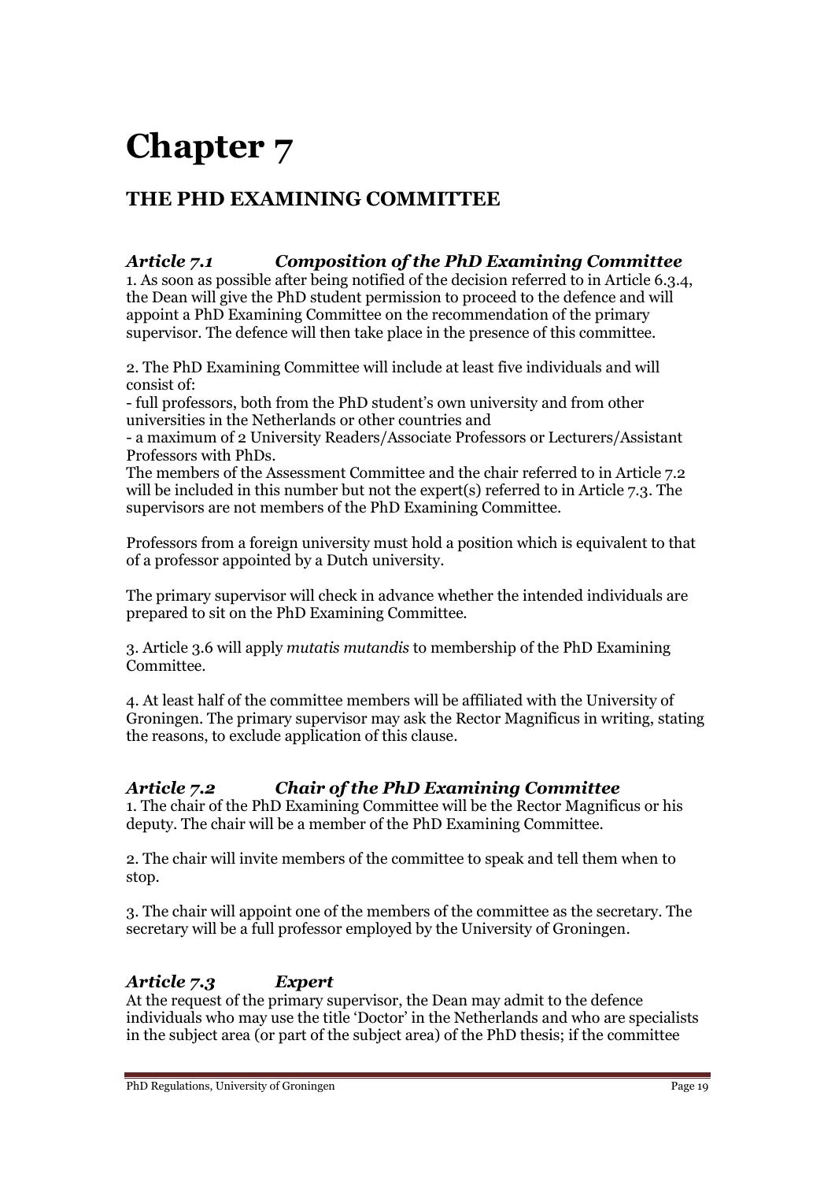# Chapter 7

## THE PHD EXAMINING COMMITTEE

### *Article 7.1 Composition of the PhD Examining Committee*

1. As soon as possible after being notified of the decision referred to in Article 6.3.4, the Dean will give the PhD student permission to proceed to the defence and will appoint a PhD Examining Committee on the recommendation of the primary supervisor. The defence will then take place in the presence of this committee.

2. The PhD Examining Committee will include at least five individuals and will consist of:
- full professors, both from the PhD student's own university and from other universities in the Netherlands or other countries and
- a maximum of 2 University Readers/Associate Professors or Lecturers/Assistant Professors with PhDs.

The members of the Assessment Committee and the chair referred to in Article 7.2 will be included in this number but not the expert(s) referred to in Article 7.3. The supervisors are not members of the PhD Examining Committee.

Professors from a foreign university must hold a position which is equivalent to that of a professor appointed by a Dutch university.

The primary supervisor will check in advance whether the intended individuals are prepared to sit on the PhD Examining Committee.

3. Article 3.6 will apply *mutatis mutandis* to membership of the PhD Examining Committee.

4. At least half of the committee members will be affiliated with the University of Groningen. The primary supervisor may ask the Rector Magnificus in writing, stating the reasons, to exclude application of this clause.

### *Article 7.2 Chair of the PhD Examining Committee*

1. The chair of the PhD Examining Committee will be the Rector Magnificus or his deputy. The chair will be a member of the PhD Examining Committee.

2. The chair will invite members of the committee to speak and tell them when to stop.

3. The chair will appoint one of the members of the committee as the secretary. The secretary will be a full professor employed by the University of Groningen.

### *Article 7.3 Expert*

At the request of the primary supervisor, the Dean may admit to the defence individuals who may use the title 'Doctor' in the Netherlands and who are specialists in the subject area (or part of the subject area) of the PhD thesis; if the committee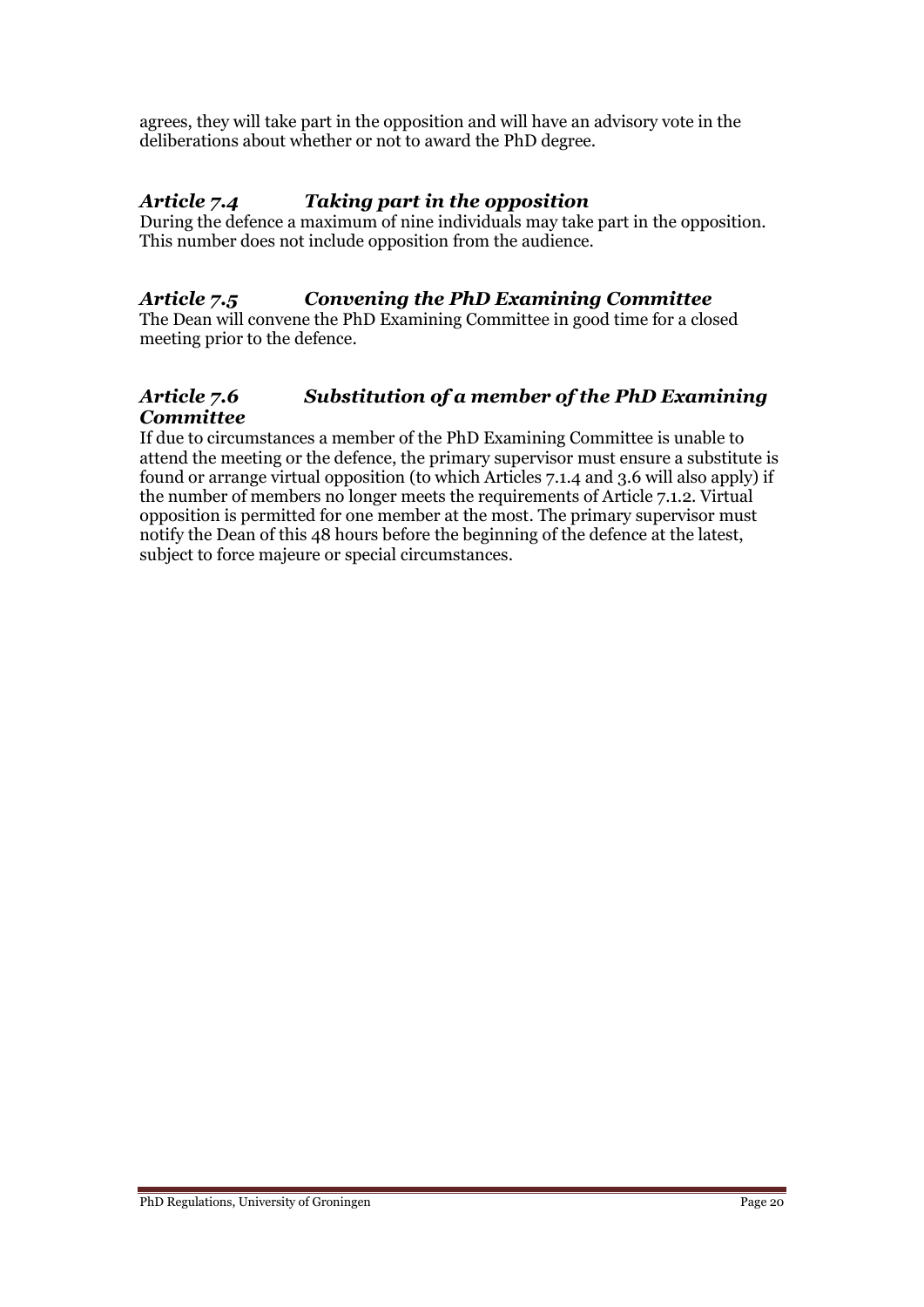agrees, they will take part in the opposition and will have an advisory vote in the deliberations about whether or not to award the PhD degree.

### *Article 7.4 Taking part in the opposition*

During the defence a maximum of nine individuals may take part in the opposition. This number does not include opposition from the audience.

### *Article 7.5 Convening the PhD Examining Committee*

The Dean will convene the PhD Examining Committee in good time for a closed meeting prior to the defence.

### *Article 7.6 Substitution of a member of the PhD Examining Committee*

If due to circumstances a member of the PhD Examining Committee is unable to attend the meeting or the defence, the primary supervisor must ensure a substitute is found or arrange virtual opposition (to which Articles 7.1.4 and 3.6 will also apply) if the number of members no longer meets the requirements of Article 7.1.2. Virtual opposition is permitted for one member at the most. The primary supervisor must notify the Dean of this 48 hours before the beginning of the defence at the latest, subject to force majeure or special circumstances.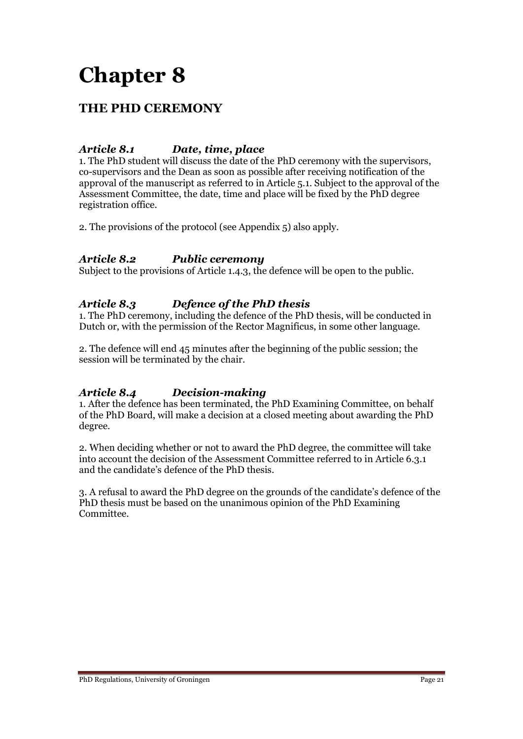# Chapter 8

## THE PHD CEREMONY

### *Article 8.1 Date, time, place*

1. The PhD student will discuss the date of the PhD ceremony with the supervisors, co-supervisors and the Dean as soon as possible after receiving notification of the approval of the manuscript as referred to in Article 5.1. Subject to the approval of the Assessment Committee, the date, time and place will be fixed by the PhD degree registration office.

2. The provisions of the protocol (see Appendix 5) also apply.

### *Article 8.2 Public ceremony*

Subject to the provisions of Article 1.4.3, the defence will be open to the public.

### *Article 8.3 Defence of the PhD thesis*

1. The PhD ceremony, including the defence of the PhD thesis, will be conducted in Dutch or, with the permission of the Rector Magnificus, in some other language.

2. The defence will end 45 minutes after the beginning of the public session; the session will be terminated by the chair.

### *Article 8.4 Decision-making*

1. After the defence has been terminated, the PhD Examining Committee, on behalf of the PhD Board, will make a decision at a closed meeting about awarding the PhD degree.

2. When deciding whether or not to award the PhD degree, the committee will take into account the decision of the Assessment Committee referred to in Article 6.3.1 and the candidate's defence of the PhD thesis.

3. A refusal to award the PhD degree on the grounds of the candidate's defence of the PhD thesis must be based on the unanimous opinion of the PhD Examining Committee.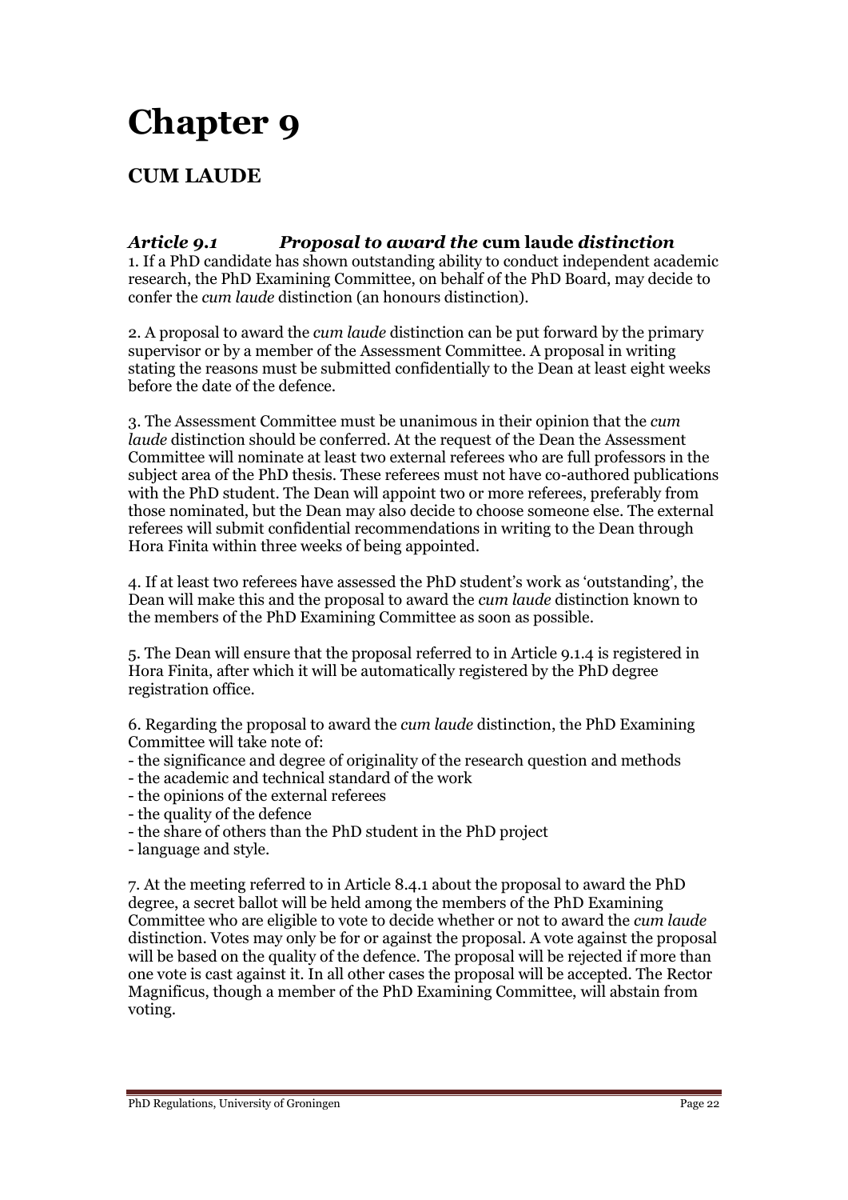# Chapter 9

## CUM LAUDE

### *Article 9.1 Proposal to award the* cum laude *distinction*

1. If a PhD candidate has shown outstanding ability to conduct independent academic research, the PhD Examining Committee, on behalf of the PhD Board, may decide to confer the *cum laude* distinction (an honours distinction).

2. A proposal to award the *cum laude* distinction can be put forward by the primary supervisor or by a member of the Assessment Committee. A proposal in writing stating the reasons must be submitted confidentially to the Dean at least eight weeks before the date of the defence.

3. The Assessment Committee must be unanimous in their opinion that the *cum laude* distinction should be conferred. At the request of the Dean the Assessment Committee will nominate at least two external referees who are full professors in the subject area of the PhD thesis. These referees must not have co-authored publications with the PhD student. The Dean will appoint two or more referees, preferably from those nominated, but the Dean may also decide to choose someone else. The external referees will submit confidential recommendations in writing to the Dean through Hora Finita within three weeks of being appointed.

4. If at least two referees have assessed the PhD student's work as 'outstanding', the Dean will make this and the proposal to award the *cum laude* distinction known to the members of the PhD Examining Committee as soon as possible.

5. The Dean will ensure that the proposal referred to in Article 9.1.4 is registered in Hora Finita, after which it will be automatically registered by the PhD degree registration office.

6. Regarding the proposal to award the *cum laude* distinction, the PhD Examining Committee will take note of:
- the significance and degree of originality of the research question and methods
- the academic and technical standard of the work
- the opinions of the external referees
- the quality of the defence
- the share of others than the PhD student in the PhD project
- language and style.

7. At the meeting referred to in Article 8.4.1 about the proposal to award the PhD degree, a secret ballot will be held among the members of the PhD Examining Committee who are eligible to vote to decide whether or not to award the *cum laude* distinction. Votes may only be for or against the proposal. A vote against the proposal will be based on the quality of the defence. The proposal will be rejected if more than one vote is cast against it. In all other cases the proposal will be accepted. The Rector Magnificus, though a member of the PhD Examining Committee, will abstain from voting.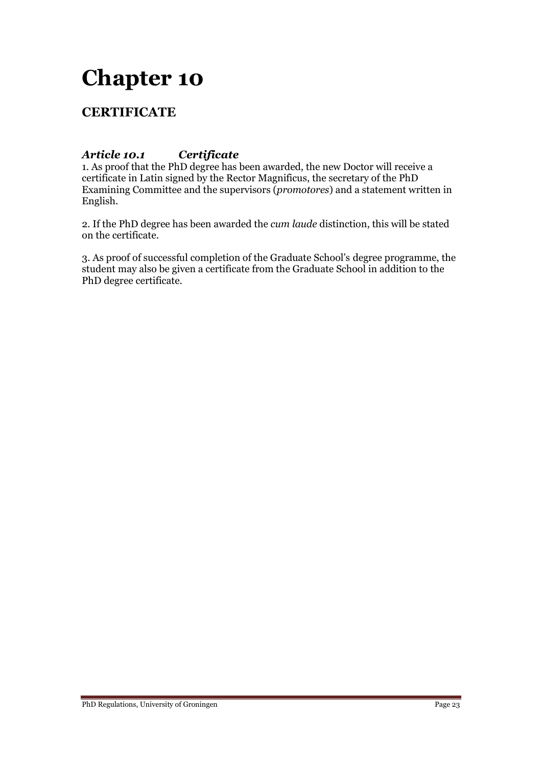# Chapter 10

## CERTIFICATE

### *Article 10.1 Certificate*

1. As proof that the PhD degree has been awarded, the new Doctor will receive a certificate in Latin signed by the Rector Magnificus, the secretary of the PhD Examining Committee and the supervisors (*promotores*) and a statement written in English.

2. If the PhD degree has been awarded the *cum laude* distinction, this will be stated on the certificate.

3. As proof of successful completion of the Graduate School's degree programme, the student may also be given a certificate from the Graduate School in addition to the PhD degree certificate.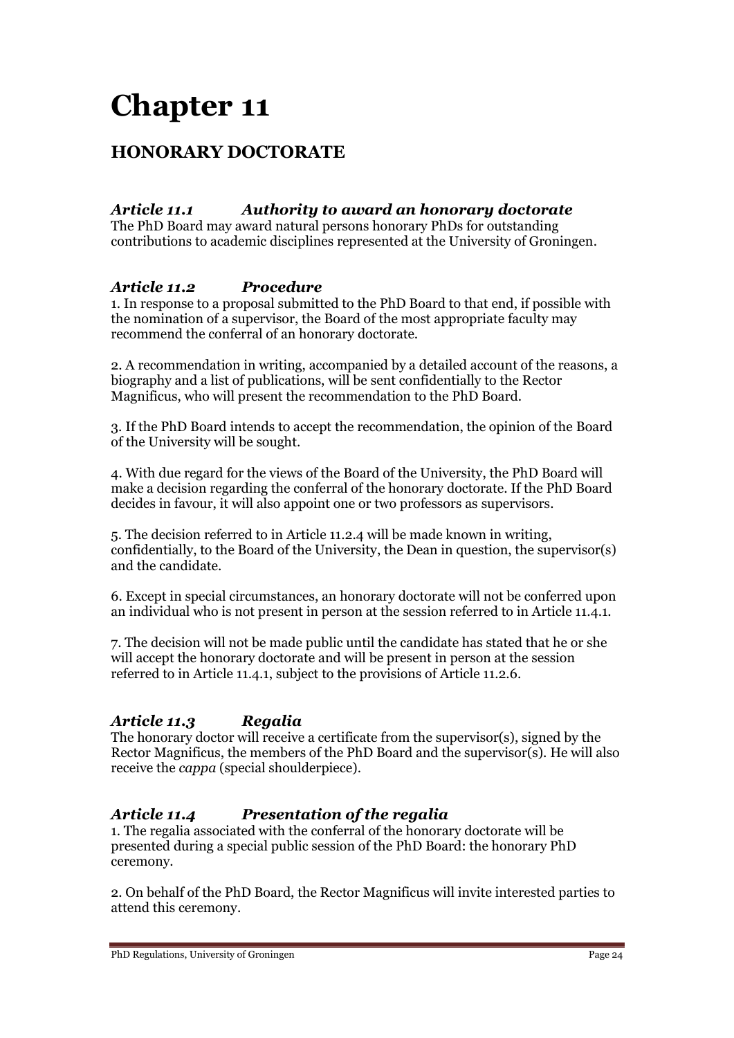# Chapter 11

## HONORARY DOCTORATE

### *Article 11.1 Authority to award an honorary doctorate*

The PhD Board may award natural persons honorary PhDs for outstanding contributions to academic disciplines represented at the University of Groningen.

### *Article 11.2 Procedure*

1. In response to a proposal submitted to the PhD Board to that end, if possible with the nomination of a supervisor, the Board of the most appropriate faculty may recommend the conferral of an honorary doctorate.

2. A recommendation in writing, accompanied by a detailed account of the reasons, a biography and a list of publications, will be sent confidentially to the Rector Magnificus, who will present the recommendation to the PhD Board.

3. If the PhD Board intends to accept the recommendation, the opinion of the Board of the University will be sought.

4. With due regard for the views of the Board of the University, the PhD Board will make a decision regarding the conferral of the honorary doctorate. If the PhD Board decides in favour, it will also appoint one or two professors as supervisors.

5. The decision referred to in Article 11.2.4 will be made known in writing, confidentially, to the Board of the University, the Dean in question, the supervisor(s) and the candidate.

6. Except in special circumstances, an honorary doctorate will not be conferred upon an individual who is not present in person at the session referred to in Article 11.4.1.

7. The decision will not be made public until the candidate has stated that he or she will accept the honorary doctorate and will be present in person at the session referred to in Article 11.4.1, subject to the provisions of Article 11.2.6.

### *Article 11.3 Regalia*

The honorary doctor will receive a certificate from the supervisor(s), signed by the Rector Magnificus, the members of the PhD Board and the supervisor(s). He will also receive the *cappa* (special shoulderpiece).

### *Article 11.4 Presentation of the regalia*

1. The regalia associated with the conferral of the honorary doctorate will be presented during a special public session of the PhD Board: the honorary PhD ceremony.

2. On behalf of the PhD Board, the Rector Magnificus will invite interested parties to attend this ceremony.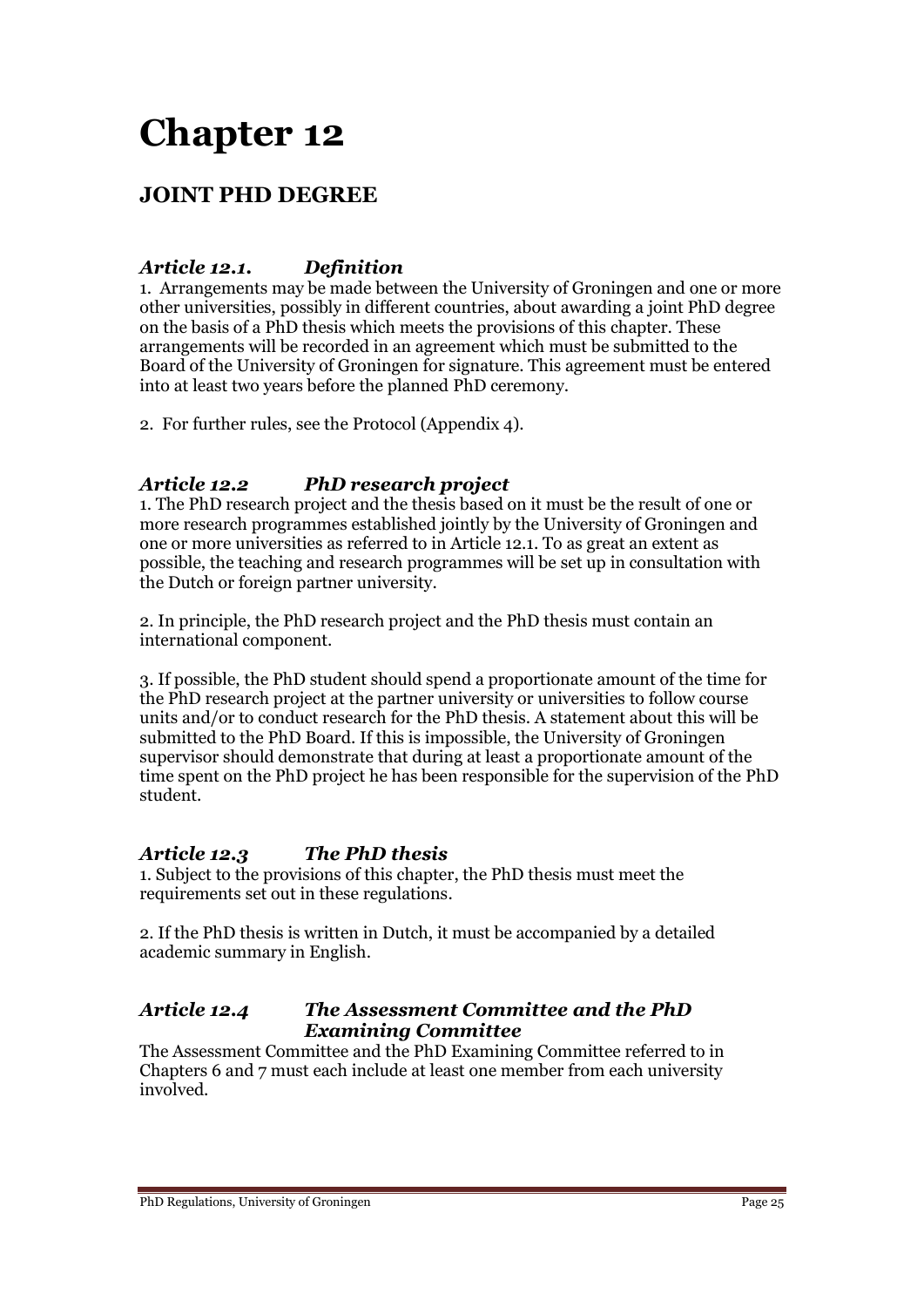# Chapter 12

## JOINT PHD DEGREE

### *Article 12.1. Definition*

1. Arrangements may be made between the University of Groningen and one or more other universities, possibly in different countries, about awarding a joint PhD degree on the basis of a PhD thesis which meets the provisions of this chapter. These arrangements will be recorded in an agreement which must be submitted to the Board of the University of Groningen for signature. This agreement must be entered into at least two years before the planned PhD ceremony.

2. For further rules, see the Protocol (Appendix 4).

### *Article 12.2 PhD research project*

1. The PhD research project and the thesis based on it must be the result of one or more research programmes established jointly by the University of Groningen and one or more universities as referred to in Article 12.1. To as great an extent as possible, the teaching and research programmes will be set up in consultation with the Dutch or foreign partner university.

2. In principle, the PhD research project and the PhD thesis must contain an international component.

3. If possible, the PhD student should spend a proportionate amount of the time for the PhD research project at the partner university or universities to follow course units and/or to conduct research for the PhD thesis. A statement about this will be submitted to the PhD Board. If this is impossible, the University of Groningen supervisor should demonstrate that during at least a proportionate amount of the time spent on the PhD project he has been responsible for the supervision of the PhD student.

### *Article 12.3 The PhD thesis*

1. Subject to the provisions of this chapter, the PhD thesis must meet the requirements set out in these regulations.

2. If the PhD thesis is written in Dutch, it must be accompanied by a detailed academic summary in English.

### *Article 12.4 The Assessment Committee and the PhD Examining Committee*

The Assessment Committee and the PhD Examining Committee referred to in Chapters 6 and 7 must each include at least one member from each university involved.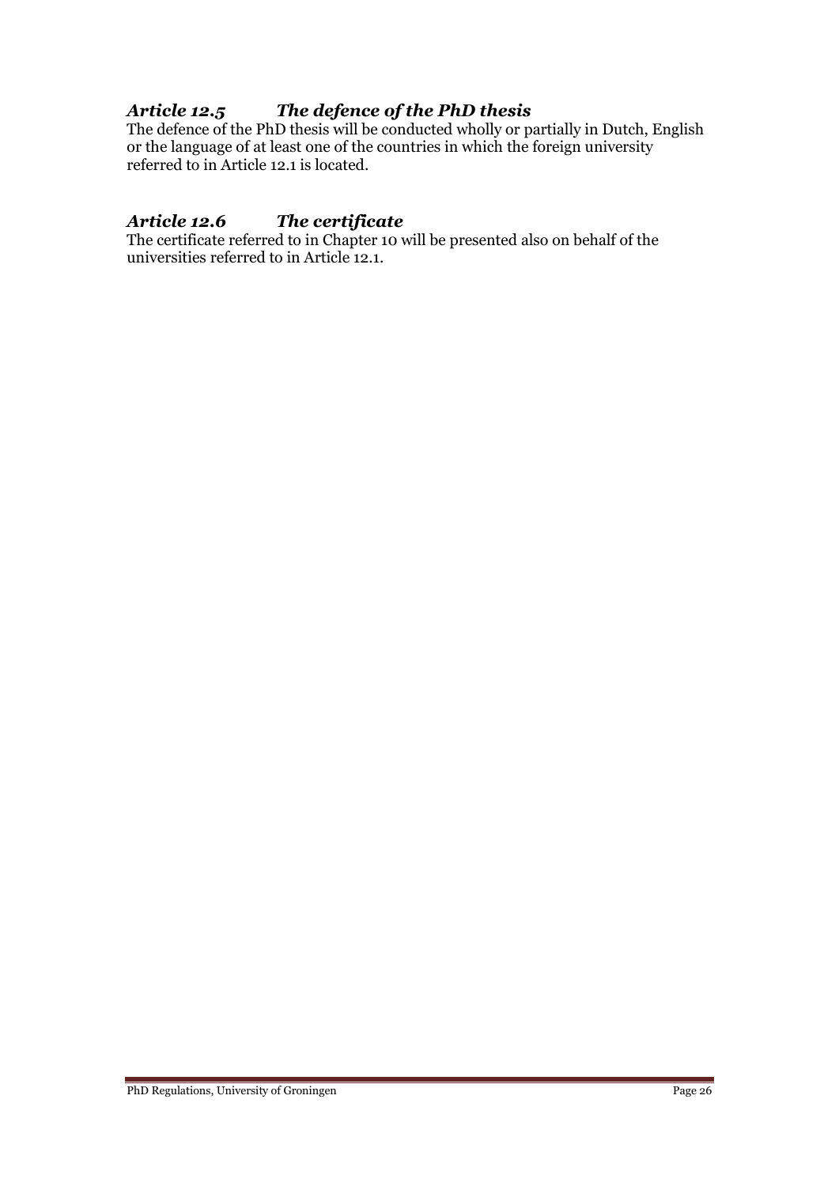### *Article 12.5 The defence of the PhD thesis*

The defence of the PhD thesis will be conducted wholly or partially in Dutch, English or the language of at least one of the countries in which the foreign university referred to in Article 12.1 is located.

### *Article 12.6 The certificate*

The certificate referred to in Chapter 10 will be presented also on behalf of the universities referred to in Article 12.1.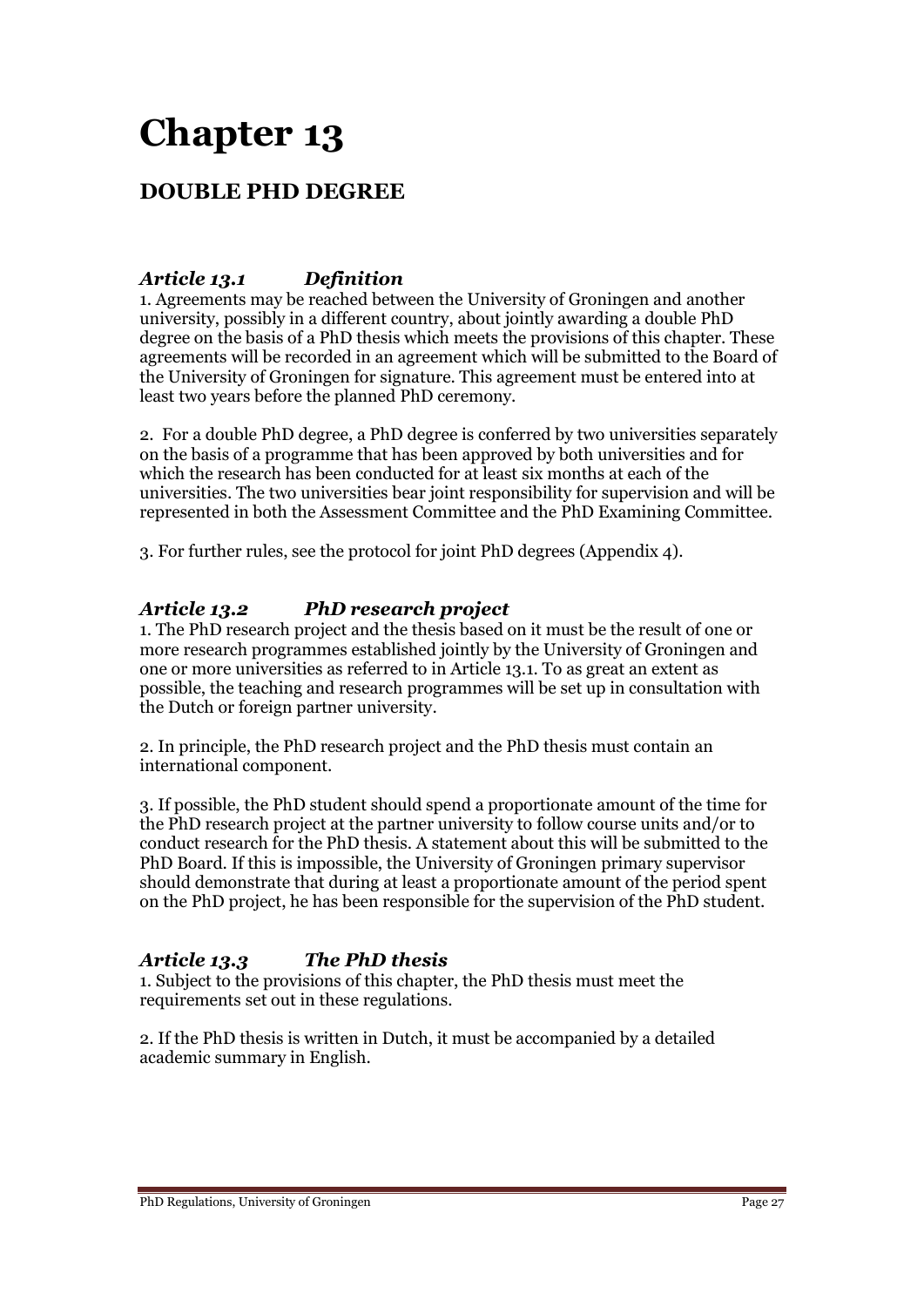# Chapter 13

## DOUBLE PHD DEGREE

### *Article 13.1 Definition*

1. Agreements may be reached between the University of Groningen and another university, possibly in a different country, about jointly awarding a double PhD degree on the basis of a PhD thesis which meets the provisions of this chapter. These agreements will be recorded in an agreement which will be submitted to the Board of the University of Groningen for signature. This agreement must be entered into at least two years before the planned PhD ceremony.

2. For a double PhD degree, a PhD degree is conferred by two universities separately on the basis of a programme that has been approved by both universities and for which the research has been conducted for at least six months at each of the universities. The two universities bear joint responsibility for supervision and will be represented in both the Assessment Committee and the PhD Examining Committee.

3. For further rules, see the protocol for joint PhD degrees (Appendix 4).

### *Article 13.2 PhD research project*

1. The PhD research project and the thesis based on it must be the result of one or more research programmes established jointly by the University of Groningen and one or more universities as referred to in Article 13.1. To as great an extent as possible, the teaching and research programmes will be set up in consultation with the Dutch or foreign partner university.

2. In principle, the PhD research project and the PhD thesis must contain an international component.

3. If possible, the PhD student should spend a proportionate amount of the time for the PhD research project at the partner university to follow course units and/or to conduct research for the PhD thesis. A statement about this will be submitted to the PhD Board. If this is impossible, the University of Groningen primary supervisor should demonstrate that during at least a proportionate amount of the period spent on the PhD project, he has been responsible for the supervision of the PhD student.

### *Article 13.3 The PhD thesis*

1. Subject to the provisions of this chapter, the PhD thesis must meet the requirements set out in these regulations.

2. If the PhD thesis is written in Dutch, it must be accompanied by a detailed academic summary in English.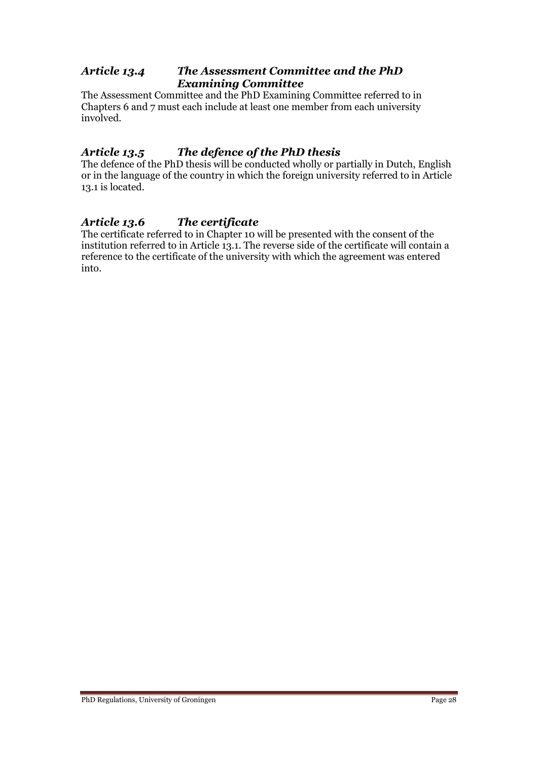### *Article 13.4 The Assessment Committee and the PhD Examining Committee*

The Assessment Committee and the PhD Examining Committee referred to in Chapters 6 and 7 must each include at least one member from each university involved.

### *Article 13.5 The defence of the PhD thesis*

The defence of the PhD thesis will be conducted wholly or partially in Dutch, English or in the language of the country in which the foreign university referred to in Article 13.1 is located.

### *Article 13.6 The certificate*

The certificate referred to in Chapter 10 will be presented with the consent of the institution referred to in Article 13.1. The reverse side of the certificate will contain a reference to the certificate of the university with which the agreement was entered into.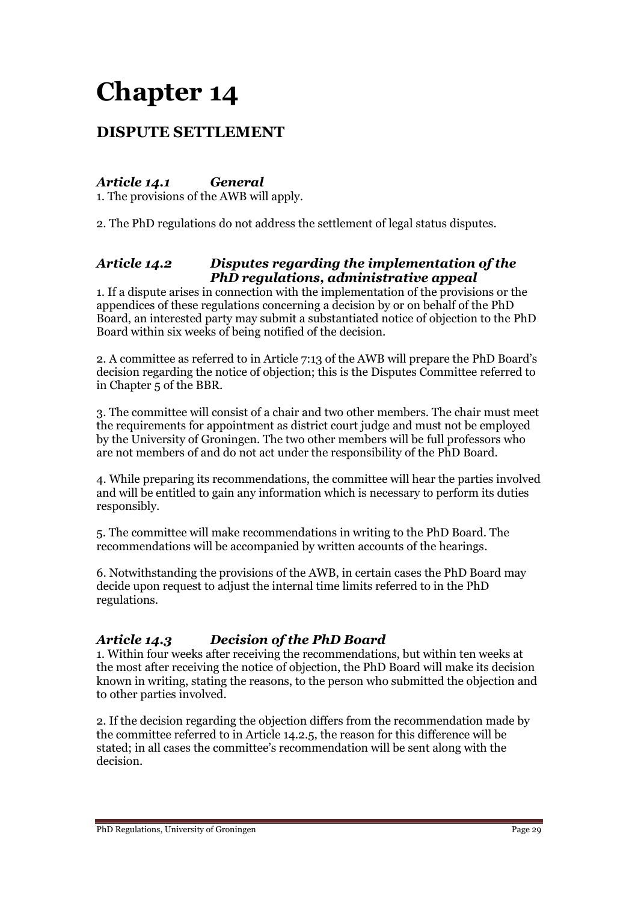# Chapter 14

## DISPUTE SETTLEMENT

### *Article 14.1 General*

1. The provisions of the AWB will apply.

2. The PhD regulations do not address the settlement of legal status disputes.

### *Article 14.2 Disputes regarding the implementation of the PhD regulations, administrative appeal*

1. If a dispute arises in connection with the implementation of the provisions or the appendices of these regulations concerning a decision by or on behalf of the PhD Board, an interested party may submit a substantiated notice of objection to the PhD Board within six weeks of being notified of the decision.

2. A committee as referred to in Article 7:13 of the AWB will prepare the PhD Board's decision regarding the notice of objection; this is the Disputes Committee referred to in Chapter 5 of the BBR.

3. The committee will consist of a chair and two other members. The chair must meet the requirements for appointment as district court judge and must not be employed by the University of Groningen. The two other members will be full professors who are not members of and do not act under the responsibility of the PhD Board.

4. While preparing its recommendations, the committee will hear the parties involved and will be entitled to gain any information which is necessary to perform its duties responsibly.

5. The committee will make recommendations in writing to the PhD Board. The recommendations will be accompanied by written accounts of the hearings.

6. Notwithstanding the provisions of the AWB, in certain cases the PhD Board may decide upon request to adjust the internal time limits referred to in the PhD regulations.

### *Article 14.3 Decision of the PhD Board*

1. Within four weeks after receiving the recommendations, but within ten weeks at the most after receiving the notice of objection, the PhD Board will make its decision known in writing, stating the reasons, to the person who submitted the objection and to other parties involved.

2. If the decision regarding the objection differs from the recommendation made by the committee referred to in Article 14.2.5, the reason for this difference will be stated; in all cases the committee's recommendation will be sent along with the decision.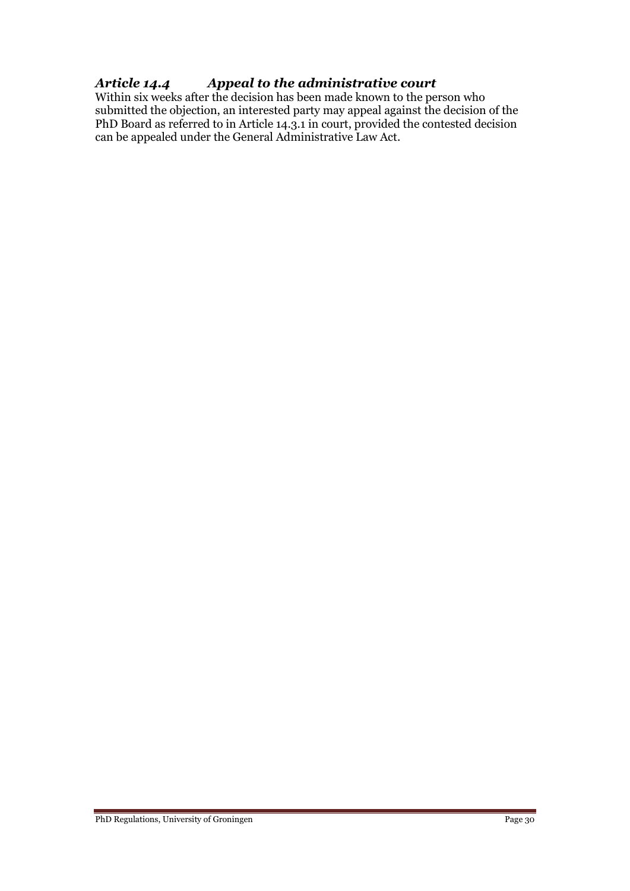### *Article 14.4 Appeal to the administrative court*

Within six weeks after the decision has been made known to the person who submitted the objection, an interested party may appeal against the decision of the PhD Board as referred to in Article 14.3.1 in court, provided the contested decision can be appealed under the General Administrative Law Act.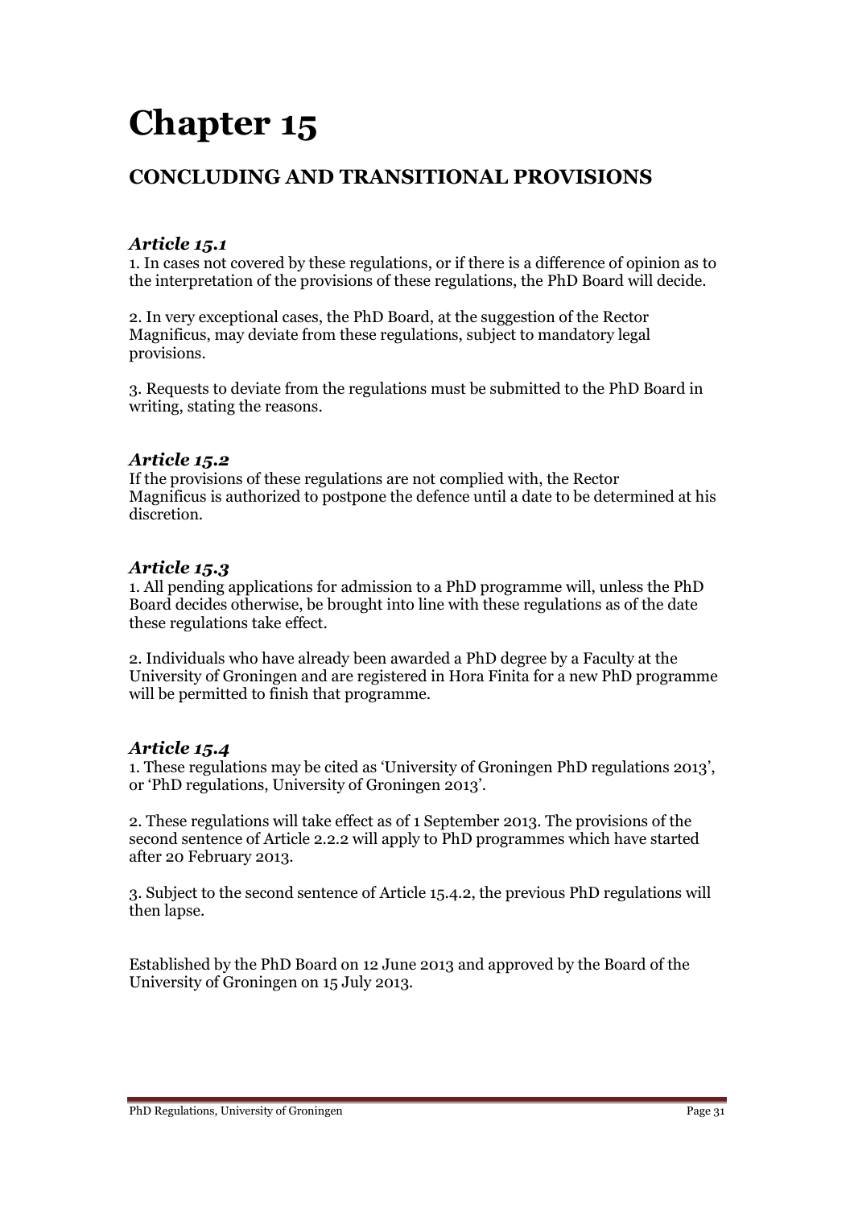# Chapter 15

## CONCLUDING AND TRANSITIONAL PROVISIONS

### *Article 15.1*

1. In cases not covered by these regulations, or if there is a difference of opinion as to the interpretation of the provisions of these regulations, the PhD Board will decide.

2. In very exceptional cases, the PhD Board, at the suggestion of the Rector Magnificus, may deviate from these regulations, subject to mandatory legal provisions.

3. Requests to deviate from the regulations must be submitted to the PhD Board in writing, stating the reasons.

### *Article 15.2*

If the provisions of these regulations are not complied with, the Rector Magnificus is authorized to postpone the defence until a date to be determined at his discretion.

### *Article 15.3*

1. All pending applications for admission to a PhD programme will, unless the PhD Board decides otherwise, be brought into line with these regulations as of the date these regulations take effect.

2. Individuals who have already been awarded a PhD degree by a Faculty at the University of Groningen and are registered in Hora Finita for a new PhD programme will be permitted to finish that programme.

### *Article 15.4*

1. These regulations may be cited as 'University of Groningen PhD regulations 2013', or 'PhD regulations, University of Groningen 2013'.

2. These regulations will take effect as of 1 September 2013. The provisions of the second sentence of Article 2.2.2 will apply to PhD programmes which have started after 20 February 2013.

3. Subject to the second sentence of Article 15.4.2, the previous PhD regulations will then lapse.

Established by the PhD Board on 12 June 2013 and approved by the Board of the University of Groningen on 15 July 2013.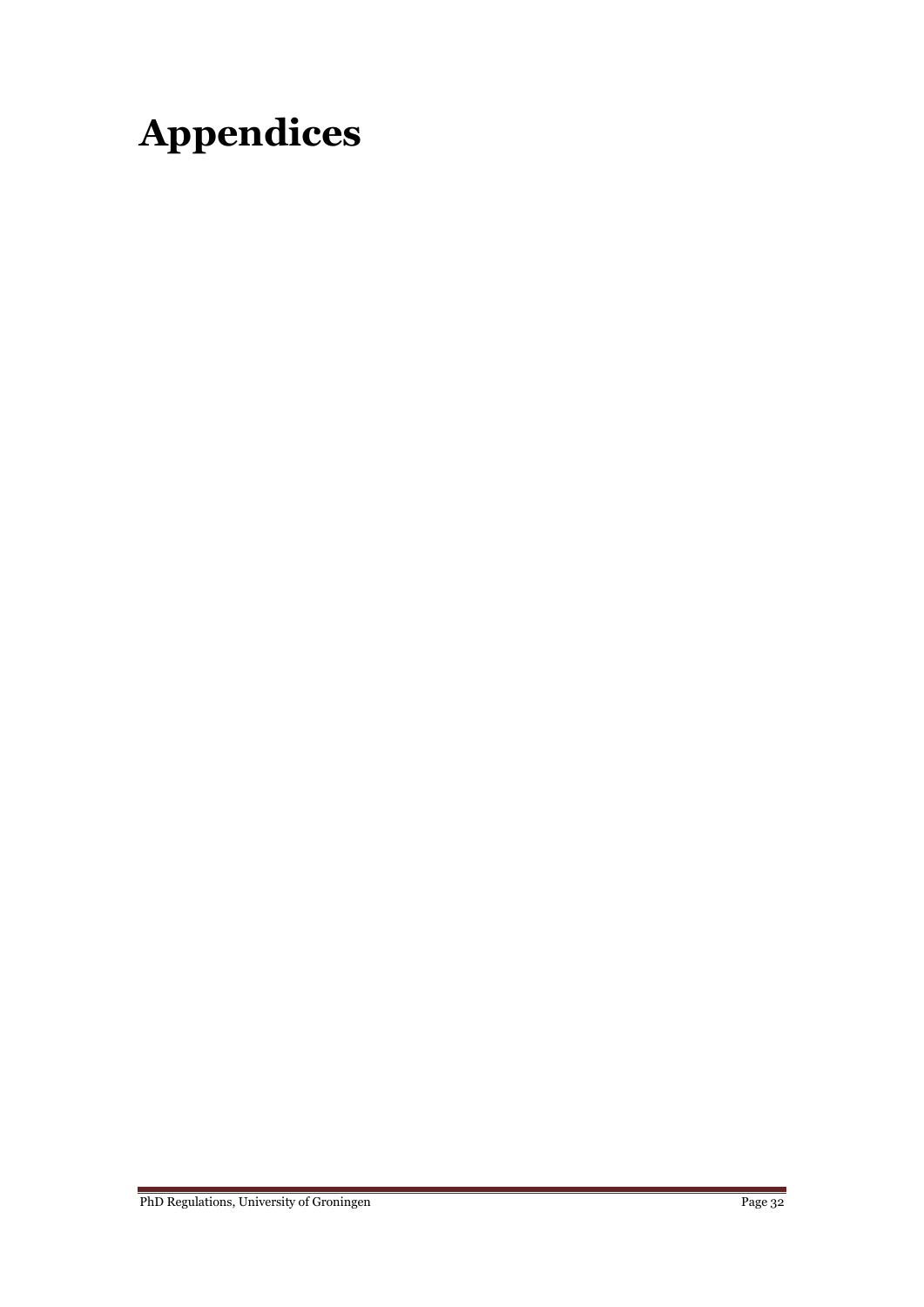# Appendices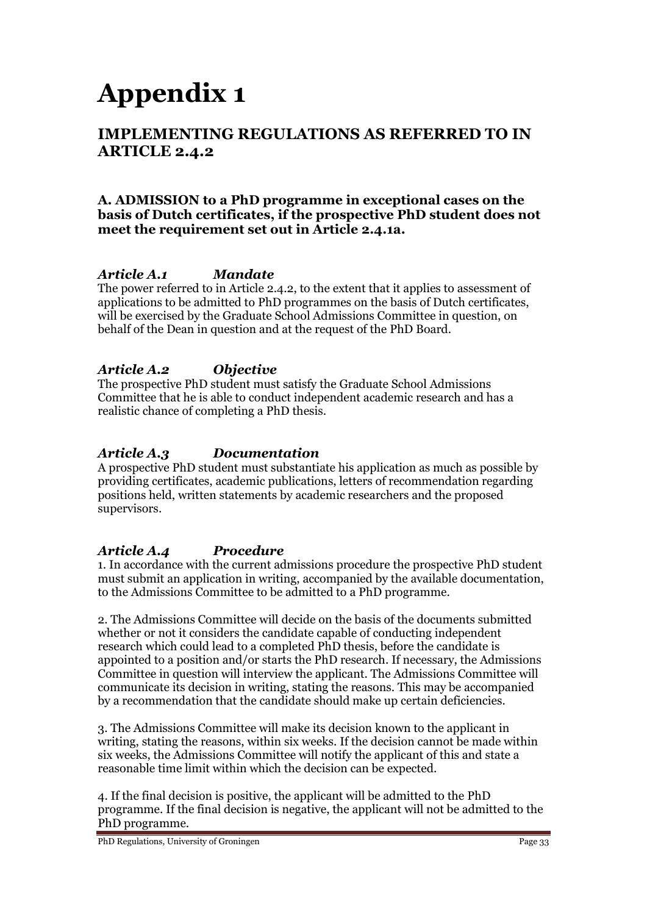# Appendix 1

## IMPLEMENTING REGULATIONS AS REFERRED TO IN ARTICLE 2.4.2

### A. ADMISSION to a PhD programme in exceptional cases on the basis of Dutch certificates, if the prospective PhD student does not meet the requirement set out in Article 2.4.1a.

#### *Article A.1 Mandate*

The power referred to in Article 2.4.2, to the extent that it applies to assessment of applications to be admitted to PhD programmes on the basis of Dutch certificates, will be exercised by the Graduate School Admissions Committee in question, on behalf of the Dean in question and at the request of the PhD Board.

#### *Article A.2 Objective*

The prospective PhD student must satisfy the Graduate School Admissions Committee that he is able to conduct independent academic research and has a realistic chance of completing a PhD thesis.

#### *Article A.3 Documentation*

A prospective PhD student must substantiate his application as much as possible by providing certificates, academic publications, letters of recommendation regarding positions held, written statements by academic researchers and the proposed supervisors.

#### *Article A.4 Procedure*

1. In accordance with the current admissions procedure the prospective PhD student must submit an application in writing, accompanied by the available documentation, to the Admissions Committee to be admitted to a PhD programme.

2. The Admissions Committee will decide on the basis of the documents submitted whether or not it considers the candidate capable of conducting independent research which could lead to a completed PhD thesis, before the candidate is appointed to a position and/or starts the PhD research. If necessary, the Admissions Committee in question will interview the applicant. The Admissions Committee will communicate its decision in writing, stating the reasons. This may be accompanied by a recommendation that the candidate should make up certain deficiencies.

3. The Admissions Committee will make its decision known to the applicant in writing, stating the reasons, within six weeks. If the decision cannot be made within six weeks, the Admissions Committee will notify the applicant of this and state a reasonable time limit within which the decision can be expected.

4. If the final decision is positive, the applicant will be admitted to the PhD programme. If the final decision is negative, the applicant will not be admitted to the PhD programme.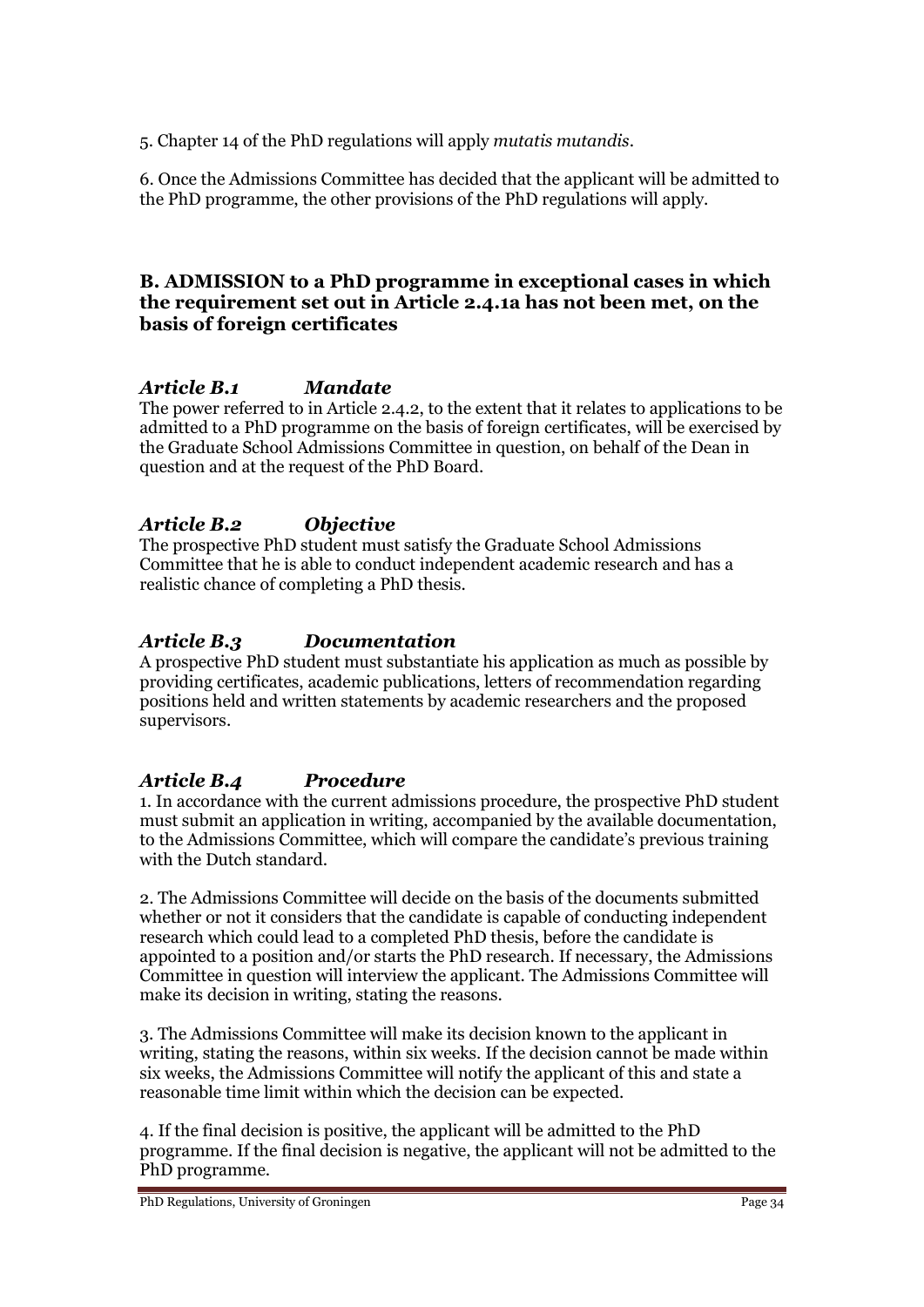5. Chapter 14 of the PhD regulations will apply *mutatis mutandis*.

6. Once the Admissions Committee has decided that the applicant will be admitted to the PhD programme, the other provisions of the PhD regulations will apply.

## B. ADMISSION to a PhD programme in exceptional cases in which the requirement set out in Article 2.4.1a has not been met, on the basis of foreign certificates

### *Article B.1 Mandate*

The power referred to in Article 2.4.2, to the extent that it relates to applications to be admitted to a PhD programme on the basis of foreign certificates, will be exercised by the Graduate School Admissions Committee in question, on behalf of the Dean in question and at the request of the PhD Board.

### *Article B.2 Objective*

The prospective PhD student must satisfy the Graduate School Admissions Committee that he is able to conduct independent academic research and has a realistic chance of completing a PhD thesis.

### *Article B.3 Documentation*

A prospective PhD student must substantiate his application as much as possible by providing certificates, academic publications, letters of recommendation regarding positions held and written statements by academic researchers and the proposed supervisors.

### *Article B.4 Procedure*

1. In accordance with the current admissions procedure, the prospective PhD student must submit an application in writing, accompanied by the available documentation, to the Admissions Committee, which will compare the candidate's previous training with the Dutch standard.

2. The Admissions Committee will decide on the basis of the documents submitted whether or not it considers that the candidate is capable of conducting independent research which could lead to a completed PhD thesis, before the candidate is appointed to a position and/or starts the PhD research. If necessary, the Admissions Committee in question will interview the applicant. The Admissions Committee will make its decision in writing, stating the reasons.

3. The Admissions Committee will make its decision known to the applicant in writing, stating the reasons, within six weeks. If the decision cannot be made within six weeks, the Admissions Committee will notify the applicant of this and state a reasonable time limit within which the decision can be expected.

4. If the final decision is positive, the applicant will be admitted to the PhD programme. If the final decision is negative, the applicant will not be admitted to the PhD programme.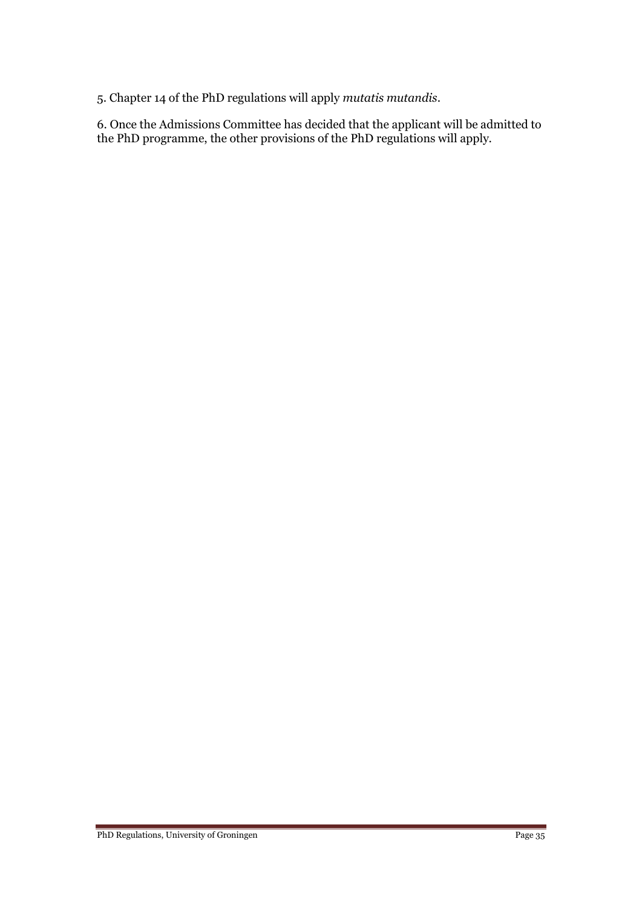5. Chapter 14 of the PhD regulations will apply *mutatis mutandis*.

6. Once the Admissions Committee has decided that the applicant will be admitted to the PhD programme, the other provisions of the PhD regulations will apply.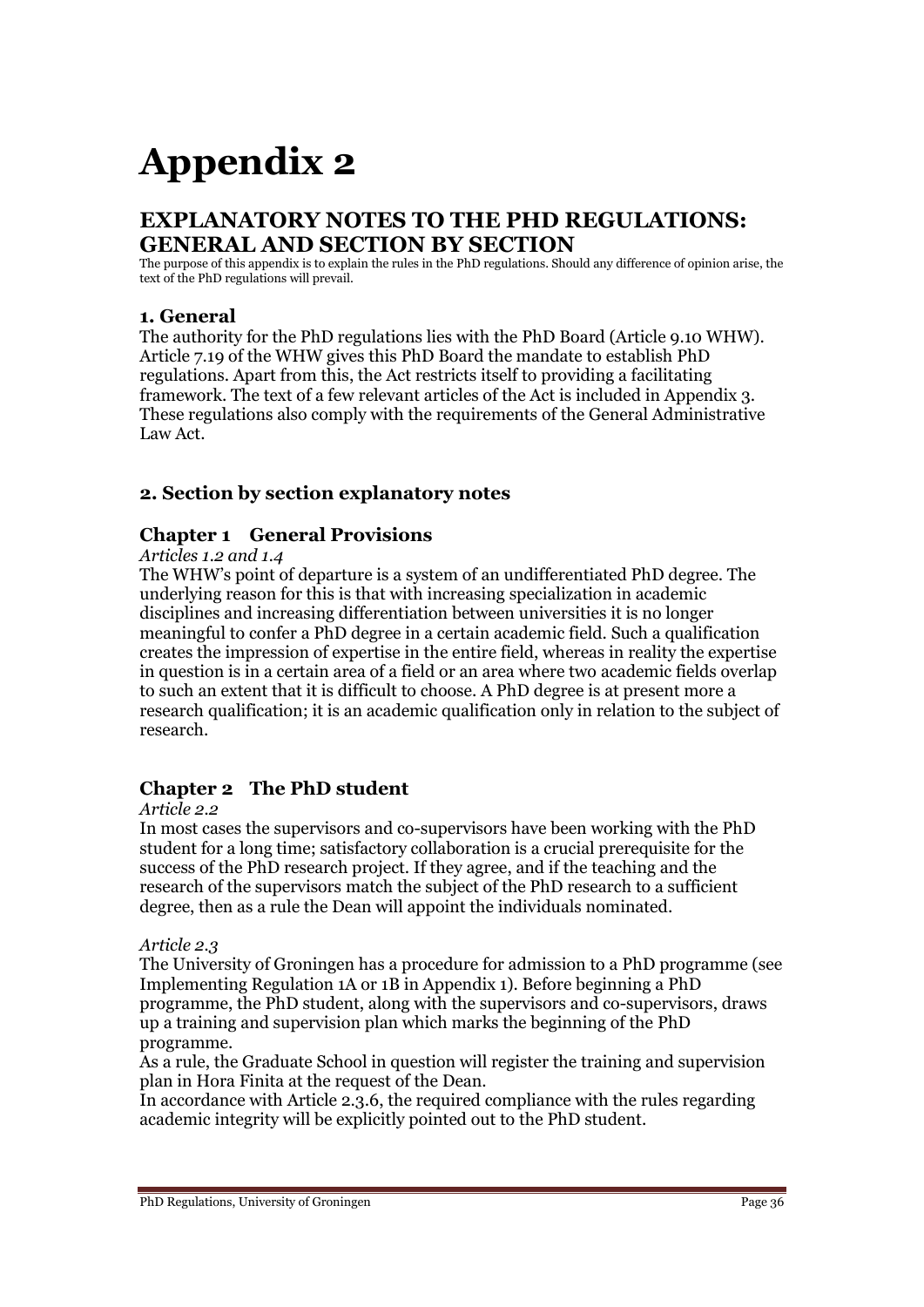# Appendix 2

## EXPLANATORY NOTES TO THE PHD REGULATIONS: GENERAL AND SECTION BY SECTION

The purpose of this appendix is to explain the rules in the PhD regulations. Should any difference of opinion arise, the text of the PhD regulations will prevail.

### 1. General

The authority for the PhD regulations lies with the PhD Board (Article 9.10 WHW). Article 7.19 of the WHW gives this PhD Board the mandate to establish PhD regulations. Apart from this, the Act restricts itself to providing a facilitating framework. The text of a few relevant articles of the Act is included in Appendix 3. These regulations also comply with the requirements of the General Administrative Law Act.

### 2. Section by section explanatory notes

### Chapter 1 General Provisions

*Articles 1.2 and 1.4*

The WHW's point of departure is a system of an undifferentiated PhD degree. The underlying reason for this is that with increasing specialization in academic disciplines and increasing differentiation between universities it is no longer meaningful to confer a PhD degree in a certain academic field. Such a qualification creates the impression of expertise in the entire field, whereas in reality the expertise in question is in a certain area of a field or an area where two academic fields overlap to such an extent that it is difficult to choose. A PhD degree is at present more a research qualification; it is an academic qualification only in relation to the subject of research.

### Chapter 2 The PhD student

*Article 2.2*

In most cases the supervisors and co-supervisors have been working with the PhD student for a long time; satisfactory collaboration is a crucial prerequisite for the success of the PhD research project. If they agree, and if the teaching and the research of the supervisors match the subject of the PhD research to a sufficient degree, then as a rule the Dean will appoint the individuals nominated.

*Article 2.3*

The University of Groningen has a procedure for admission to a PhD programme (see Implementing Regulation 1A or 1B in Appendix 1). Before beginning a PhD programme, the PhD student, along with the supervisors and co-supervisors, draws up a training and supervision plan which marks the beginning of the PhD programme.

As a rule, the Graduate School in question will register the training and supervision plan in Hora Finita at the request of the Dean.

In accordance with Article 2.3.6, the required compliance with the rules regarding academic integrity will be explicitly pointed out to the PhD student.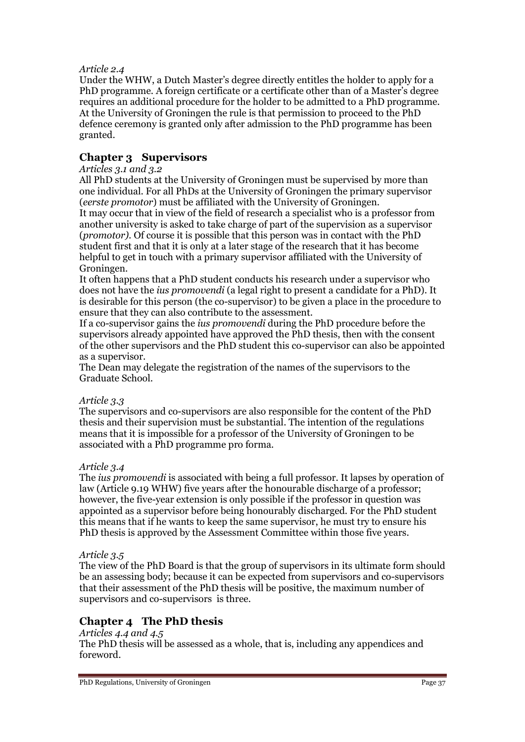*Article 2.4*

Under the WHW, a Dutch Master's degree directly entitles the holder to apply for a PhD programme. A foreign certificate or a certificate other than of a Master's degree requires an additional procedure for the holder to be admitted to a PhD programme. At the University of Groningen the rule is that permission to proceed to the PhD defence ceremony is granted only after admission to the PhD programme has been granted.

## Chapter 3 Supervisors

*Articles 3.1 and 3.2*

All PhD students at the University of Groningen must be supervised by more than one individual. For all PhDs at the University of Groningen the primary supervisor (*eerste promotor*) must be affiliated with the University of Groningen.

It may occur that in view of the field of research a specialist who is a professor from another university is asked to take charge of part of the supervision as a supervisor (*promotor)*. Of course it is possible that this person was in contact with the PhD student first and that it is only at a later stage of the research that it has become helpful to get in touch with a primary supervisor affiliated with the University of Groningen.

It often happens that a PhD student conducts his research under a supervisor who does not have the *ius promovendi* (a legal right to present a candidate for a PhD). It is desirable for this person (the co-supervisor) to be given a place in the procedure to ensure that they can also contribute to the assessment.

If a co-supervisor gains the *ius promovendi* during the PhD procedure before the supervisors already appointed have approved the PhD thesis, then with the consent of the other supervisors and the PhD student this co-supervisor can also be appointed as a supervisor.

The Dean may delegate the registration of the names of the supervisors to the Graduate School.

*Article 3.3*

The supervisors and co-supervisors are also responsible for the content of the PhD thesis and their supervision must be substantial. The intention of the regulations means that it is impossible for a professor of the University of Groningen to be associated with a PhD programme pro forma.

*Article 3.4*

The *ius promovendi* is associated with being a full professor. It lapses by operation of law (Article 9.19 WHW) five years after the honourable discharge of a professor; however, the five-year extension is only possible if the professor in question was appointed as a supervisor before being honourably discharged. For the PhD student this means that if he wants to keep the same supervisor, he must try to ensure his PhD thesis is approved by the Assessment Committee within those five years.

*Article 3.5*

The view of the PhD Board is that the group of supervisors in its ultimate form should be an assessing body; because it can be expected from supervisors and co-supervisors that their assessment of the PhD thesis will be positive, the maximum number of supervisors and co-supervisors is three.

## Chapter 4 The PhD thesis

*Articles 4.4 and 4.5*

The PhD thesis will be assessed as a whole, that is, including any appendices and foreword.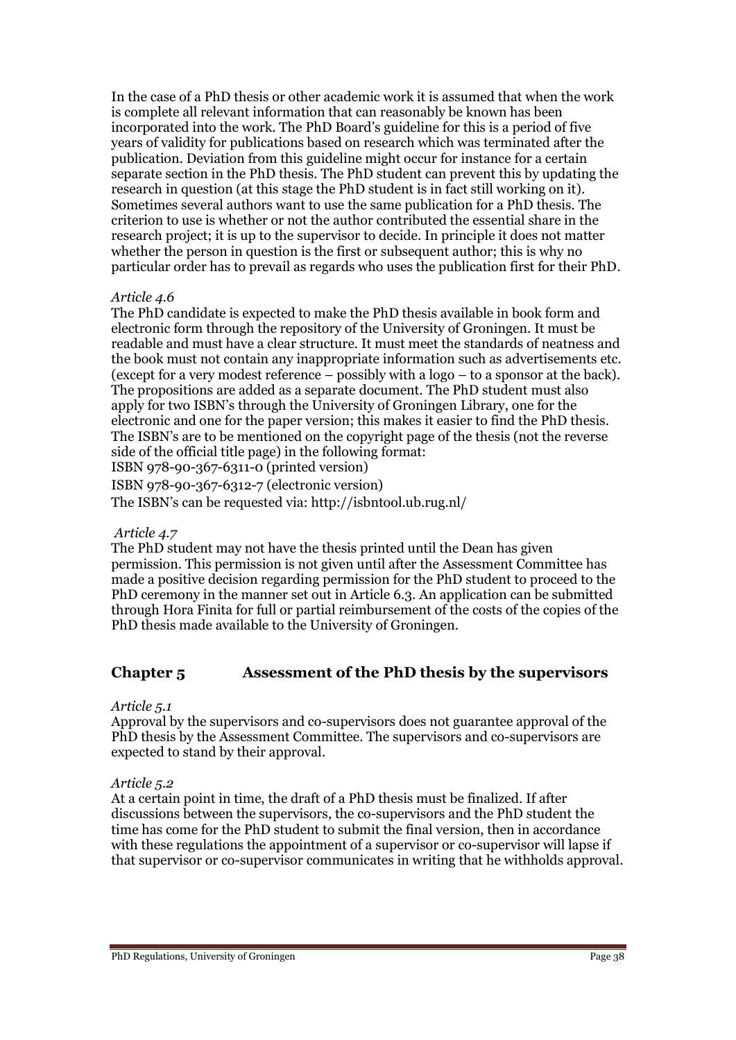In the case of a PhD thesis or other academic work it is assumed that when the work is complete all relevant information that can reasonably be known has been incorporated into the work. The PhD Board's guideline for this is a period of five years of validity for publications based on research which was terminated after the publication. Deviation from this guideline might occur for instance for a certain separate section in the PhD thesis. The PhD student can prevent this by updating the research in question (at this stage the PhD student is in fact still working on it). Sometimes several authors want to use the same publication for a PhD thesis. The criterion to use is whether or not the author contributed the essential share in the research project; it is up to the supervisor to decide. In principle it does not matter whether the person in question is the first or subsequent author; this is why no particular order has to prevail as regards who uses the publication first for their PhD.

*Article 4.6*

The PhD candidate is expected to make the PhD thesis available in book form and electronic form through the repository of the University of Groningen. It must be readable and must have a clear structure. It must meet the standards of neatness and the book must not contain any inappropriate information such as advertisements etc. (except for a very modest reference – possibly with a logo – to a sponsor at the back). The propositions are added as a separate document. The PhD student must also apply for two ISBN's through the University of Groningen Library, one for the electronic and one for the paper version; this makes it easier to find the PhD thesis. The ISBN's are to be mentioned on the copyright page of the thesis (not the reverse side of the official title page) in the following format:

ISBN 978-90-367-6311-0 (printed version)

ISBN 978-90-367-6312-7 (electronic version)

The ISBN's can be requested via: http://isbntool.ub.rug.nl/

*Article 4.7*

The PhD student may not have the thesis printed until the Dean has given permission. This permission is not given until after the Assessment Committee has made a positive decision regarding permission for the PhD student to proceed to the PhD ceremony in the manner set out in Article 6.3. An application can be submitted through Hora Finita for full or partial reimbursement of the costs of the copies of the PhD thesis made available to the University of Groningen.

## Chapter 5 Assessment of the PhD thesis by the supervisors

*Article 5.1*

Approval by the supervisors and co-supervisors does not guarantee approval of the PhD thesis by the Assessment Committee. The supervisors and co-supervisors are expected to stand by their approval.

*Article 5.2*

At a certain point in time, the draft of a PhD thesis must be finalized. If after discussions between the supervisors, the co-supervisors and the PhD student the time has come for the PhD student to submit the final version, then in accordance with these regulations the appointment of a supervisor or co-supervisor will lapse if that supervisor or co-supervisor communicates in writing that he withholds approval.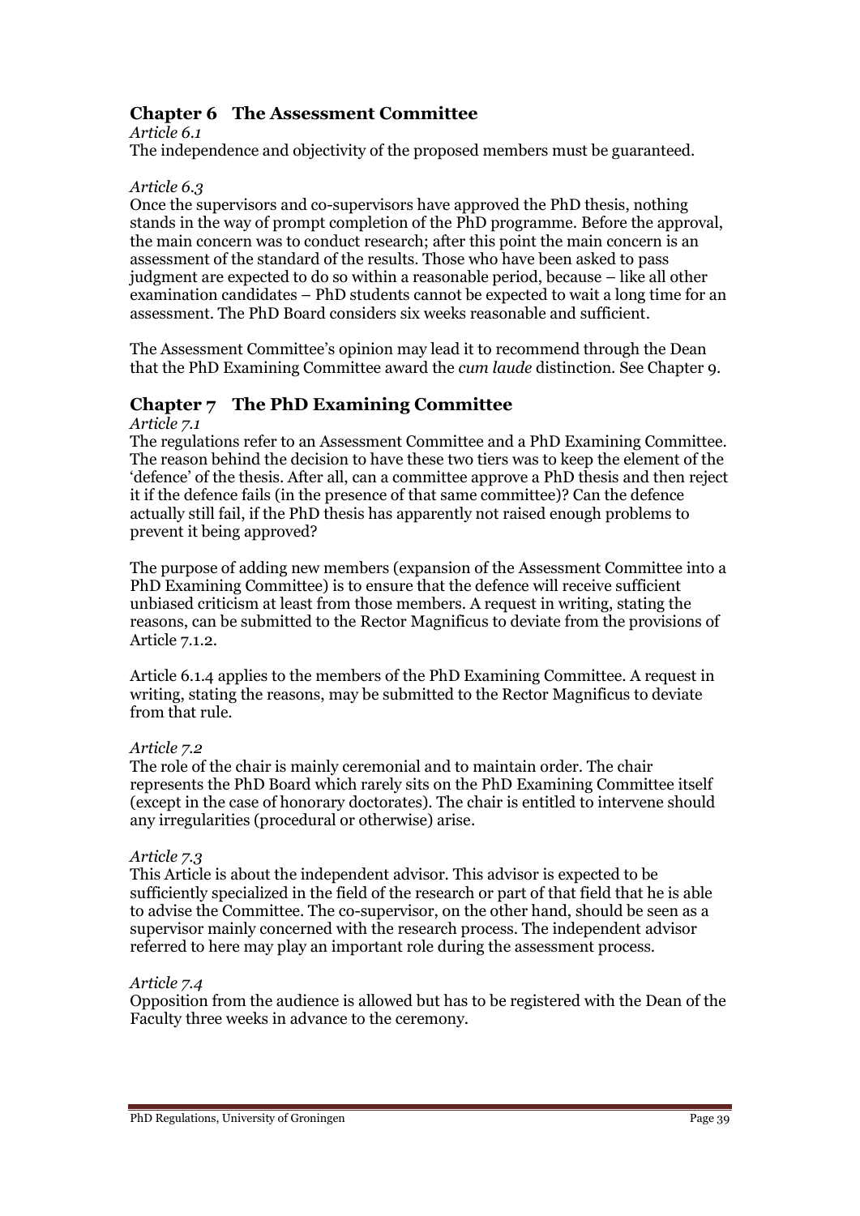## Chapter 6 The Assessment Committee

*Article 6.1*

The independence and objectivity of the proposed members must be guaranteed.

*Article 6.3*

Once the supervisors and co-supervisors have approved the PhD thesis, nothing stands in the way of prompt completion of the PhD programme. Before the approval, the main concern was to conduct research; after this point the main concern is an assessment of the standard of the results. Those who have been asked to pass judgment are expected to do so within a reasonable period, because – like all other examination candidates – PhD students cannot be expected to wait a long time for an assessment. The PhD Board considers six weeks reasonable and sufficient.

The Assessment Committee's opinion may lead it to recommend through the Dean that the PhD Examining Committee award the *cum laude* distinction. See Chapter 9.

## Chapter 7 The PhD Examining Committee

*Article 7.1*

The regulations refer to an Assessment Committee and a PhD Examining Committee. The reason behind the decision to have these two tiers was to keep the element of the 'defence' of the thesis. After all, can a committee approve a PhD thesis and then reject it if the defence fails (in the presence of that same committee)? Can the defence actually still fail, if the PhD thesis has apparently not raised enough problems to prevent it being approved?

The purpose of adding new members (expansion of the Assessment Committee into a PhD Examining Committee) is to ensure that the defence will receive sufficient unbiased criticism at least from those members. A request in writing, stating the reasons, can be submitted to the Rector Magnificus to deviate from the provisions of Article 7.1.2.

Article 6.1.4 applies to the members of the PhD Examining Committee. A request in writing, stating the reasons, may be submitted to the Rector Magnificus to deviate from that rule.

*Article 7.2*

The role of the chair is mainly ceremonial and to maintain order. The chair represents the PhD Board which rarely sits on the PhD Examining Committee itself (except in the case of honorary doctorates). The chair is entitled to intervene should any irregularities (procedural or otherwise) arise.

*Article 7.3*

This Article is about the independent advisor. This advisor is expected to be sufficiently specialized in the field of the research or part of that field that he is able to advise the Committee. The co-supervisor, on the other hand, should be seen as a supervisor mainly concerned with the research process. The independent advisor referred to here may play an important role during the assessment process.

*Article 7.4*

Opposition from the audience is allowed but has to be registered with the Dean of the Faculty three weeks in advance to the ceremony.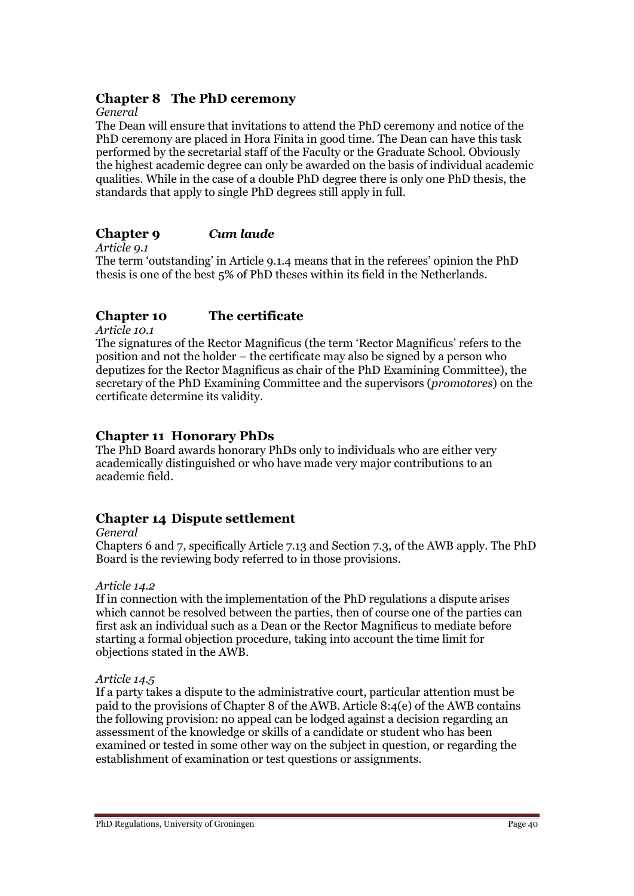## Chapter 8 The PhD ceremony

*General*

The Dean will ensure that invitations to attend the PhD ceremony and notice of the PhD ceremony are placed in Hora Finita in good time. The Dean can have this task performed by the secretarial staff of the Faculty or the Graduate School. Obviously the highest academic degree can only be awarded on the basis of individual academic qualities. While in the case of a double PhD degree there is only one PhD thesis, the standards that apply to single PhD degrees still apply in full.

## Chapter 9 *Cum laude*

*Article 9.1*

The term 'outstanding' in Article 9.1.4 means that in the referees' opinion the PhD thesis is one of the best 5% of PhD theses within its field in the Netherlands.

## Chapter 10 The certificate

*Article 10.1*

The signatures of the Rector Magnificus (the term 'Rector Magnificus' refers to the position and not the holder – the certificate may also be signed by a person who deputizes for the Rector Magnificus as chair of the PhD Examining Committee), the secretary of the PhD Examining Committee and the supervisors (*promotores*) on the certificate determine its validity.

## Chapter 11 Honorary PhDs

The PhD Board awards honorary PhDs only to individuals who are either very academically distinguished or who have made very major contributions to an academic field.

## Chapter 14 Dispute settlement

*General*

Chapters 6 and 7, specifically Article 7.13 and Section 7.3, of the AWB apply. The PhD Board is the reviewing body referred to in those provisions.

*Article 14.2*

If in connection with the implementation of the PhD regulations a dispute arises which cannot be resolved between the parties, then of course one of the parties can first ask an individual such as a Dean or the Rector Magnificus to mediate before starting a formal objection procedure, taking into account the time limit for objections stated in the AWB.

*Article 14.5*

If a party takes a dispute to the administrative court, particular attention must be paid to the provisions of Chapter 8 of the AWB. Article 8:4(e) of the AWB contains the following provision: no appeal can be lodged against a decision regarding an assessment of the knowledge or skills of a candidate or student who has been examined or tested in some other way on the subject in question, or regarding the establishment of examination or test questions or assignments.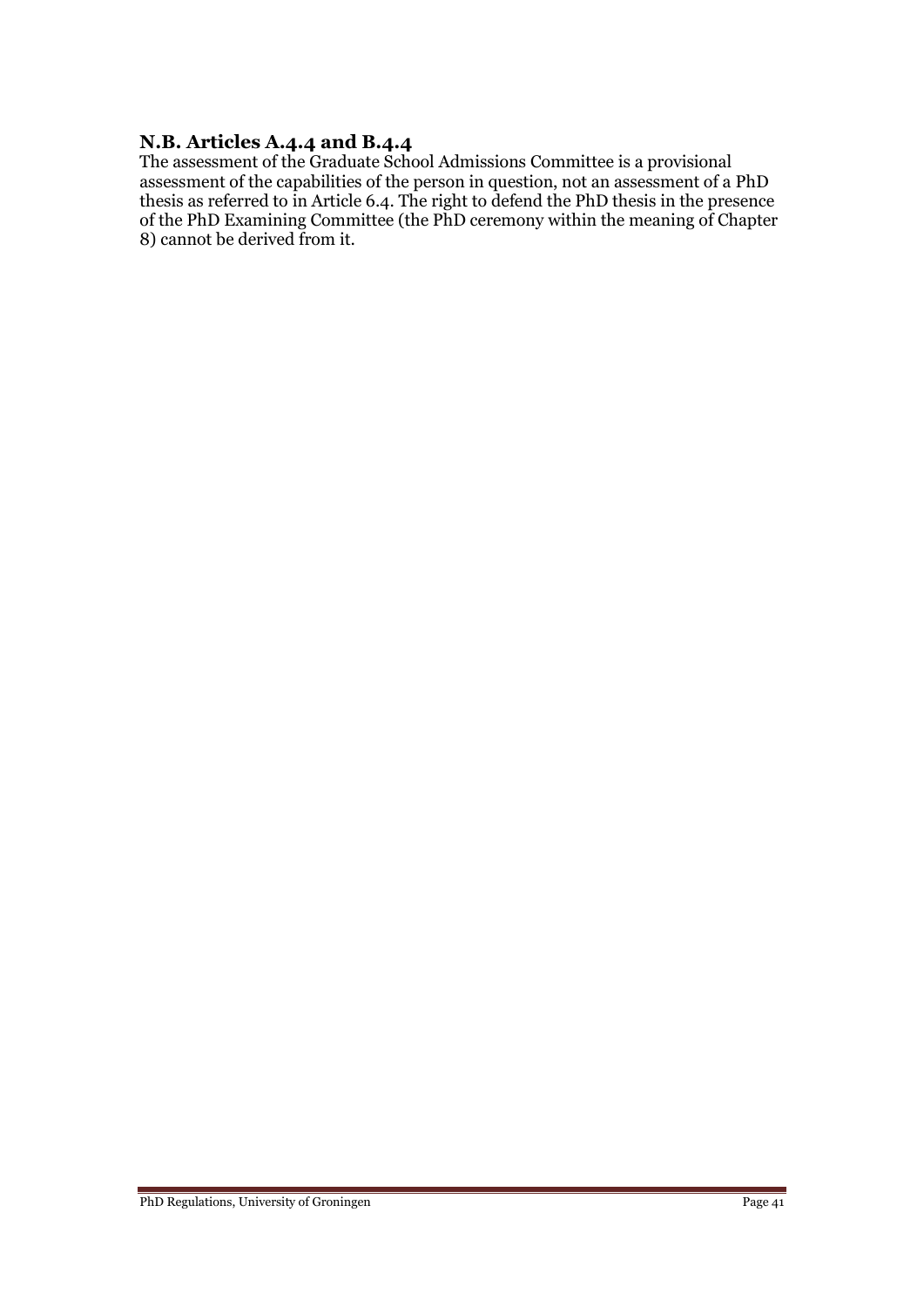## N.B. Articles A.4.4 and B.4.4

The assessment of the Graduate School Admissions Committee is a provisional assessment of the capabilities of the person in question, not an assessment of a PhD thesis as referred to in Article 6.4. The right to defend the PhD thesis in the presence of the PhD Examining Committee (the PhD ceremony within the meaning of Chapter 8) cannot be derived from it.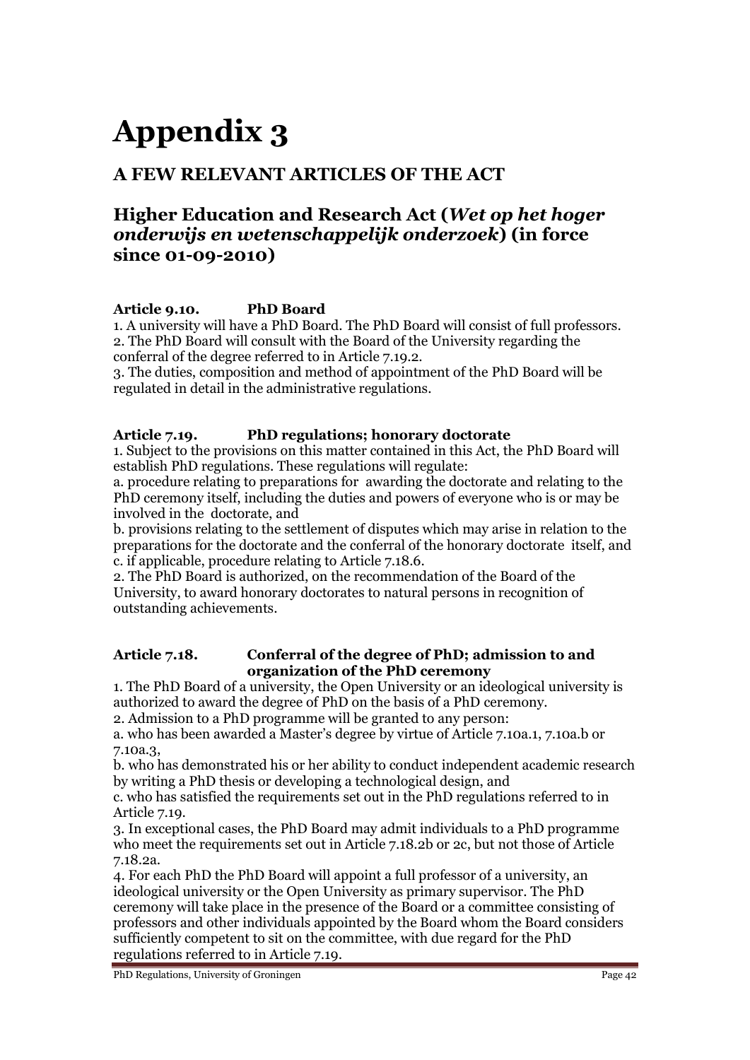# Appendix 3

## A FEW RELEVANT ARTICLES OF THE ACT

## Higher Education and Research Act (*Wet op het hoger onderwijs en wetenschappelijk onderzoek*) (in force since 01-09-2010)

**Article 9.10. PhD Board**

1. A university will have a PhD Board. The PhD Board will consist of full professors.
2. The PhD Board will consult with the Board of the University regarding the conferral of the degree referred to in Article 7.19.2.
3. The duties, composition and method of appointment of the PhD Board will be regulated in detail in the administrative regulations.

**Article 7.19. PhD regulations; honorary doctorate**

1. Subject to the provisions on this matter contained in this Act, the PhD Board will establish PhD regulations. These regulations will regulate:
a. procedure relating to preparations for awarding the doctorate and relating to the PhD ceremony itself, including the duties and powers of everyone who is or may be involved in the doctorate, and
b. provisions relating to the settlement of disputes which may arise in relation to the preparations for the doctorate and the conferral of the honorary doctorate itself, and
c. if applicable, procedure relating to Article 7.18.6.
2. The PhD Board is authorized, on the recommendation of the Board of the University, to award honorary doctorates to natural persons in recognition of outstanding achievements.

**Article 7.18. Conferral of the degree of PhD; admission to and organization of the PhD ceremony**

1. The PhD Board of a university, the Open University or an ideological university is authorized to award the degree of PhD on the basis of a PhD ceremony.
2. Admission to a PhD programme will be granted to any person:
a. who has been awarded a Master's degree by virtue of Article 7.10a.1, 7.10a.b or 7.10a.3,
b. who has demonstrated his or her ability to conduct independent academic research by writing a PhD thesis or developing a technological design, and
c. who has satisfied the requirements set out in the PhD regulations referred to in Article 7.19.
3. In exceptional cases, the PhD Board may admit individuals to a PhD programme who meet the requirements set out in Article 7.18.2b or 2c, but not those of Article 7.18.2a.
4. For each PhD the PhD Board will appoint a full professor of a university, an ideological university or the Open University as primary supervisor. The PhD ceremony will take place in the presence of the Board or a committee consisting of professors and other individuals appointed by the Board whom the Board considers sufficiently competent to sit on the committee, with due regard for the PhD regulations referred to in Article 7.19.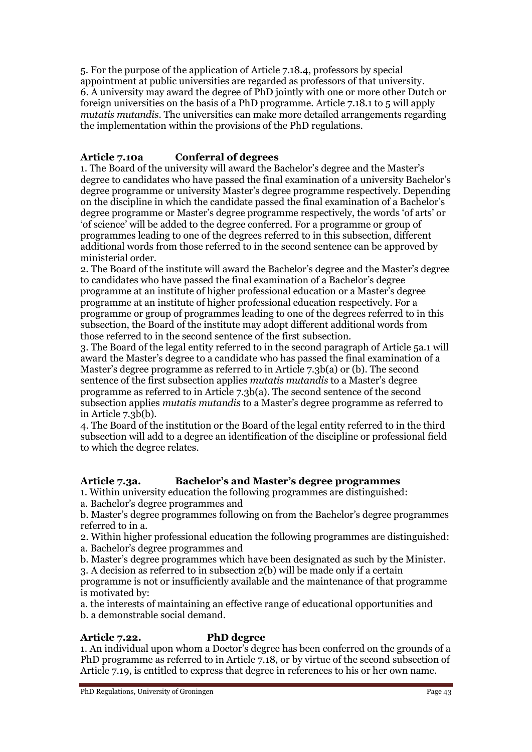5. For the purpose of the application of Article 7.18.4, professors by special appointment at public universities are regarded as professors of that university.
6. A university may award the degree of PhD jointly with one or more other Dutch or foreign universities on the basis of a PhD programme. Article 7.18.1 to 5 will apply *mutatis mutandis*. The universities can make more detailed arrangements regarding the implementation within the provisions of the PhD regulations.

### Article 7.10a Conferral of degrees

1. The Board of the university will award the Bachelor's degree and the Master's degree to candidates who have passed the final examination of a university Bachelor's degree programme or university Master's degree programme respectively. Depending on the discipline in which the candidate passed the final examination of a Bachelor's degree programme or Master's degree programme respectively, the words 'of arts' or 'of science' will be added to the degree conferred. For a programme or group of programmes leading to one of the degrees referred to in this subsection, different additional words from those referred to in the second sentence can be approved by ministerial order.
2. The Board of the institute will award the Bachelor's degree and the Master's degree to candidates who have passed the final examination of a Bachelor's degree programme at an institute of higher professional education or a Master's degree programme at an institute of higher professional education respectively. For a programme or group of programmes leading to one of the degrees referred to in this subsection, the Board of the institute may adopt different additional words from those referred to in the second sentence of the first subsection.
3. The Board of the legal entity referred to in the second paragraph of Article 5a.1 will award the Master's degree to a candidate who has passed the final examination of a Master's degree programme as referred to in Article 7.3b(a) or (b). The second sentence of the first subsection applies *mutatis mutandis* to a Master's degree programme as referred to in Article 7.3b(a). The second sentence of the second subsection applies *mutatis mutandis* to a Master's degree programme as referred to in Article 7.3b(b).
4. The Board of the institution or the Board of the legal entity referred to in the third subsection will add to a degree an identification of the discipline or professional field to which the degree relates.

### Article 7.3a. Bachelor's and Master's degree programmes

1. Within university education the following programmes are distinguished:
a. Bachelor's degree programmes and
b. Master's degree programmes following on from the Bachelor's degree programmes referred to in a.
2. Within higher professional education the following programmes are distinguished:
a. Bachelor's degree programmes and
b. Master's degree programmes which have been designated as such by the Minister.
3. A decision as referred to in subsection 2(b) will be made only if a certain programme is not or insufficiently available and the maintenance of that programme is motivated by:
a. the interests of maintaining an effective range of educational opportunities and
b. a demonstrable social demand.

### Article 7.22. PhD degree

1. An individual upon whom a Doctor's degree has been conferred on the grounds of a PhD programme as referred to in Article 7.18, or by virtue of the second subsection of Article 7.19, is entitled to express that degree in references to his or her own name.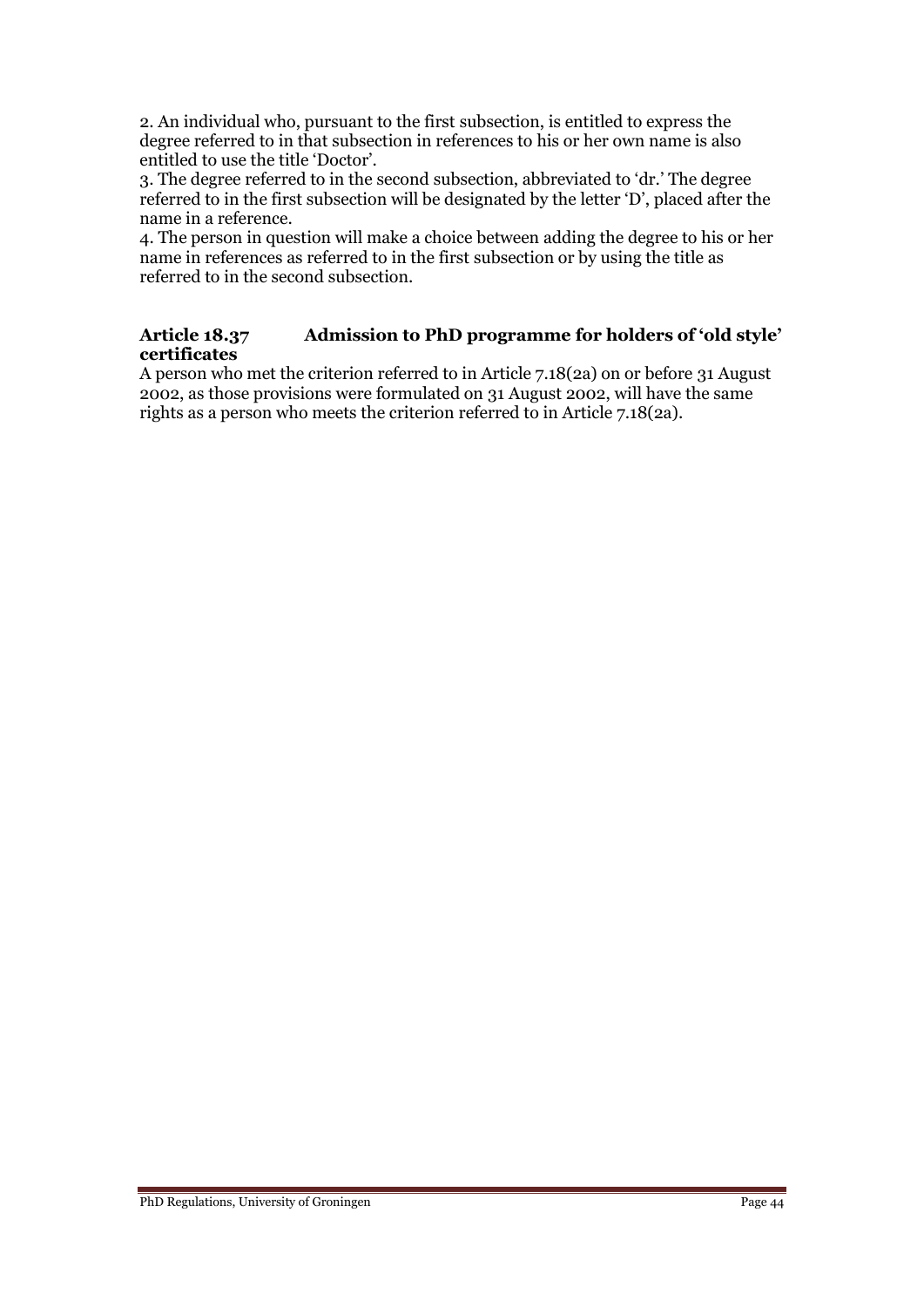2. An individual who, pursuant to the first subsection, is entitled to express the degree referred to in that subsection in references to his or her own name is also entitled to use the title 'Doctor'.
3. The degree referred to in the second subsection, abbreviated to 'dr.' The degree referred to in the first subsection will be designated by the letter 'D', placed after the name in a reference.
4. The person in question will make a choice between adding the degree to his or her name in references as referred to in the first subsection or by using the title as referred to in the second subsection.

### Article 18.37 Admission to PhD programme for holders of 'old style' certificates

A person who met the criterion referred to in Article 7.18(2a) on or before 31 August 2002, as those provisions were formulated on 31 August 2002, will have the same rights as a person who meets the criterion referred to in Article 7.18(2a).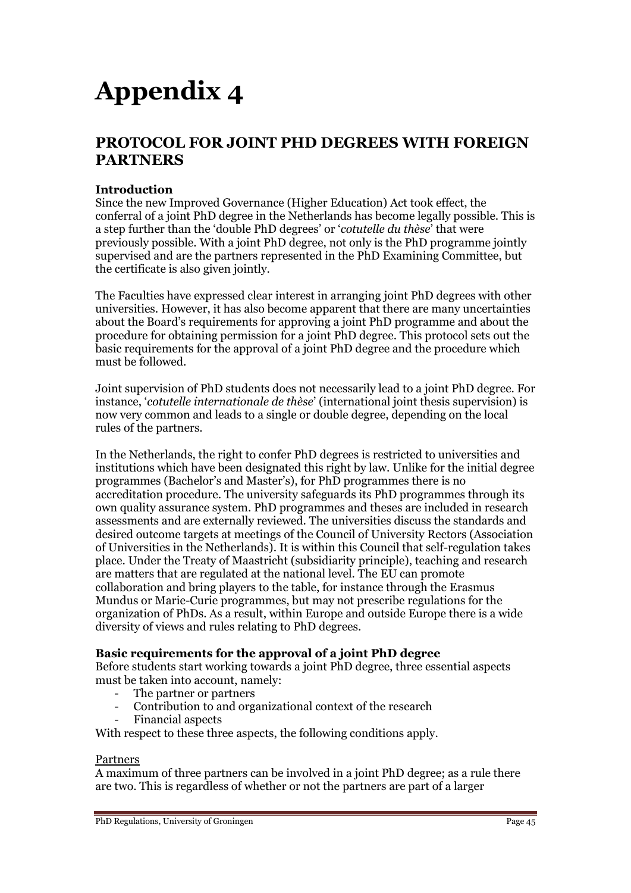# Appendix 4

## PROTOCOL FOR JOINT PHD DEGREES WITH FOREIGN PARTNERS

**Introduction**

Since the new Improved Governance (Higher Education) Act took effect, the conferral of a joint PhD degree in the Netherlands has become legally possible. This is a step further than the 'double PhD degrees' or '*cotutelle du thèse*' that were previously possible. With a joint PhD degree, not only is the PhD programme jointly supervised and are the partners represented in the PhD Examining Committee, but the certificate is also given jointly.

The Faculties have expressed clear interest in arranging joint PhD degrees with other universities. However, it has also become apparent that there are many uncertainties about the Board's requirements for approving a joint PhD programme and about the procedure for obtaining permission for a joint PhD degree. This protocol sets out the basic requirements for the approval of a joint PhD degree and the procedure which must be followed.

Joint supervision of PhD students does not necessarily lead to a joint PhD degree. For instance, '*cotutelle internationale de thèse*' (international joint thesis supervision) is now very common and leads to a single or double degree, depending on the local rules of the partners.

In the Netherlands, the right to confer PhD degrees is restricted to universities and institutions which have been designated this right by law. Unlike for the initial degree programmes (Bachelor's and Master's), for PhD programmes there is no accreditation procedure. The university safeguards its PhD programmes through its own quality assurance system. PhD programmes and theses are included in research assessments and are externally reviewed. The universities discuss the standards and desired outcome targets at meetings of the Council of University Rectors (Association of Universities in the Netherlands). It is within this Council that self-regulation takes place. Under the Treaty of Maastricht (subsidiarity principle), teaching and research are matters that are regulated at the national level. The EU can promote collaboration and bring players to the table, for instance through the Erasmus Mundus or Marie-Curie programmes, but may not prescribe regulations for the organization of PhDs. As a result, within Europe and outside Europe there is a wide diversity of views and rules relating to PhD degrees.

**Basic requirements for the approval of a joint PhD degree**

Before students start working towards a joint PhD degree, three essential aspects must be taken into account, namely:

- The partner or partners
- Contribution to and organizational context of the research
- Financial aspects

With respect to these three aspects, the following conditions apply.

Partners

A maximum of three partners can be involved in a joint PhD degree; as a rule there are two. This is regardless of whether or not the partners are part of a larger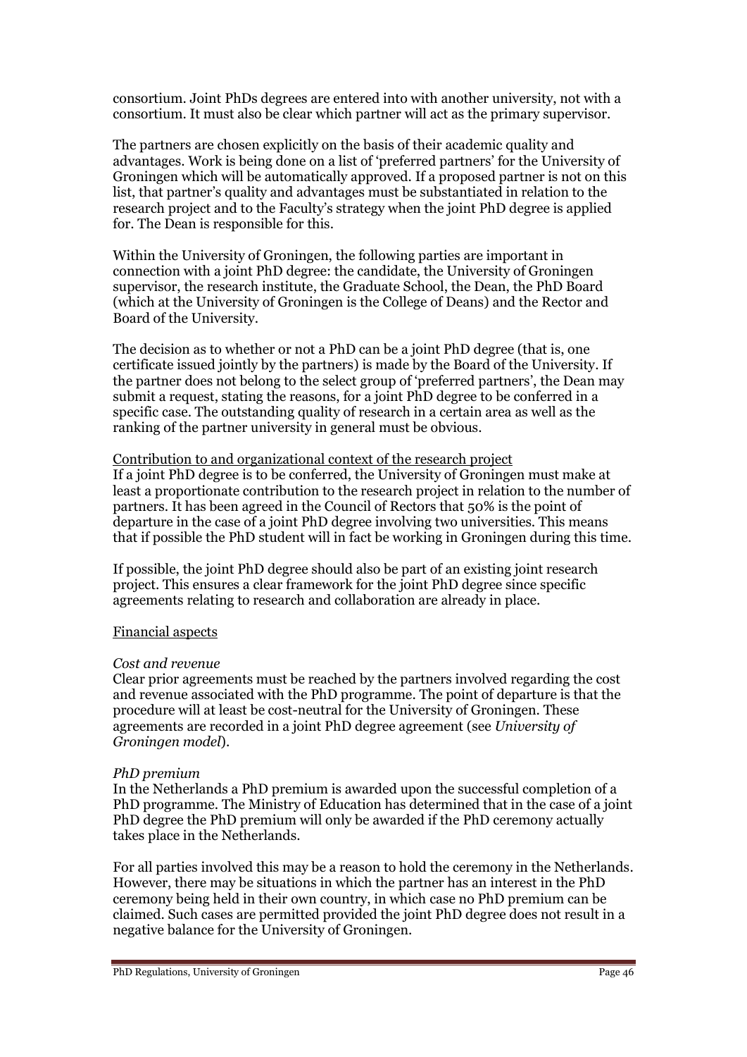consortium. Joint PhDs degrees are entered into with another university, not with a consortium. It must also be clear which partner will act as the primary supervisor.

The partners are chosen explicitly on the basis of their academic quality and advantages. Work is being done on a list of 'preferred partners' for the University of Groningen which will be automatically approved. If a proposed partner is not on this list, that partner's quality and advantages must be substantiated in relation to the research project and to the Faculty's strategy when the joint PhD degree is applied for. The Dean is responsible for this.

Within the University of Groningen, the following parties are important in connection with a joint PhD degree: the candidate, the University of Groningen supervisor, the research institute, the Graduate School, the Dean, the PhD Board (which at the University of Groningen is the College of Deans) and the Rector and Board of the University.

The decision as to whether or not a PhD can be a joint PhD degree (that is, one certificate issued jointly by the partners) is made by the Board of the University. If the partner does not belong to the select group of 'preferred partners', the Dean may submit a request, stating the reasons, for a joint PhD degree to be conferred in a specific case. The outstanding quality of research in a certain area as well as the ranking of the partner university in general must be obvious.

Contribution to and organizational context of the research project

If a joint PhD degree is to be conferred, the University of Groningen must make at least a proportionate contribution to the research project in relation to the number of partners. It has been agreed in the Council of Rectors that 50% is the point of departure in the case of a joint PhD degree involving two universities. This means that if possible the PhD student will in fact be working in Groningen during this time.

If possible, the joint PhD degree should also be part of an existing joint research project. This ensures a clear framework for the joint PhD degree since specific agreements relating to research and collaboration are already in place.

Financial aspects

*Cost and revenue*

Clear prior agreements must be reached by the partners involved regarding the cost and revenue associated with the PhD programme. The point of departure is that the procedure will at least be cost-neutral for the University of Groningen. These agreements are recorded in a joint PhD degree agreement (see *University of Groningen model*).

*PhD premium*

In the Netherlands a PhD premium is awarded upon the successful completion of a PhD programme. The Ministry of Education has determined that in the case of a joint PhD degree the PhD premium will only be awarded if the PhD ceremony actually takes place in the Netherlands.

For all parties involved this may be a reason to hold the ceremony in the Netherlands. However, there may be situations in which the partner has an interest in the PhD ceremony being held in their own country, in which case no PhD premium can be claimed. Such cases are permitted provided the joint PhD degree does not result in a negative balance for the University of Groningen.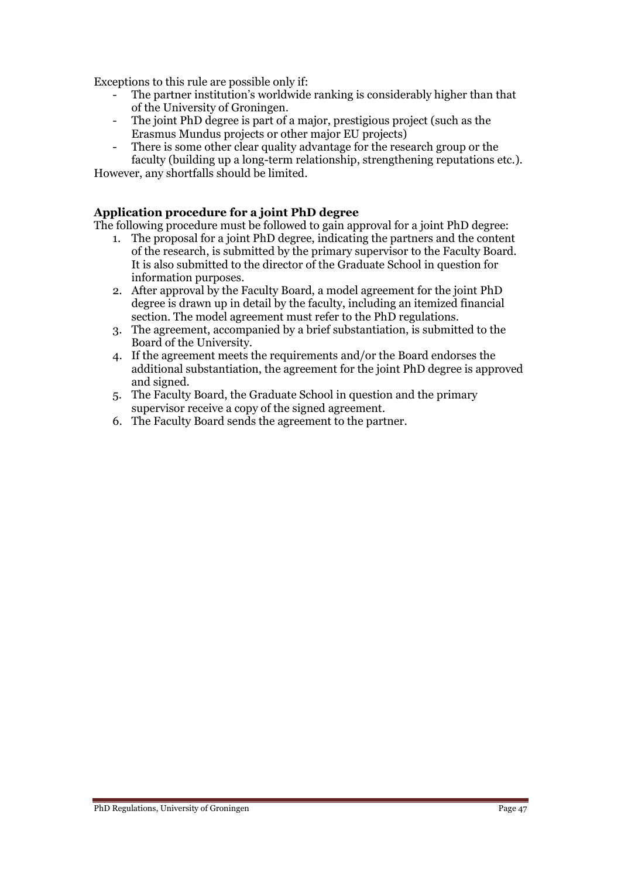Exceptions to this rule are possible only if:

- The partner institution's worldwide ranking is considerably higher than that of the University of Groningen.
- The joint PhD degree is part of a major, prestigious project (such as the Erasmus Mundus projects or other major EU projects)
- There is some other clear quality advantage for the research group or the faculty (building up a long-term relationship, strengthening reputations etc.).

However, any shortfalls should be limited.

**Application procedure for a joint PhD degree**

The following procedure must be followed to gain approval for a joint PhD degree:

1. The proposal for a joint PhD degree, indicating the partners and the content of the research, is submitted by the primary supervisor to the Faculty Board. It is also submitted to the director of the Graduate School in question for information purposes.
2. After approval by the Faculty Board, a model agreement for the joint PhD degree is drawn up in detail by the faculty, including an itemized financial section. The model agreement must refer to the PhD regulations.
3. The agreement, accompanied by a brief substantiation, is submitted to the Board of the University.
4. If the agreement meets the requirements and/or the Board endorses the additional substantiation, the agreement for the joint PhD degree is approved and signed.
5. The Faculty Board, the Graduate School in question and the primary supervisor receive a copy of the signed agreement.
6. The Faculty Board sends the agreement to the partner.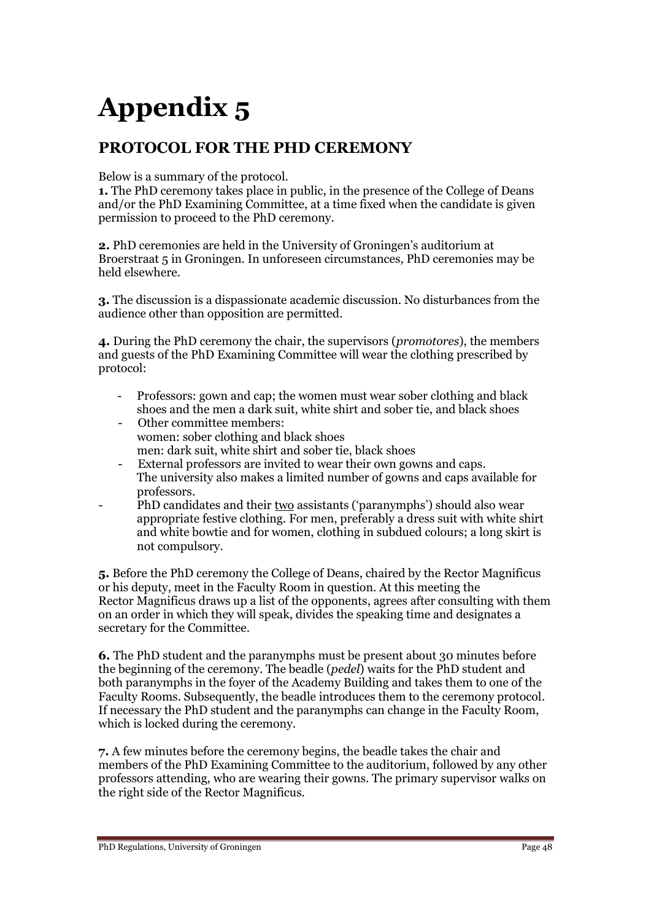# Appendix 5

## PROTOCOL FOR THE PHD CEREMONY

Below is a summary of the protocol.

**1.** The PhD ceremony takes place in public, in the presence of the College of Deans and/or the PhD Examining Committee, at a time fixed when the candidate is given permission to proceed to the PhD ceremony.

**2.** PhD ceremonies are held in the University of Groningen's auditorium at Broerstraat 5 in Groningen. In unforeseen circumstances, PhD ceremonies may be held elsewhere.

**3.** The discussion is a dispassionate academic discussion. No disturbances from the audience other than opposition are permitted.

**4.** During the PhD ceremony the chair, the supervisors (*promotores*), the members and guests of the PhD Examining Committee will wear the clothing prescribed by protocol:

- Professors: gown and cap; the women must wear sober clothing and black shoes and the men a dark suit, white shirt and sober tie, and black shoes
- Other committee members:
  women: sober clothing and black shoes
  men: dark suit, white shirt and sober tie, black shoes
- External professors are invited to wear their own gowns and caps. The university also makes a limited number of gowns and caps available for professors.
- PhD candidates and their <u>two</u> assistants ('paranymphs') should also wear appropriate festive clothing. For men, preferably a dress suit with white shirt and white bowtie and for women, clothing in subdued colours; a long skirt is not compulsory.

**5.** Before the PhD ceremony the College of Deans, chaired by the Rector Magnificus or his deputy, meet in the Faculty Room in question. At this meeting the Rector Magnificus draws up a list of the opponents, agrees after consulting with them on an order in which they will speak, divides the speaking time and designates a secretary for the Committee.

**6.** The PhD student and the paranymphs must be present about 30 minutes before the beginning of the ceremony. The beadle (*pedel*) waits for the PhD student and both paranymphs in the foyer of the Academy Building and takes them to one of the Faculty Rooms. Subsequently, the beadle introduces them to the ceremony protocol. If necessary the PhD student and the paranymphs can change in the Faculty Room, which is locked during the ceremony.

**7.** A few minutes before the ceremony begins, the beadle takes the chair and members of the PhD Examining Committee to the auditorium, followed by any other professors attending, who are wearing their gowns. The primary supervisor walks on the right side of the Rector Magnificus.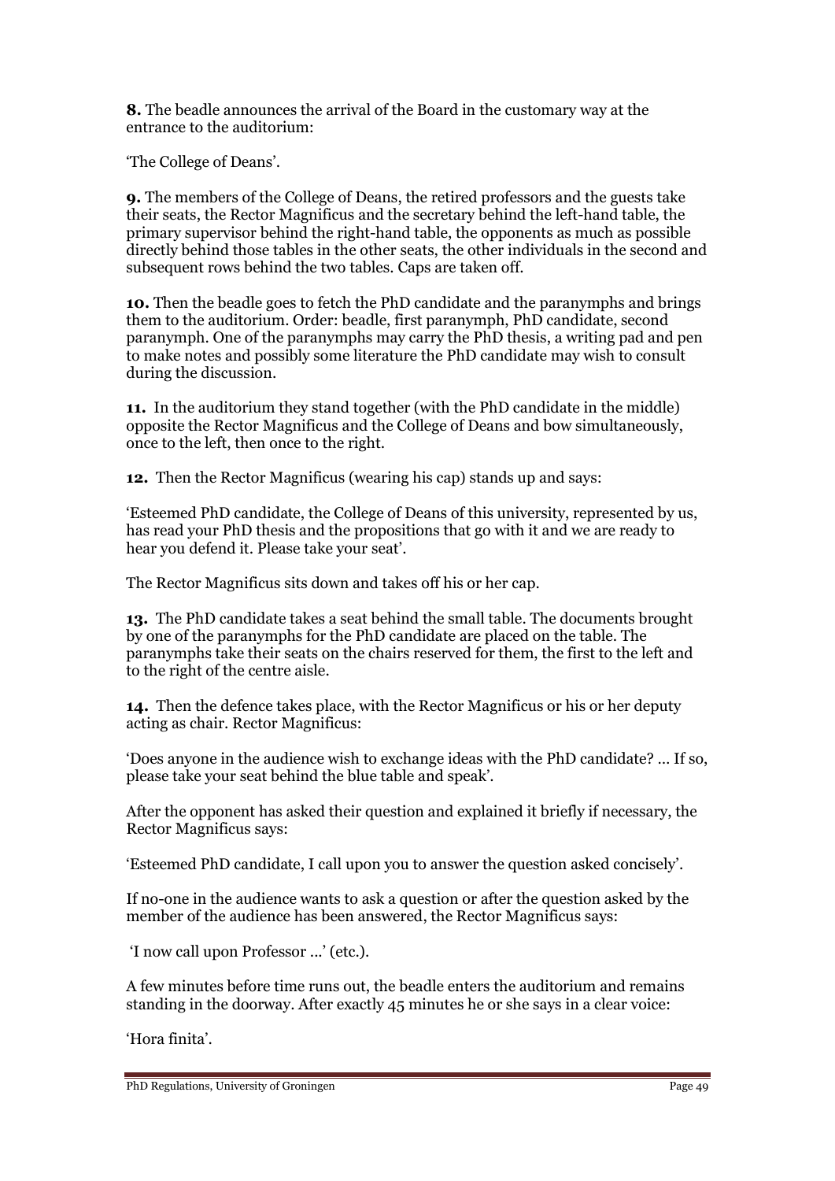**8.** The beadle announces the arrival of the Board in the customary way at the entrance to the auditorium:

'The College of Deans'.

**9.** The members of the College of Deans, the retired professors and the guests take their seats, the Rector Magnificus and the secretary behind the left-hand table, the primary supervisor behind the right-hand table, the opponents as much as possible directly behind those tables in the other seats, the other individuals in the second and subsequent rows behind the two tables. Caps are taken off.

**10.** Then the beadle goes to fetch the PhD candidate and the paranymphs and brings them to the auditorium. Order: beadle, first paranymph, PhD candidate, second paranymph. One of the paranymphs may carry the PhD thesis, a writing pad and pen to make notes and possibly some literature the PhD candidate may wish to consult during the discussion.

**11.** In the auditorium they stand together (with the PhD candidate in the middle) opposite the Rector Magnificus and the College of Deans and bow simultaneously, once to the left, then once to the right.

**12.** Then the Rector Magnificus (wearing his cap) stands up and says:

'Esteemed PhD candidate, the College of Deans of this university, represented by us, has read your PhD thesis and the propositions that go with it and we are ready to hear you defend it. Please take your seat'.

The Rector Magnificus sits down and takes off his or her cap.

**13.** The PhD candidate takes a seat behind the small table. The documents brought by one of the paranymphs for the PhD candidate are placed on the table. The paranymphs take their seats on the chairs reserved for them, the first to the left and to the right of the centre aisle.

**14.** Then the defence takes place, with the Rector Magnificus or his or her deputy acting as chair. Rector Magnificus:

'Does anyone in the audience wish to exchange ideas with the PhD candidate? ... If so, please take your seat behind the blue table and speak'.

After the opponent has asked their question and explained it briefly if necessary, the Rector Magnificus says:

'Esteemed PhD candidate, I call upon you to answer the question asked concisely'.

If no-one in the audience wants to ask a question or after the question asked by the member of the audience has been answered, the Rector Magnificus says:

'I now call upon Professor ...' (etc.).

A few minutes before time runs out, the beadle enters the auditorium and remains standing in the doorway. After exactly 45 minutes he or she says in a clear voice:

'Hora finita'.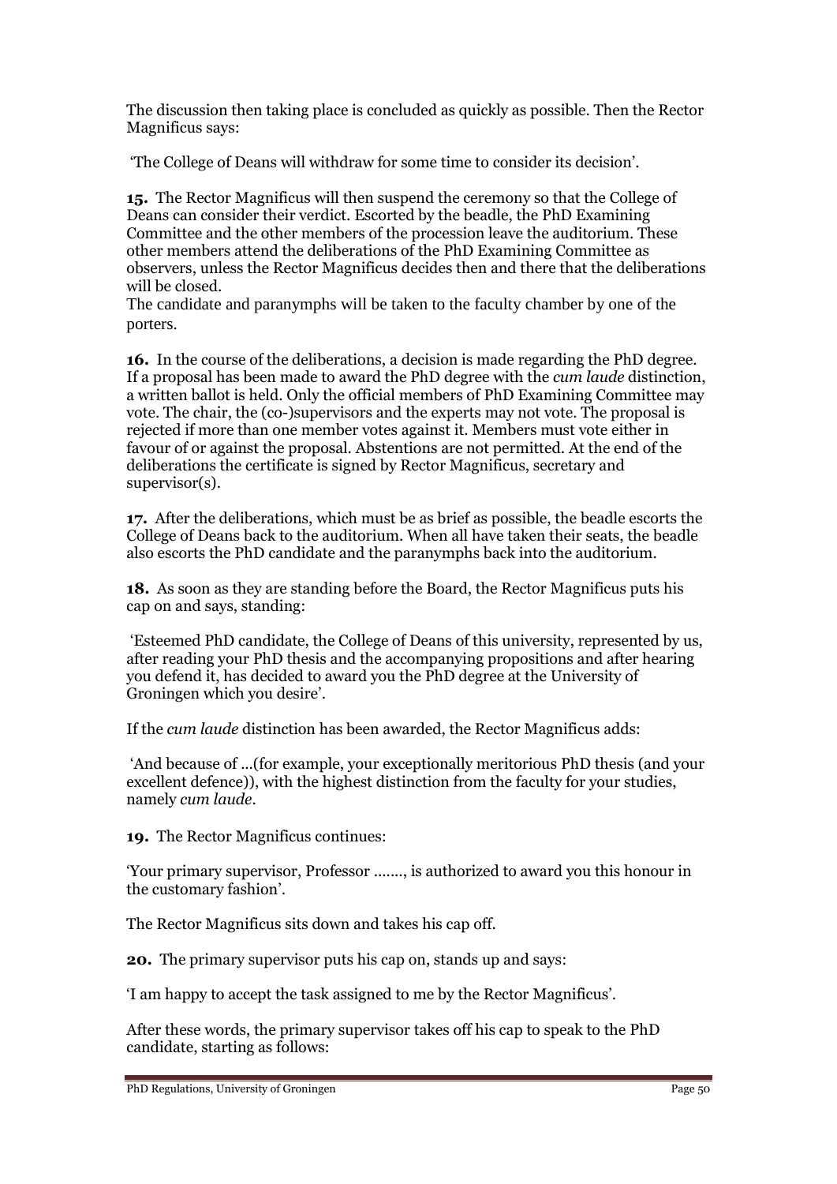The discussion then taking place is concluded as quickly as possible. Then the Rector Magnificus says:

'The College of Deans will withdraw for some time to consider its decision'.

**15.** The Rector Magnificus will then suspend the ceremony so that the College of Deans can consider their verdict. Escorted by the beadle, the PhD Examining Committee and the other members of the procession leave the auditorium. These other members attend the deliberations of the PhD Examining Committee as observers, unless the Rector Magnificus decides then and there that the deliberations will be closed.
The candidate and paranymphs will be taken to the faculty chamber by one of the porters.

**16.** In the course of the deliberations, a decision is made regarding the PhD degree. If a proposal has been made to award the PhD degree with the *cum laude* distinction, a written ballot is held. Only the official members of PhD Examining Committee may vote. The chair, the (co-)supervisors and the experts may not vote. The proposal is rejected if more than one member votes against it. Members must vote either in favour of or against the proposal. Abstentions are not permitted. At the end of the deliberations the certificate is signed by Rector Magnificus, secretary and supervisor(s).

**17.** After the deliberations, which must be as brief as possible, the beadle escorts the College of Deans back to the auditorium. When all have taken their seats, the beadle also escorts the PhD candidate and the paranymphs back into the auditorium.

**18.** As soon as they are standing before the Board, the Rector Magnificus puts his cap on and says, standing:

'Esteemed PhD candidate, the College of Deans of this university, represented by us, after reading your PhD thesis and the accompanying propositions and after hearing you defend it, has decided to award you the PhD degree at the University of Groningen which you desire'.

If the *cum laude* distinction has been awarded, the Rector Magnificus adds:

'And because of ...(for example, your exceptionally meritorious PhD thesis (and your excellent defence)), with the highest distinction from the faculty for your studies, namely *cum laude*.

**19.** The Rector Magnificus continues:

'Your primary supervisor, Professor ......., is authorized to award you this honour in the customary fashion'.

The Rector Magnificus sits down and takes his cap off.

**20.** The primary supervisor puts his cap on, stands up and says:

'I am happy to accept the task assigned to me by the Rector Magnificus'.

After these words, the primary supervisor takes off his cap to speak to the PhD candidate, starting as follows: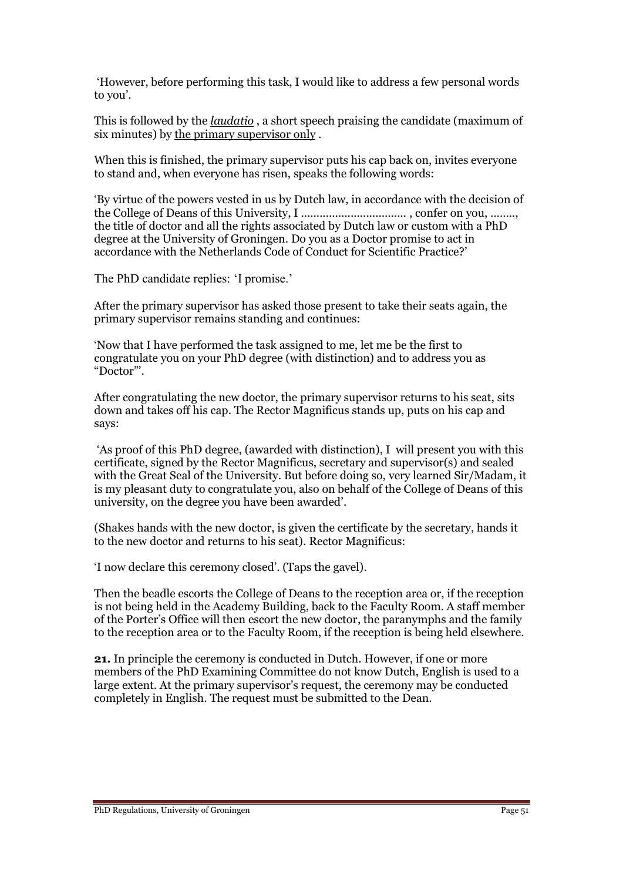'However, before performing this task, I would like to address a few personal words to you'.

This is followed by the *laudatio* , a short speech praising the candidate (maximum of six minutes) by the primary supervisor only .

When this is finished, the primary supervisor puts his cap back on, invites everyone to stand and, when everyone has risen, speaks the following words:

'By virtue of the powers vested in us by Dutch law, in accordance with the decision of the College of Deans of this University, I ................................. , confer on you, ........, the title of doctor and all the rights associated by Dutch law or custom with a PhD degree at the University of Groningen. Do you as a Doctor promise to act in accordance with the Netherlands Code of Conduct for Scientific Practice?'

The PhD candidate replies: 'I promise.'

After the primary supervisor has asked those present to take their seats again, the primary supervisor remains standing and continues:

'Now that I have performed the task assigned to me, let me be the first to congratulate you on your PhD degree (with distinction) and to address you as "Doctor"'.

After congratulating the new doctor, the primary supervisor returns to his seat, sits down and takes off his cap. The Rector Magnificus stands up, puts on his cap and says:

'As proof of this PhD degree, (awarded with distinction), I will present you with this certificate, signed by the Rector Magnificus, secretary and supervisor(s) and sealed with the Great Seal of the University. But before doing so, very learned Sir/Madam, it is my pleasant duty to congratulate you, also on behalf of the College of Deans of this university, on the degree you have been awarded'.

(Shakes hands with the new doctor, is given the certificate by the secretary, hands it to the new doctor and returns to his seat). Rector Magnificus:

'I now declare this ceremony closed'. (Taps the gavel).

Then the beadle escorts the College of Deans to the reception area or, if the reception is not being held in the Academy Building, back to the Faculty Room. A staff member of the Porter's Office will then escort the new doctor, the paranymphs and the family to the reception area or to the Faculty Room, if the reception is being held elsewhere.

**21.** In principle the ceremony is conducted in Dutch. However, if one or more members of the PhD Examining Committee do not know Dutch, English is used to a large extent. At the primary supervisor's request, the ceremony may be conducted completely in English. The request must be submitted to the Dean.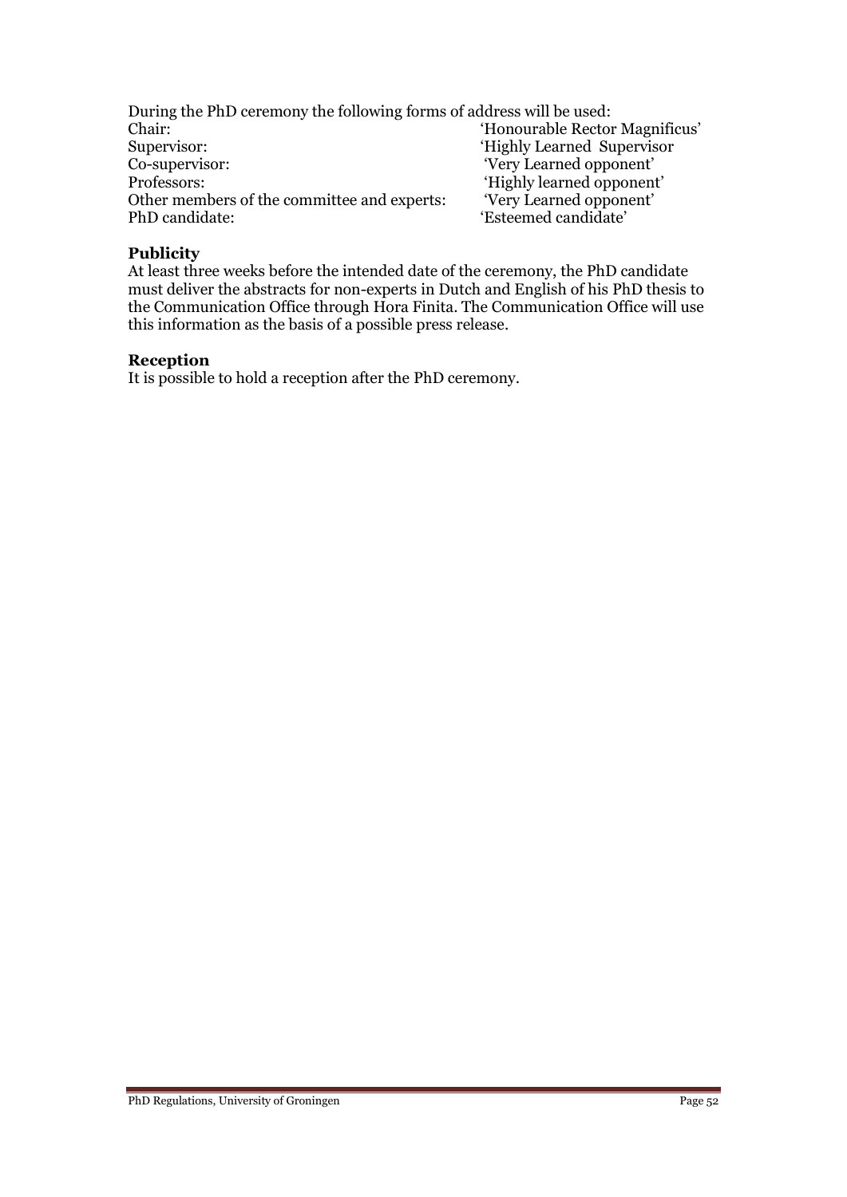During the PhD ceremony the following forms of address will be used:

| | |
|---|---|
| Chair: | 'Honourable Rector Magnificus' |
| Supervisor: | 'Highly Learned Supervisor |
| Co-supervisor: | 'Very Learned opponent' |
| Professors: | 'Highly learned opponent' |
| Other members of the committee and experts: | 'Very Learned opponent' |
| PhD candidate: | 'Esteemed candidate' |

**Publicity**

At least three weeks before the intended date of the ceremony, the PhD candidate must deliver the abstracts for non-experts in Dutch and English of his PhD thesis to the Communication Office through Hora Finita. The Communication Office will use this information as the basis of a possible press release.

**Reception**

It is possible to hold a reception after the PhD ceremony.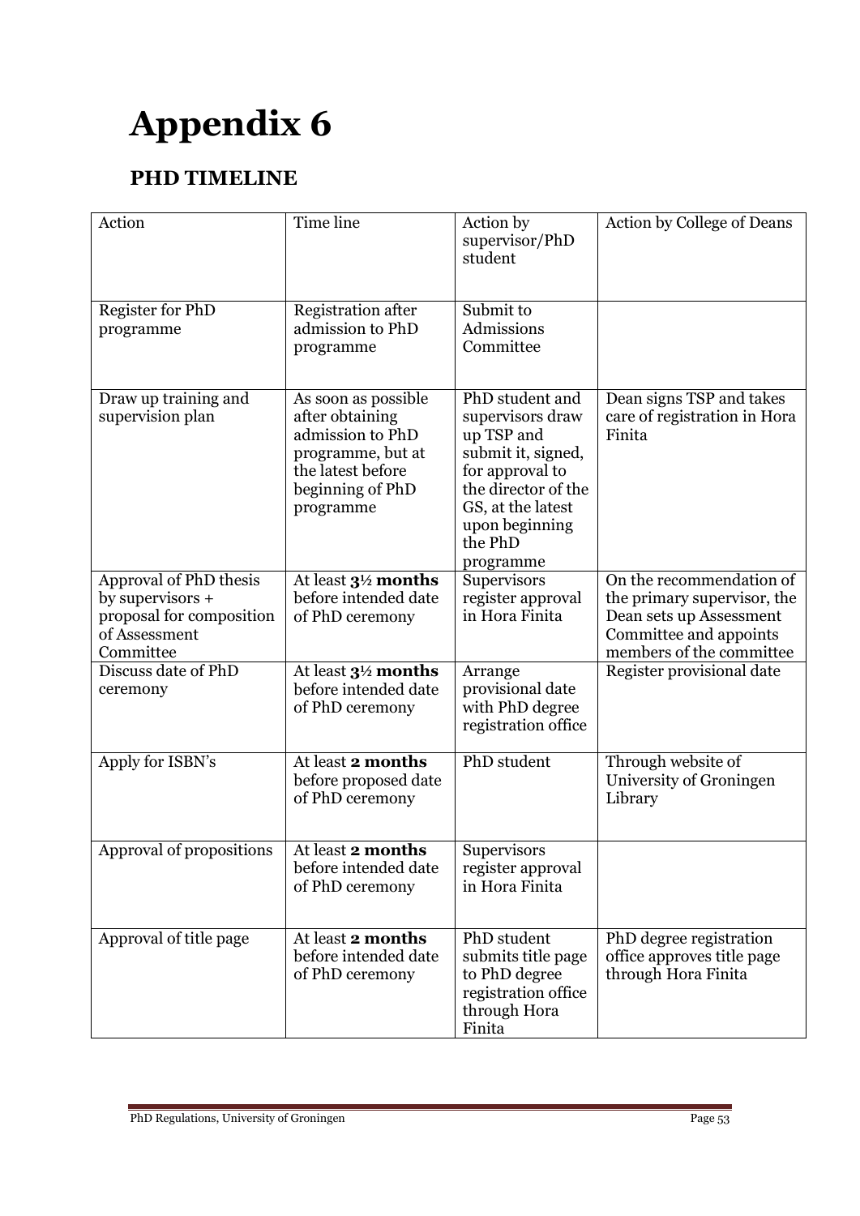# Appendix 6

## PHD TIMELINE

| Action | Time line | Action by supervisor/PhD student | Action by College of Deans |
|---|---|---|---|
| Register for PhD programme | Registration after admission to PhD programme | Submit to Admissions Committee | |
| Draw up training and supervision plan | As soon as possible after obtaining admission to PhD programme, but at the latest before beginning of PhD programme | PhD student and supervisors draw up TSP and submit it, signed, for approval to the director of the GS, at the latest upon beginning the PhD programme | Dean signs TSP and takes care of registration in Hora Finita |
| Approval of PhD thesis by supervisors + proposal for composition of Assessment Committee | At least **3½ months** before intended date of PhD ceremony | Supervisors register approval in Hora Finita | On the recommendation of the primary supervisor, the Dean sets up Assessment Committee and appoints members of the committee |
| Discuss date of PhD ceremony | At least **3½ months** before intended date of PhD ceremony | Arrange provisional date with PhD degree registration office | Register provisional date |
| Apply for ISBN's | At least **2 months** before proposed date of PhD ceremony | PhD student | Through website of University of Groningen Library |
| Approval of propositions | At least **2 months** before intended date of PhD ceremony | Supervisors register approval in Hora Finita | |
| Approval of title page | At least **2 months** before intended date of PhD ceremony | PhD student submits title page to PhD degree registration office through Hora Finita | PhD degree registration office approves title page through Hora Finita |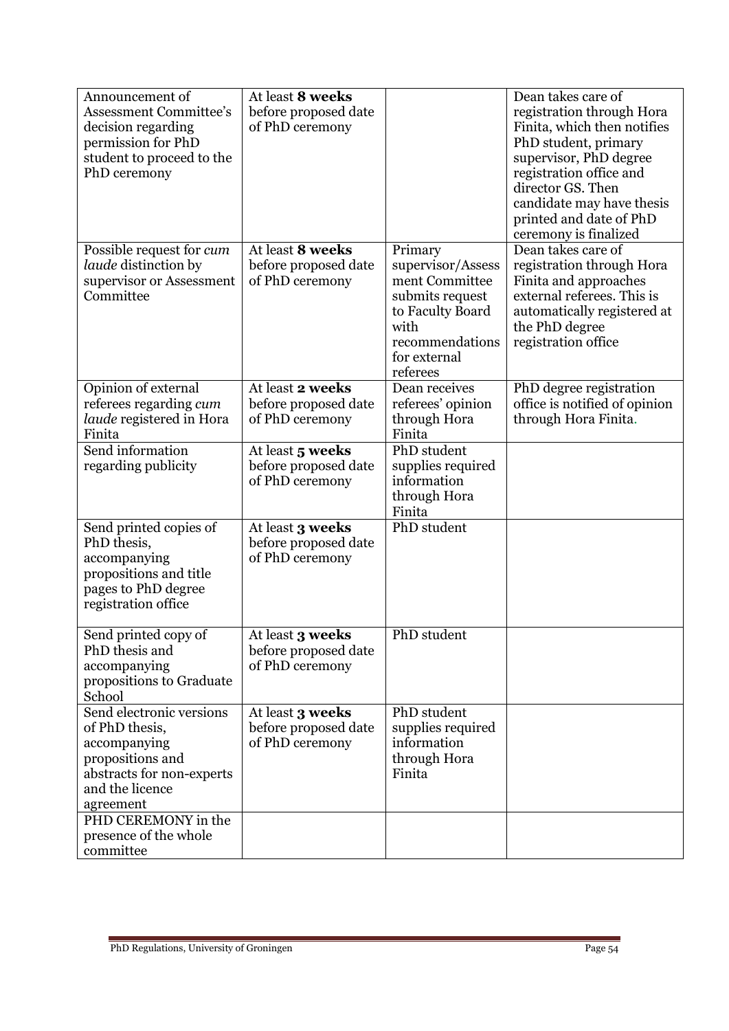| | | | |
|---|---|---|---|
| Announcement of Assessment Committee's decision regarding permission for PhD student to proceed to the PhD ceremony | At least **8 weeks** before proposed date of PhD ceremony | | Dean takes care of registration through Hora Finita, which then notifies PhD student, primary supervisor, PhD degree registration office and director GS. Then candidate may have thesis printed and date of PhD ceremony is finalized |
| Possible request for *cum laude* distinction by supervisor or Assessment Committee | At least **8 weeks** before proposed date of PhD ceremony | Primary supervisor/Assessment Committee submits request to Faculty Board with recommendations for external referees | Dean takes care of registration through Hora Finita and approaches external referees. This is automatically registered at the PhD degree registration office |
| Opinion of external referees regarding *cum laude* registered in Hora Finita | At least **2 weeks** before proposed date of PhD ceremony | Dean receives referees' opinion through Hora Finita | PhD degree registration office is notified of opinion through Hora Finita. |
| Send information regarding publicity | At least **5 weeks** before proposed date of PhD ceremony | PhD student supplies required information through Hora Finita | |
| Send printed copies of PhD thesis, accompanying propositions and title pages to PhD degree registration office | At least **3 weeks** before proposed date of PhD ceremony | PhD student | |
| Send printed copy of PhD thesis and accompanying propositions to Graduate School | At least **3 weeks** before proposed date of PhD ceremony | PhD student | |
| Send electronic versions of PhD thesis, accompanying propositions and abstracts for non-experts and the licence agreement | At least **3 weeks** before proposed date of PhD ceremony | PhD student supplies required information through Hora Finita | |
| PHD CEREMONY in the presence of the whole committee | | | |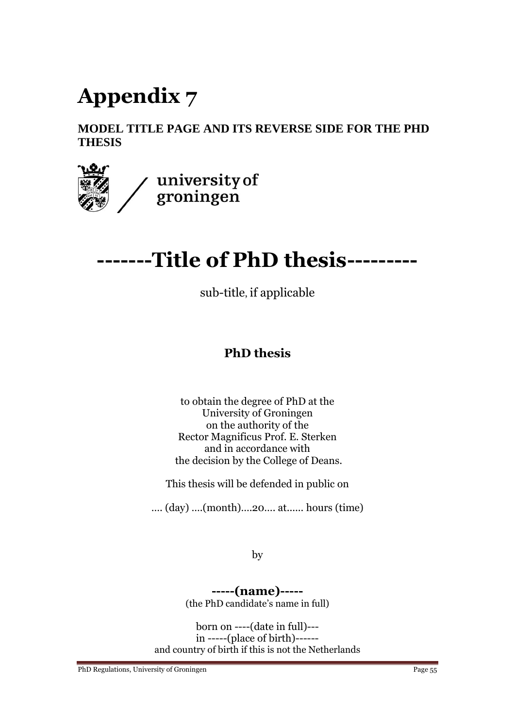# Appendix 7

**MODEL TITLE PAGE AND ITS REVERSE SIDE FOR THE PHD THESIS**

university of groningen

# -------Title of PhD thesis---------

sub-title, if applicable

**PhD thesis**

to obtain the degree of PhD at the
University of Groningen
on the authority of the
Rector Magnificus Prof. E. Sterken
and in accordance with
the decision by the College of Deans.

This thesis will be defended in public on

.... (day) ....(month)....20.... at...... hours (time)

by

**-----(name)-----**
(the PhD candidate's name in full)

born on ----(date in full)---
in -----(place of birth)------
and country of birth if this is not the Netherlands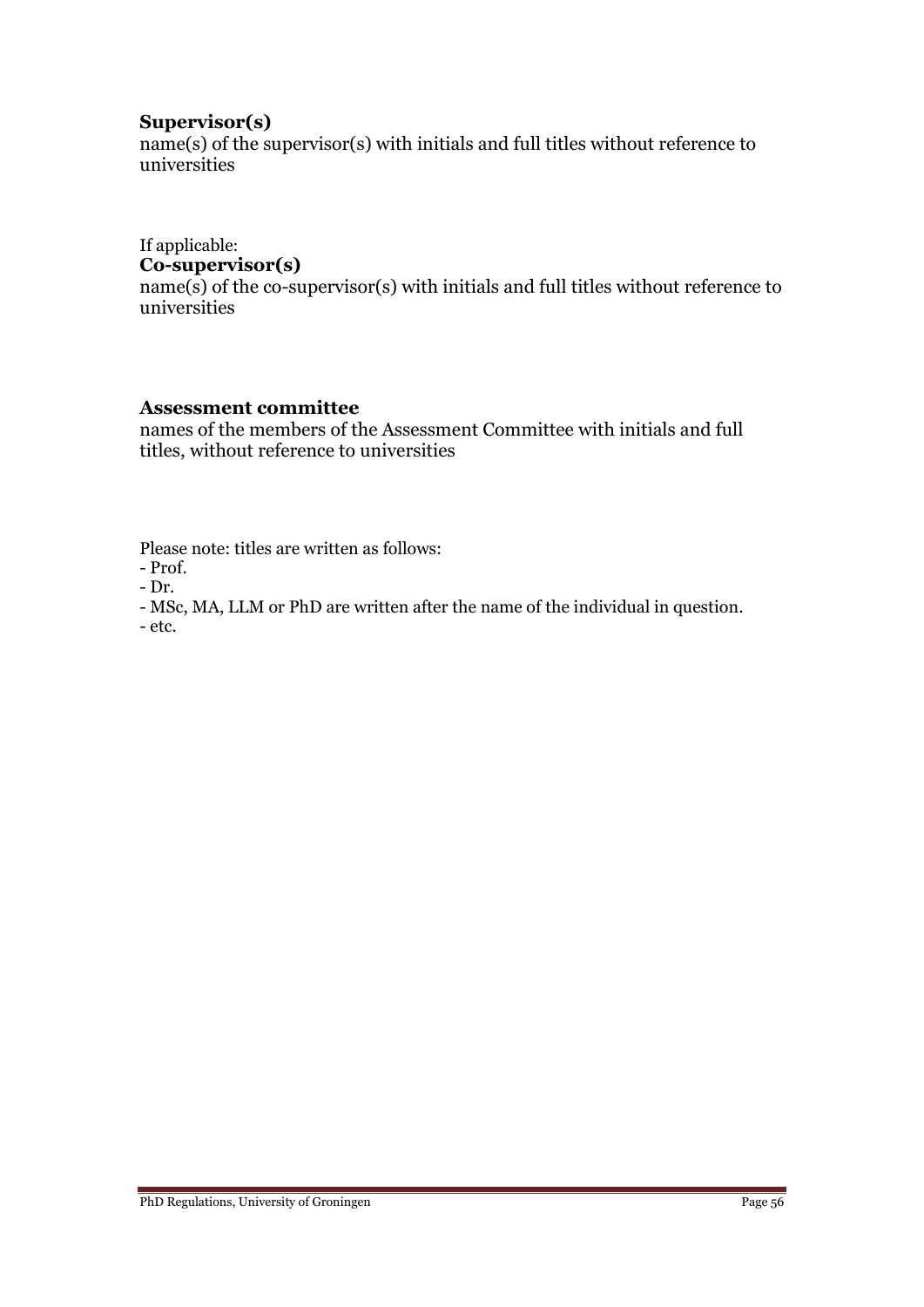**Supervisor(s)**
name(s) of the supervisor(s) with initials and full titles without reference to universities

If applicable:
**Co-supervisor(s)**
name(s) of the co-supervisor(s) with initials and full titles without reference to universities

**Assessment committee**
names of the members of the Assessment Committee with initials and full titles, without reference to universities

Please note: titles are written as follows:
- Prof.
- Dr.
- MSc, MA, LLM or PhD are written after the name of the individual in question.
- etc.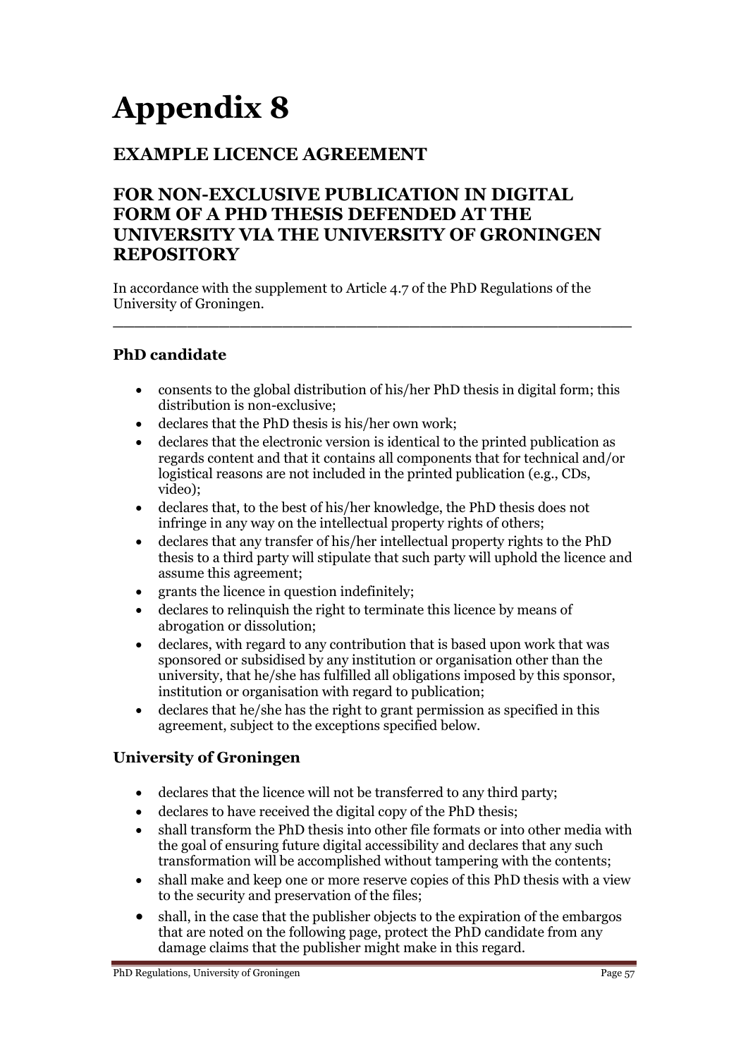# Appendix 8

## EXAMPLE LICENCE AGREEMENT

## FOR NON-EXCLUSIVE PUBLICATION IN DIGITAL FORM OF A PHD THESIS DEFENDED AT THE UNIVERSITY VIA THE UNIVERSITY OF GRONINGEN REPOSITORY

In accordance with the supplement to Article 4.7 of the PhD Regulations of the University of Groningen.

---

### PhD candidate

- consents to the global distribution of his/her PhD thesis in digital form; this distribution is non-exclusive;
- declares that the PhD thesis is his/her own work;
- declares that the electronic version is identical to the printed publication as regards content and that it contains all components that for technical and/or logistical reasons are not included in the printed publication (e.g., CDs, video);
- declares that, to the best of his/her knowledge, the PhD thesis does not infringe in any way on the intellectual property rights of others;
- declares that any transfer of his/her intellectual property rights to the PhD thesis to a third party will stipulate that such party will uphold the licence and assume this agreement;
- grants the licence in question indefinitely;
- declares to relinquish the right to terminate this licence by means of abrogation or dissolution;
- declares, with regard to any contribution that is based upon work that was sponsored or subsidised by any institution or organisation other than the university, that he/she has fulfilled all obligations imposed by this sponsor, institution or organisation with regard to publication;
- declares that he/she has the right to grant permission as specified in this agreement, subject to the exceptions specified below.

### University of Groningen

- declares that the licence will not be transferred to any third party;
- declares to have received the digital copy of the PhD thesis;
- shall transform the PhD thesis into other file formats or into other media with the goal of ensuring future digital accessibility and declares that any such transformation will be accomplished without tampering with the contents;
- shall make and keep one or more reserve copies of this PhD thesis with a view to the security and preservation of the files;
- shall, in the case that the publisher objects to the expiration of the embargos that are noted on the following page, protect the PhD candidate from any damage claims that the publisher might make in this regard.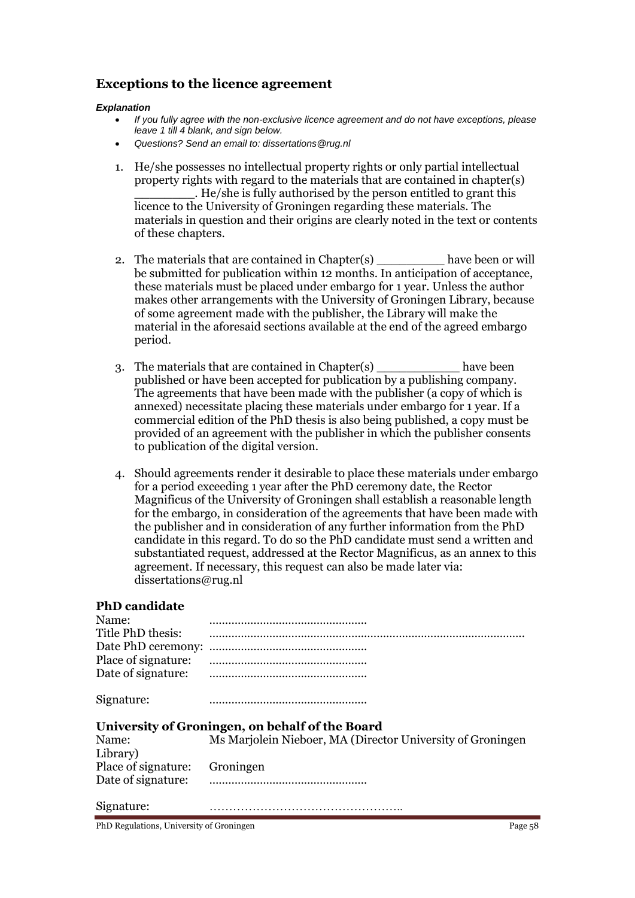## Exceptions to the licence agreement

***Explanation***

- *If you fully agree with the non-exclusive licence agreement and do not have exceptions, please leave 1 till 4 blank, and sign below.*
- *Questions? Send an email to: dissertations@rug.nl*

1. He/she possesses no intellectual property rights or only partial intellectual property rights with regard to the materials that are contained in chapter(s) ________. He/she is fully authorised by the person entitled to grant this licence to the University of Groningen regarding these materials. The materials in question and their origins are clearly noted in the text or contents of these chapters.

2. The materials that are contained in Chapter(s) _________ have been or will be submitted for publication within 12 months. In anticipation of acceptance, these materials must be placed under embargo for 1 year. Unless the author makes other arrangements with the University of Groningen Library, because of some agreement made with the publisher, the Library will make the material in the aforesaid sections available at the end of the agreed embargo period.

3. The materials that are contained in Chapter(s) ___________ have been published or have been accepted for publication by a publishing company. The agreements that have been made with the publisher (a copy of which is annexed) necessitate placing these materials under embargo for 1 year. If a commercial edition of the PhD thesis is also being published, a copy must be provided of an agreement with the publisher in which the publisher consents to publication of the digital version.

4. Should agreements render it desirable to place these materials under embargo for a period exceeding 1 year after the PhD ceremony date, the Rector Magnificus of the University of Groningen shall establish a reasonable length for the embargo, in consideration of the agreements that have been made with the publisher and in consideration of any further information from the PhD candidate in this regard. To do so the PhD candidate must send a written and substantiated request, addressed at the Rector Magnificus, as an annex to this agreement. If necessary, this request can also be made later via: dissertations@rug.nl

### PhD candidate

Name: .................................................

Title PhD thesis: ...................................................................................................

Date PhD ceremony: .................................................

Place of signature: .................................................

Date of signature: .................................................

Signature: .................................................

### University of Groningen, on behalf of the Board

Name: Ms Marjolein Nieboer, MA (Director University of Groningen Library)

Place of signature: Groningen

Date of signature: .................................................

Signature: ..............................................